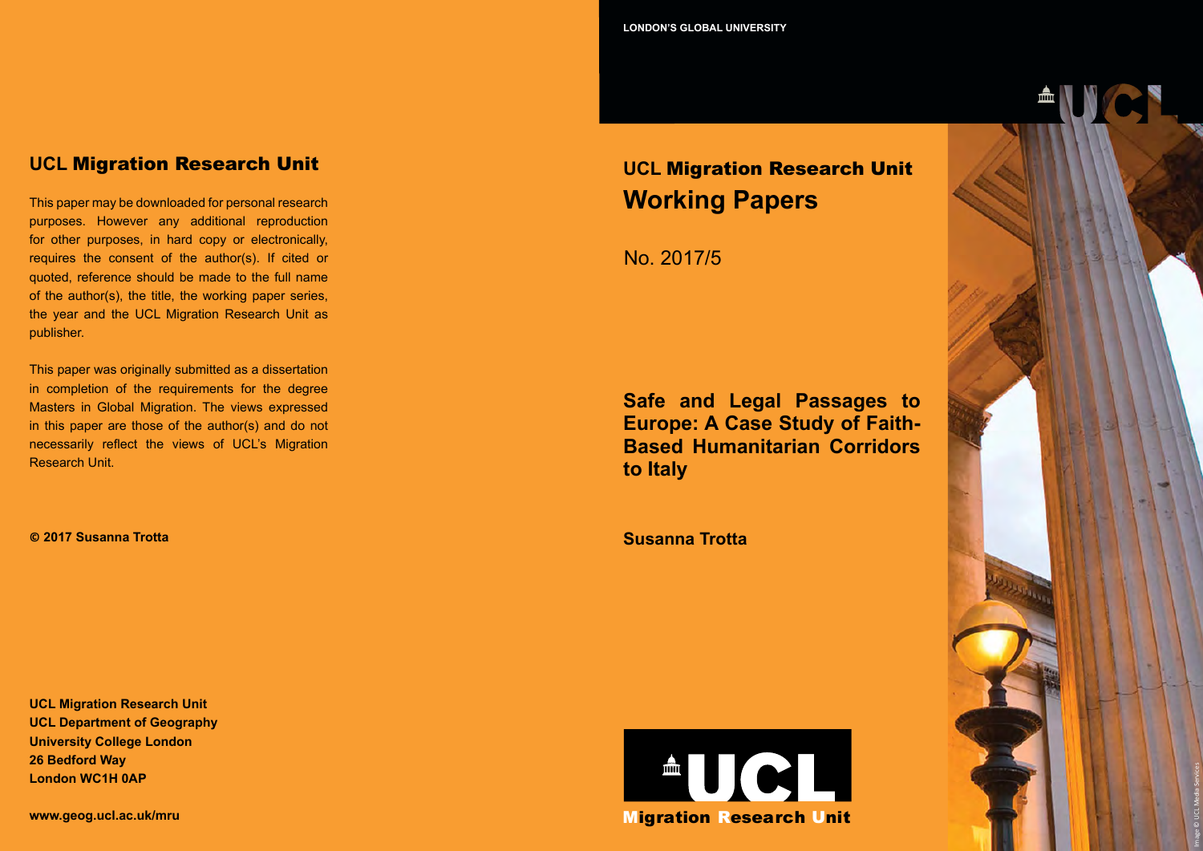## UCL Migration Research Unit

This paper may be downloaded for personal research purposes. However any additional reproduction for other purposes, in hard copy or electronically, requires the consent of the author(s). If cited or quoted, reference should be made to the full name of the author(s), the title, the working paper series, the year and the UCL Migration Research Unit as publisher.

This paper was originally submitted as a dissertation in completion of the requirements for the degree Masters in Global Migration. The views expressed in this paper are those of the author(s) and do not necessarily reflect the views of UCL's Migration Research Unit.

**© 2017 Susanna Trotta**

**UCL Migration Research Unit**
**UCL Department of Geography**
**University College London**
**26 Bedford Way**
**London WC1H 0AP**

**www.geog.ucl.ac.uk/mru**

LONDON'S GLOBAL UNIVERSITY

UCL

# UCL Migration Research Unit Working Papers

No. 2017/5

## Safe and Legal Passages to Europe: A Case Study of Faith-Based Humanitarian Corridors to Italy

**Susanna Trotta**

UCL Migration Research Unit

Image © UCL Media Services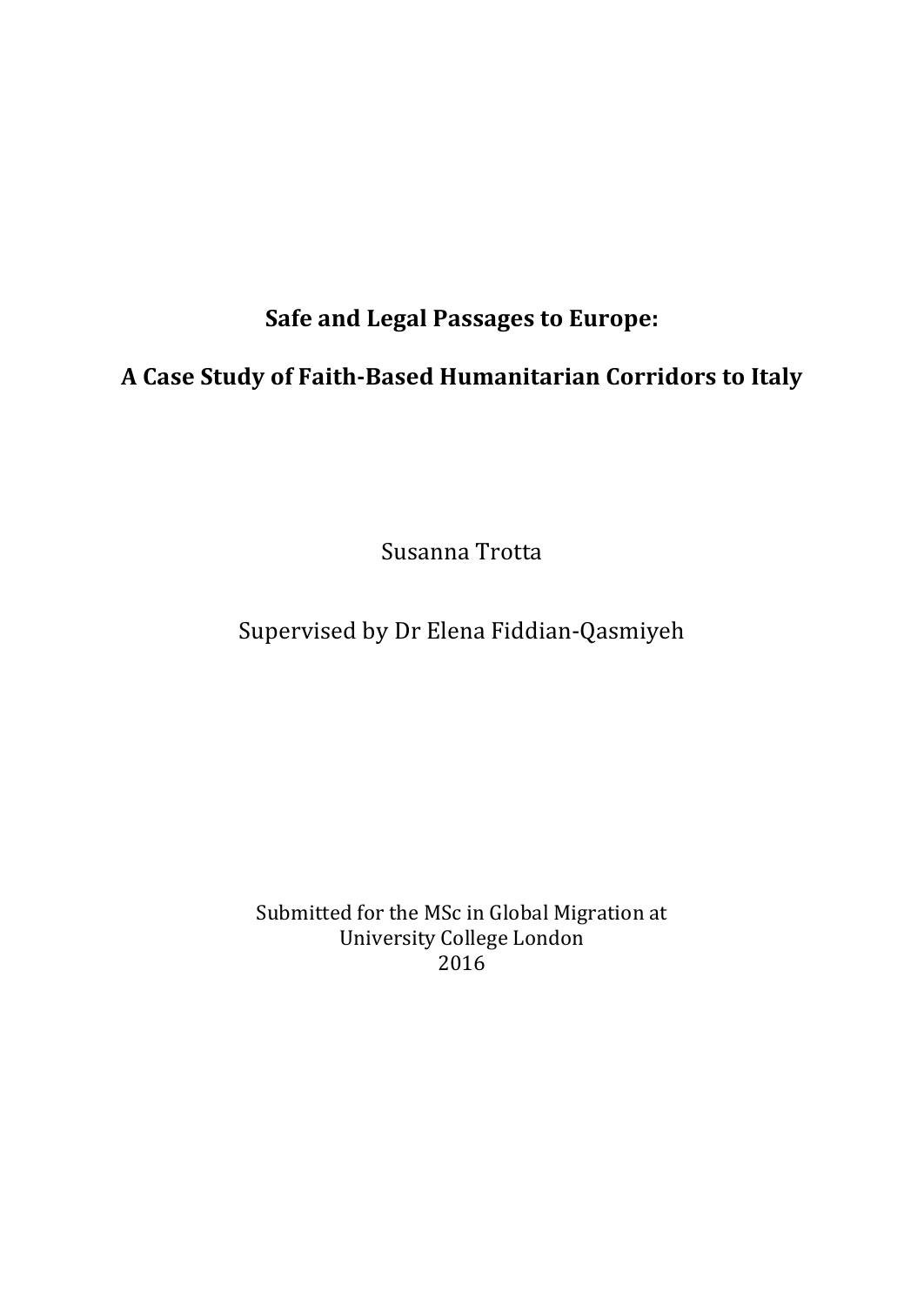# Safe and Legal Passages to Europe:

# A Case Study of Faith-Based Humanitarian Corridors to Italy

Susanna Trotta

Supervised by Dr Elena Fiddian-Qasmiyeh

Submitted for the MSc in Global Migration at
University College London
2016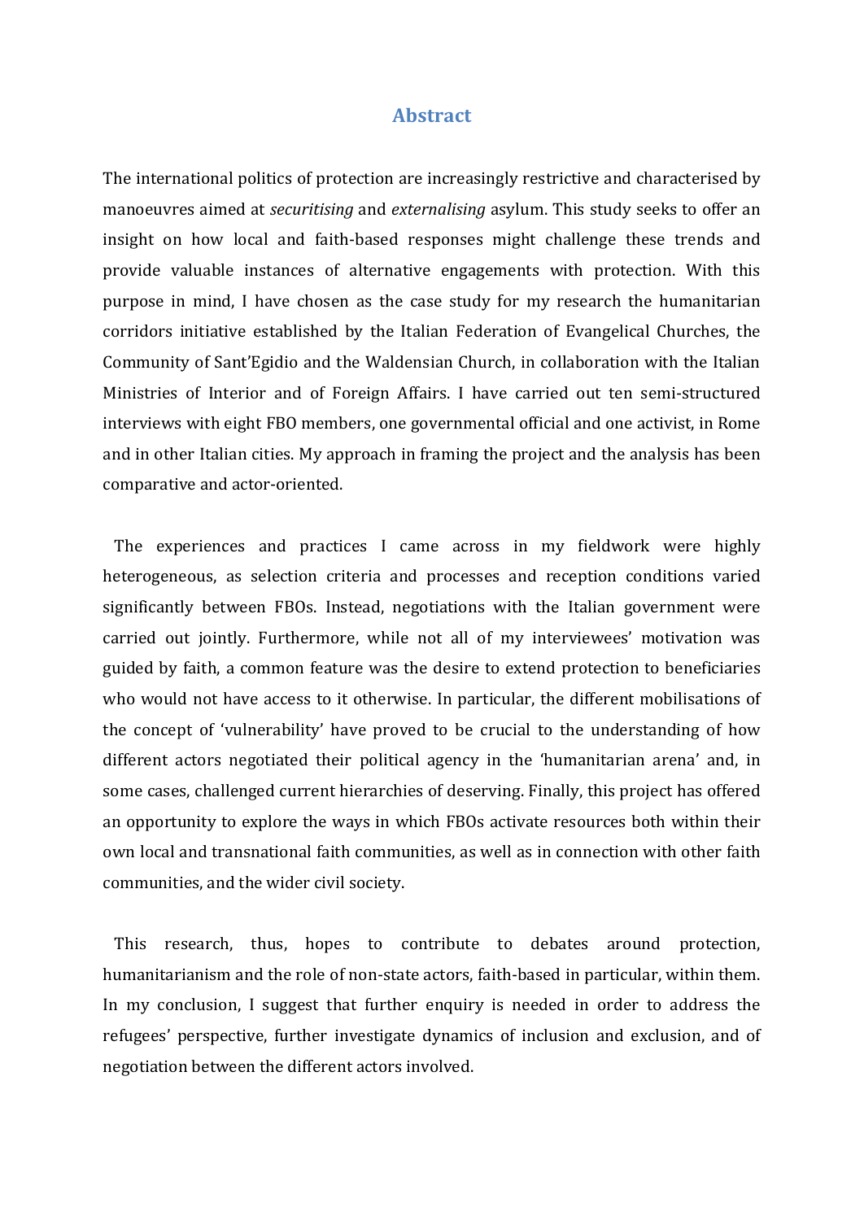# Abstract

The international politics of protection are increasingly restrictive and characterised by manoeuvres aimed at *securitising* and *externalising* asylum. This study seeks to offer an insight on how local and faith-based responses might challenge these trends and provide valuable instances of alternative engagements with protection. With this purpose in mind, I have chosen as the case study for my research the humanitarian corridors initiative established by the Italian Federation of Evangelical Churches, the Community of Sant'Egidio and the Waldensian Church, in collaboration with the Italian Ministries of Interior and of Foreign Affairs. I have carried out ten semi-structured interviews with eight FBO members, one governmental official and one activist, in Rome and in other Italian cities. My approach in framing the project and the analysis has been comparative and actor-oriented.

The experiences and practices I came across in my fieldwork were highly heterogeneous, as selection criteria and processes and reception conditions varied significantly between FBOs. Instead, negotiations with the Italian government were carried out jointly. Furthermore, while not all of my interviewees' motivation was guided by faith, a common feature was the desire to extend protection to beneficiaries who would not have access to it otherwise. In particular, the different mobilisations of the concept of 'vulnerability' have proved to be crucial to the understanding of how different actors negotiated their political agency in the 'humanitarian arena' and, in some cases, challenged current hierarchies of deserving. Finally, this project has offered an opportunity to explore the ways in which FBOs activate resources both within their own local and transnational faith communities, as well as in connection with other faith communities, and the wider civil society.

This research, thus, hopes to contribute to debates around protection, humanitarianism and the role of non-state actors, faith-based in particular, within them. In my conclusion, I suggest that further enquiry is needed in order to address the refugees' perspective, further investigate dynamics of inclusion and exclusion, and of negotiation between the different actors involved.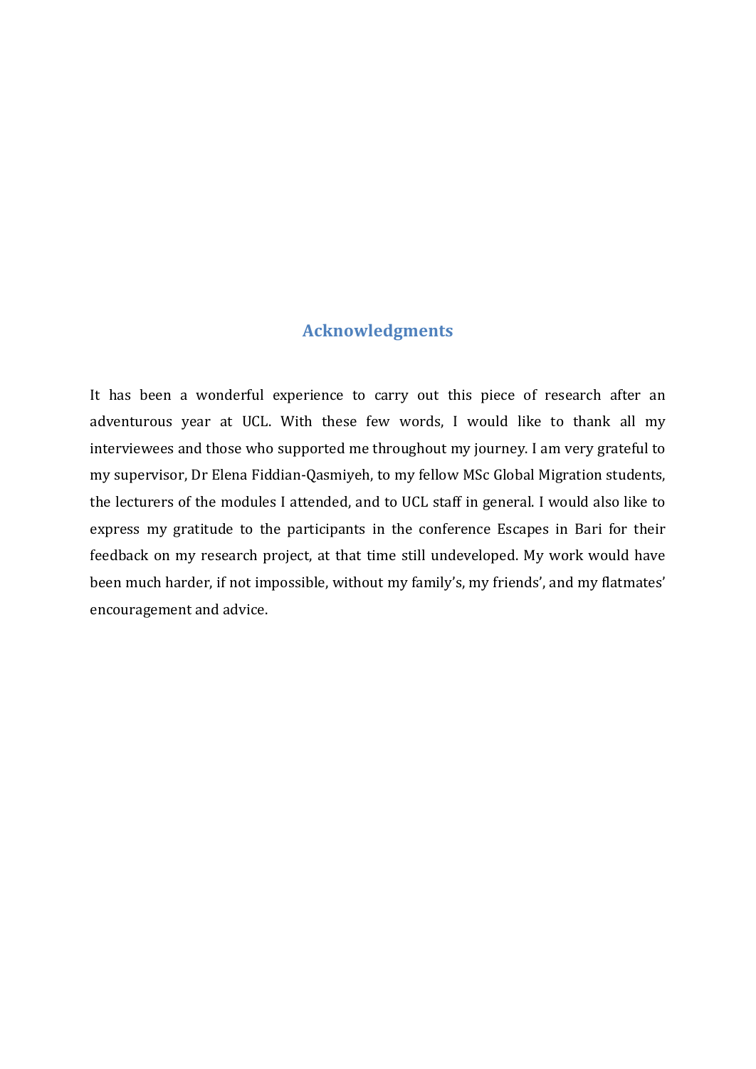## Acknowledgments

It has been a wonderful experience to carry out this piece of research after an adventurous year at UCL. With these few words, I would like to thank all my interviewees and those who supported me throughout my journey. I am very grateful to my supervisor, Dr Elena Fiddian-Qasmiyeh, to my fellow MSc Global Migration students, the lecturers of the modules I attended, and to UCL staff in general. I would also like to express my gratitude to the participants in the conference Escapes in Bari for their feedback on my research project, at that time still undeveloped. My work would have been much harder, if not impossible, without my family's, my friends', and my flatmates' encouragement and advice.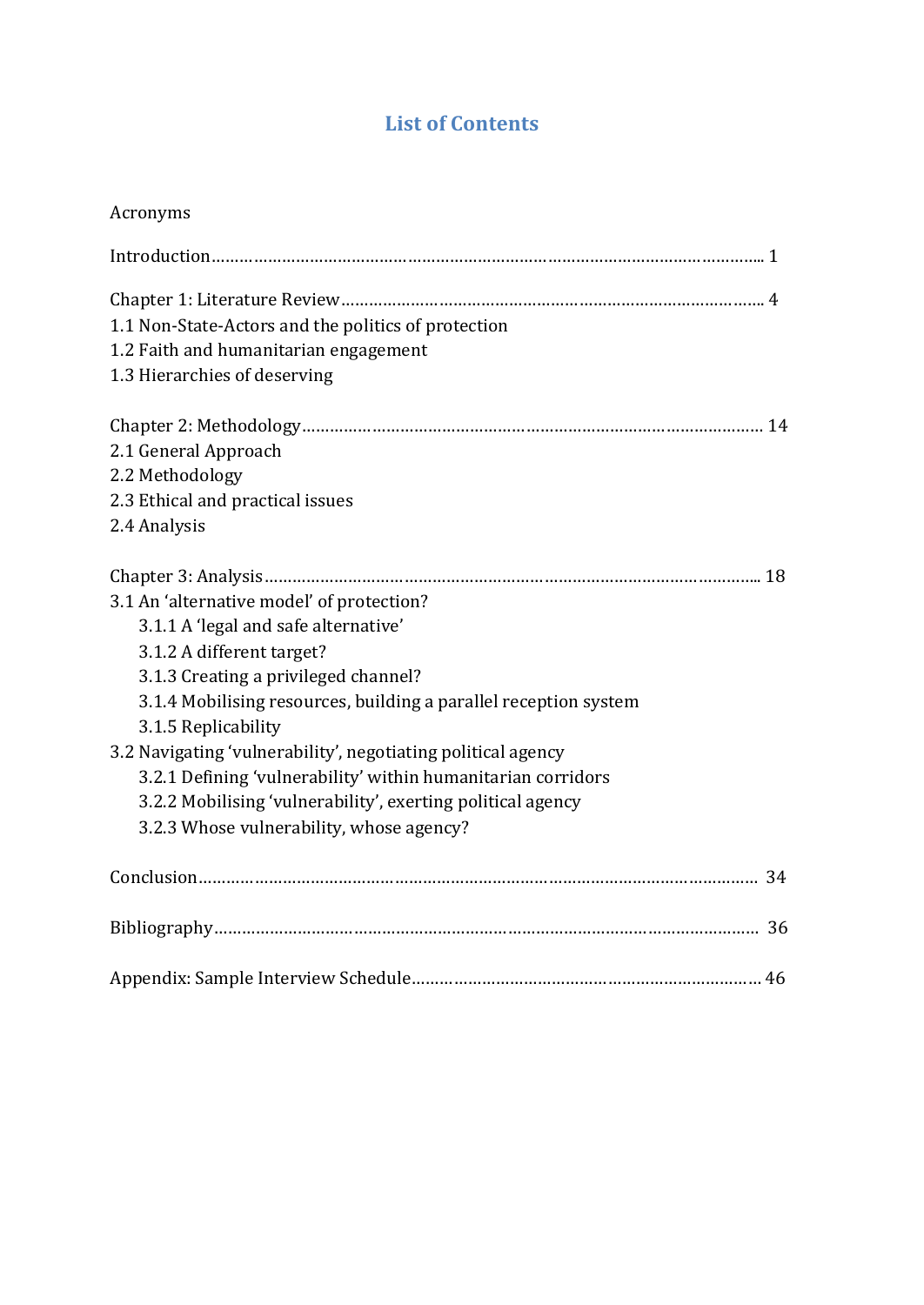# List of Contents

Acronyms

Introduction………………………………………………………………………………………………….. 1

Chapter 1: Literature Review……………………………………………………………………………….. 4

1.1 Non-State-Actors and the politics of protection

1.2 Faith and humanitarian engagement

1.3 Hierarchies of deserving

Chapter 2: Methodology……………………………………………………………………………………… 14

2.1 General Approach

2.2 Methodology

2.3 Ethical and practical issues

2.4 Analysis

Chapter 3: Analysis……………………………………………………………………………………………... 18

3.1 An 'alternative model' of protection?

- 3.1.1 A 'legal and safe alternative'
- 3.1.2 A different target?
- 3.1.3 Creating a privileged channel?
- 3.1.4 Mobilising resources, building a parallel reception system
- 3.1.5 Replicability

3.2 Navigating 'vulnerability', negotiating political agency

- 3.2.1 Defining 'vulnerability' within humanitarian corridors
- 3.2.2 Mobilising 'vulnerability', exerting political agency
- 3.2.3 Whose vulnerability, whose agency?

Conclusion……………………………………………………………………………………………………… 34

Bibliography…………………………………………………………………………………………………… 36

Appendix: Sample Interview Schedule………………………………………………………………… 46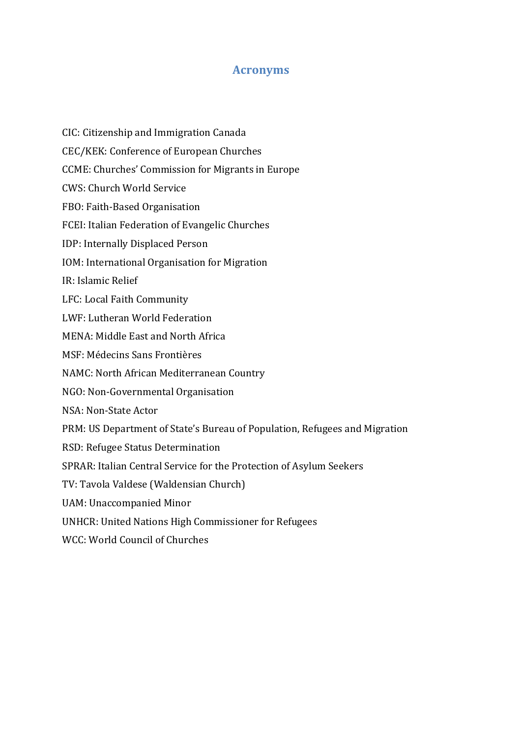# Acronyms

CIC: Citizenship and Immigration Canada

CEC/KEK: Conference of European Churches

CCME: Churches' Commission for Migrants in Europe

CWS: Church World Service

FBO: Faith-Based Organisation

FCEI: Italian Federation of Evangelic Churches

IDP: Internally Displaced Person

IOM: International Organisation for Migration

IR: Islamic Relief

LFC: Local Faith Community

LWF: Lutheran World Federation

MENA: Middle East and North Africa

MSF: Médecins Sans Frontières

NAMC: North African Mediterranean Country

NGO: Non-Governmental Organisation

NSA: Non-State Actor

PRM: US Department of State's Bureau of Population, Refugees and Migration

RSD: Refugee Status Determination

SPRAR: Italian Central Service for the Protection of Asylum Seekers

TV: Tavola Valdese (Waldensian Church)

UAM: Unaccompanied Minor

UNHCR: United Nations High Commissioner for Refugees

WCC: World Council of Churches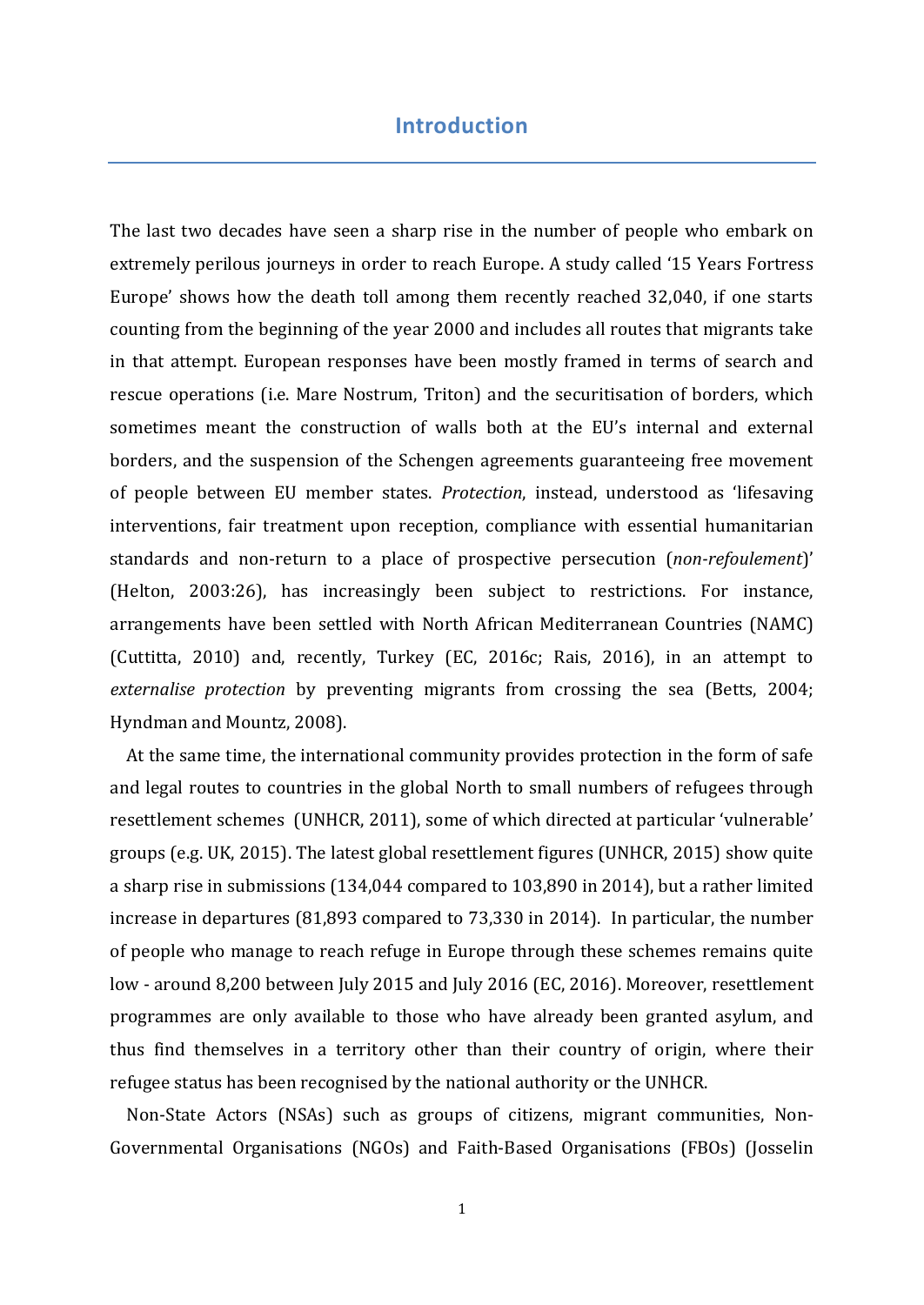# Introduction

The last two decades have seen a sharp rise in the number of people who embark on extremely perilous journeys in order to reach Europe. A study called '15 Years Fortress Europe' shows how the death toll among them recently reached 32,040, if one starts counting from the beginning of the year 2000 and includes all routes that migrants take in that attempt. European responses have been mostly framed in terms of search and rescue operations (i.e. Mare Nostrum, Triton) and the securitisation of borders, which sometimes meant the construction of walls both at the EU's internal and external borders, and the suspension of the Schengen agreements guaranteeing free movement of people between EU member states. *Protection*, instead, understood as 'lifesaving interventions, fair treatment upon reception, compliance with essential humanitarian standards and non-return to a place of prospective persecution (*non-refoulement*)' (Helton, 2003:26), has increasingly been subject to restrictions. For instance, arrangements have been settled with North African Mediterranean Countries (NAMC) (Cuttitta, 2010) and, recently, Turkey (EC, 2016c; Rais, 2016), in an attempt to *externalise protection* by preventing migrants from crossing the sea (Betts, 2004; Hyndman and Mountz, 2008).

At the same time, the international community provides protection in the form of safe and legal routes to countries in the global North to small numbers of refugees through resettlement schemes (UNHCR, 2011), some of which directed at particular 'vulnerable' groups (e.g. UK, 2015). The latest global resettlement figures (UNHCR, 2015) show quite a sharp rise in submissions (134,044 compared to 103,890 in 2014), but a rather limited increase in departures (81,893 compared to 73,330 in 2014). In particular, the number of people who manage to reach refuge in Europe through these schemes remains quite low - around 8,200 between July 2015 and July 2016 (EC, 2016). Moreover, resettlement programmes are only available to those who have already been granted asylum, and thus find themselves in a territory other than their country of origin, where their refugee status has been recognised by the national authority or the UNHCR.

Non-State Actors (NSAs) such as groups of citizens, migrant communities, Non-Governmental Organisations (NGOs) and Faith-Based Organisations (FBOs) (Josselin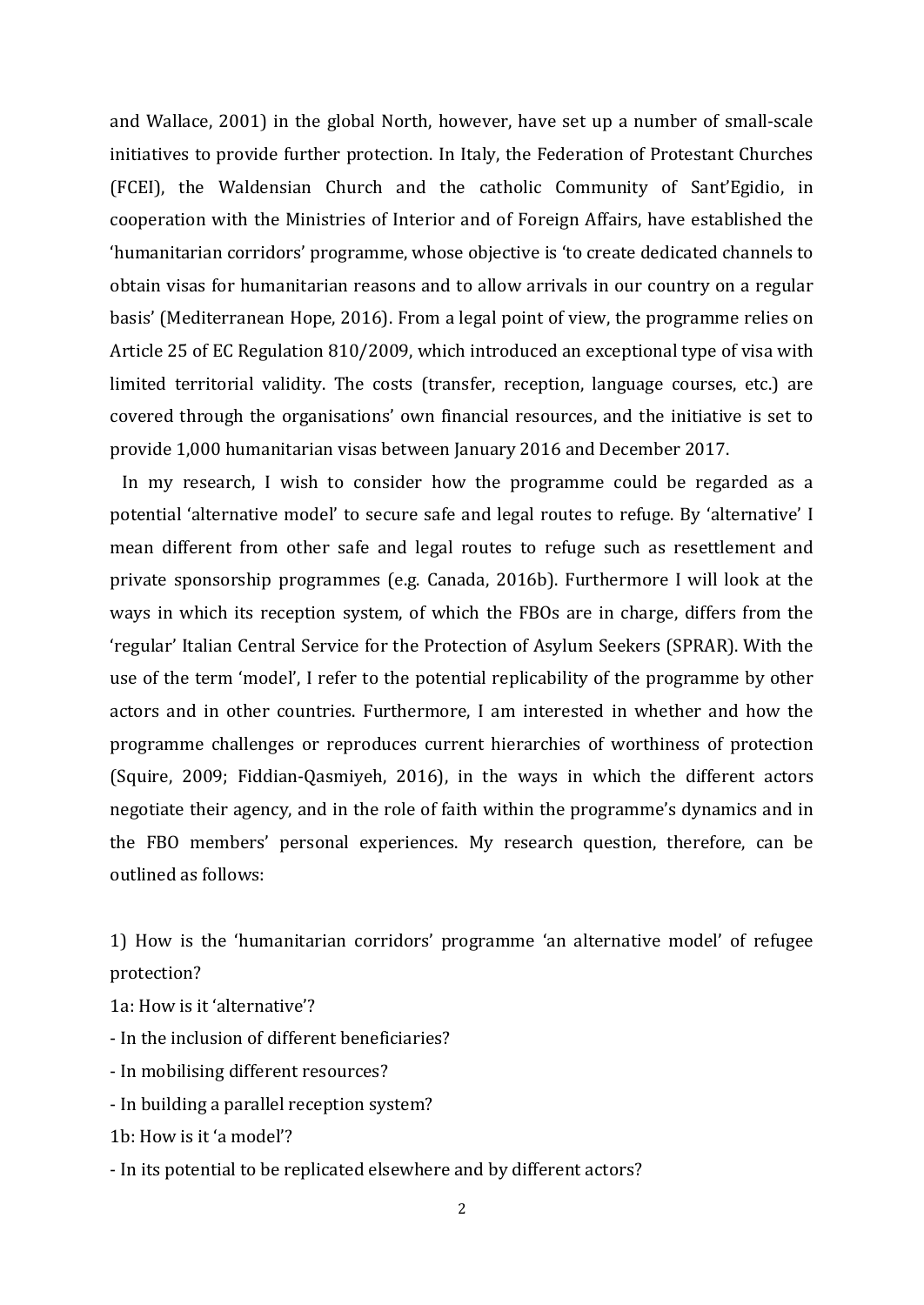and Wallace, 2001) in the global North, however, have set up a number of small-scale initiatives to provide further protection. In Italy, the Federation of Protestant Churches (FCEI), the Waldensian Church and the catholic Community of Sant'Egidio, in cooperation with the Ministries of Interior and of Foreign Affairs, have established the 'humanitarian corridors' programme, whose objective is 'to create dedicated channels to obtain visas for humanitarian reasons and to allow arrivals in our country on a regular basis' (Mediterranean Hope, 2016). From a legal point of view, the programme relies on Article 25 of EC Regulation 810/2009, which introduced an exceptional type of visa with limited territorial validity. The costs (transfer, reception, language courses, etc.) are covered through the organisations' own financial resources, and the initiative is set to provide 1,000 humanitarian visas between January 2016 and December 2017.

In my research, I wish to consider how the programme could be regarded as a potential 'alternative model' to secure safe and legal routes to refuge. By 'alternative' I mean different from other safe and legal routes to refuge such as resettlement and private sponsorship programmes (e.g. Canada, 2016b). Furthermore I will look at the ways in which its reception system, of which the FBOs are in charge, differs from the 'regular' Italian Central Service for the Protection of Asylum Seekers (SPRAR). With the use of the term 'model', I refer to the potential replicability of the programme by other actors and in other countries. Furthermore, I am interested in whether and how the programme challenges or reproduces current hierarchies of worthiness of protection (Squire, 2009; Fiddian-Qasmiyeh, 2016), in the ways in which the different actors negotiate their agency, and in the role of faith within the programme's dynamics and in the FBO members' personal experiences. My research question, therefore, can be outlined as follows:

1) How is the 'humanitarian corridors' programme 'an alternative model' of refugee protection?

1a: How is it 'alternative'?

- In the inclusion of different beneficiaries?
- In mobilising different resources?
- In building a parallel reception system?

1b: How is it 'a model'?

- In its potential to be replicated elsewhere and by different actors?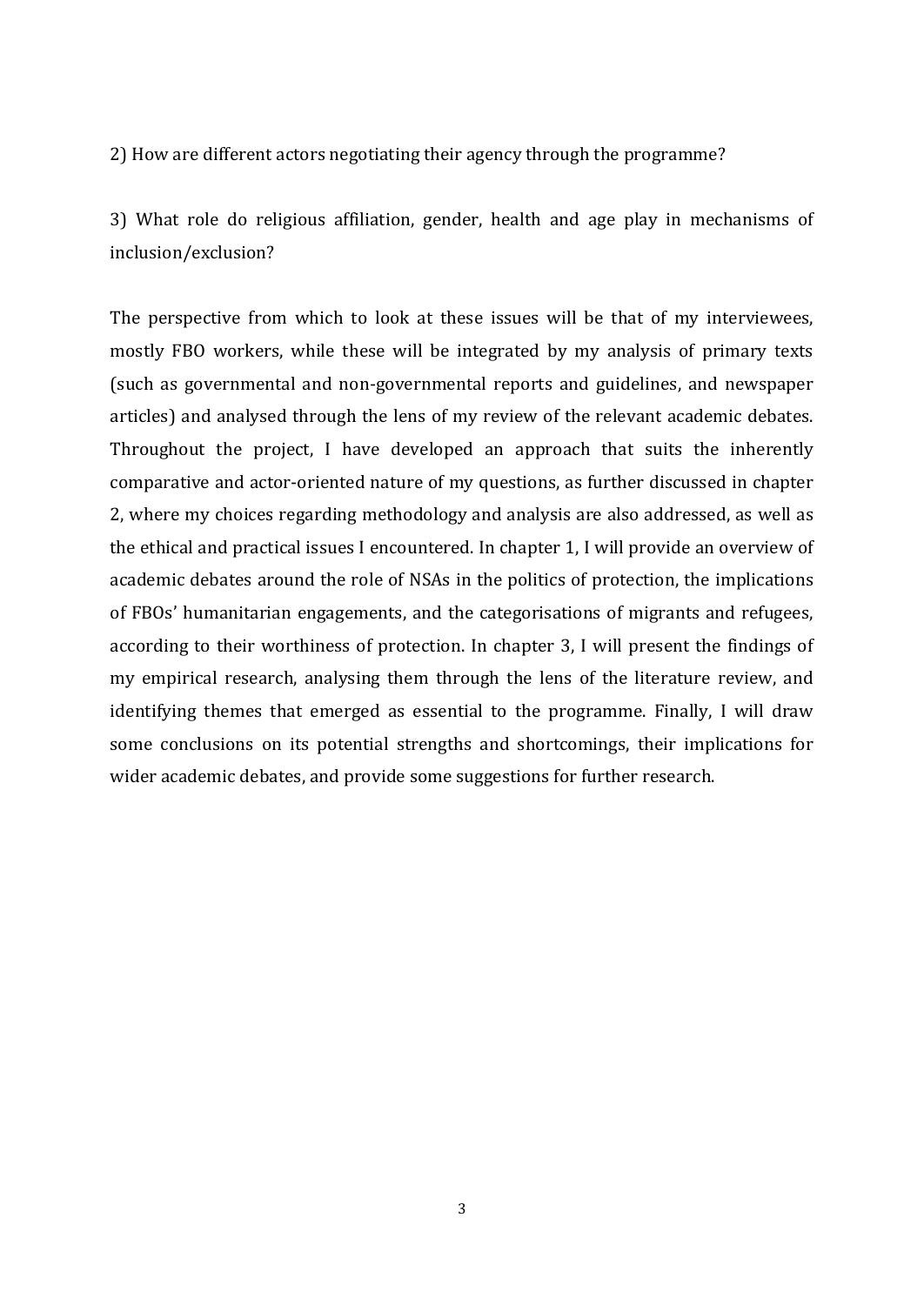2) How are different actors negotiating their agency through the programme?

3) What role do religious affiliation, gender, health and age play in mechanisms of inclusion/exclusion?

The perspective from which to look at these issues will be that of my interviewees, mostly FBO workers, while these will be integrated by my analysis of primary texts (such as governmental and non-governmental reports and guidelines, and newspaper articles) and analysed through the lens of my review of the relevant academic debates. Throughout the project, I have developed an approach that suits the inherently comparative and actor-oriented nature of my questions, as further discussed in chapter 2, where my choices regarding methodology and analysis are also addressed, as well as the ethical and practical issues I encountered. In chapter 1, I will provide an overview of academic debates around the role of NSAs in the politics of protection, the implications of FBOs' humanitarian engagements, and the categorisations of migrants and refugees, according to their worthiness of protection. In chapter 3, I will present the findings of my empirical research, analysing them through the lens of the literature review, and identifying themes that emerged as essential to the programme. Finally, I will draw some conclusions on its potential strengths and shortcomings, their implications for wider academic debates, and provide some suggestions for further research.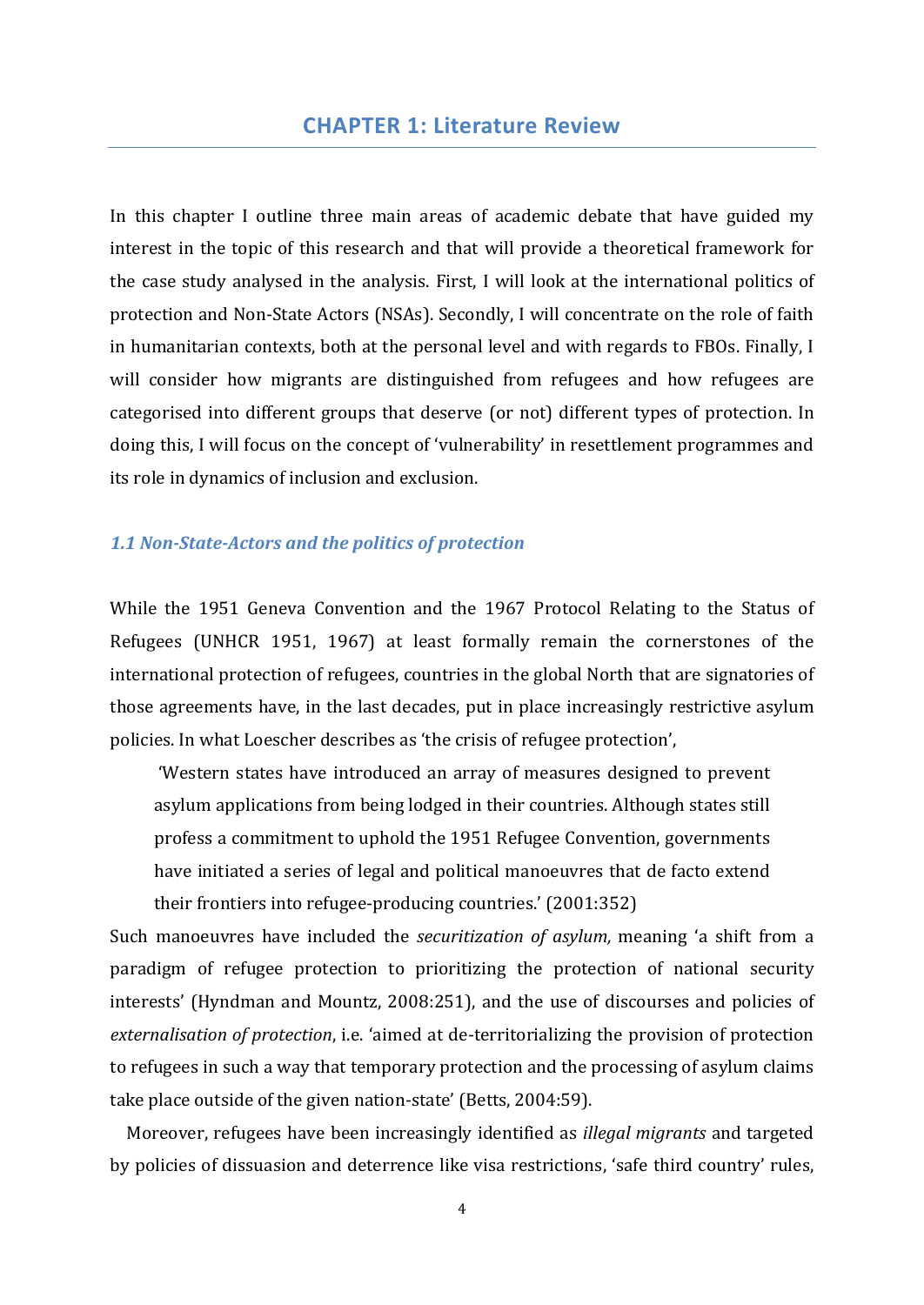# CHAPTER 1: Literature Review

In this chapter I outline three main areas of academic debate that have guided my interest in the topic of this research and that will provide a theoretical framework for the case study analysed in the analysis. First, I will look at the international politics of protection and Non-State Actors (NSAs). Secondly, I will concentrate on the role of faith in humanitarian contexts, both at the personal level and with regards to FBOs. Finally, I will consider how migrants are distinguished from refugees and how refugees are categorised into different groups that deserve (or not) different types of protection. In doing this, I will focus on the concept of 'vulnerability' in resettlement programmes and its role in dynamics of inclusion and exclusion.

## *1.1 Non-State-Actors and the politics of protection*

While the 1951 Geneva Convention and the 1967 Protocol Relating to the Status of Refugees (UNHCR 1951, 1967) at least formally remain the cornerstones of the international protection of refugees, countries in the global North that are signatories of those agreements have, in the last decades, put in place increasingly restrictive asylum policies. In what Loescher describes as 'the crisis of refugee protection',

> 'Western states have introduced an array of measures designed to prevent asylum applications from being lodged in their countries. Although states still profess a commitment to uphold the 1951 Refugee Convention, governments have initiated a series of legal and political manoeuvres that de facto extend their frontiers into refugee-producing countries.' (2001:352)

Such manoeuvres have included the *securitization of asylum,* meaning 'a shift from a paradigm of refugee protection to prioritizing the protection of national security interests' (Hyndman and Mountz, 2008:251), and the use of discourses and policies of *externalisation of protection*, i.e. 'aimed at de-territorializing the provision of protection to refugees in such a way that temporary protection and the processing of asylum claims take place outside of the given nation-state' (Betts, 2004:59).

Moreover, refugees have been increasingly identified as *illegal migrants* and targeted by policies of dissuasion and deterrence like visa restrictions, 'safe third country' rules,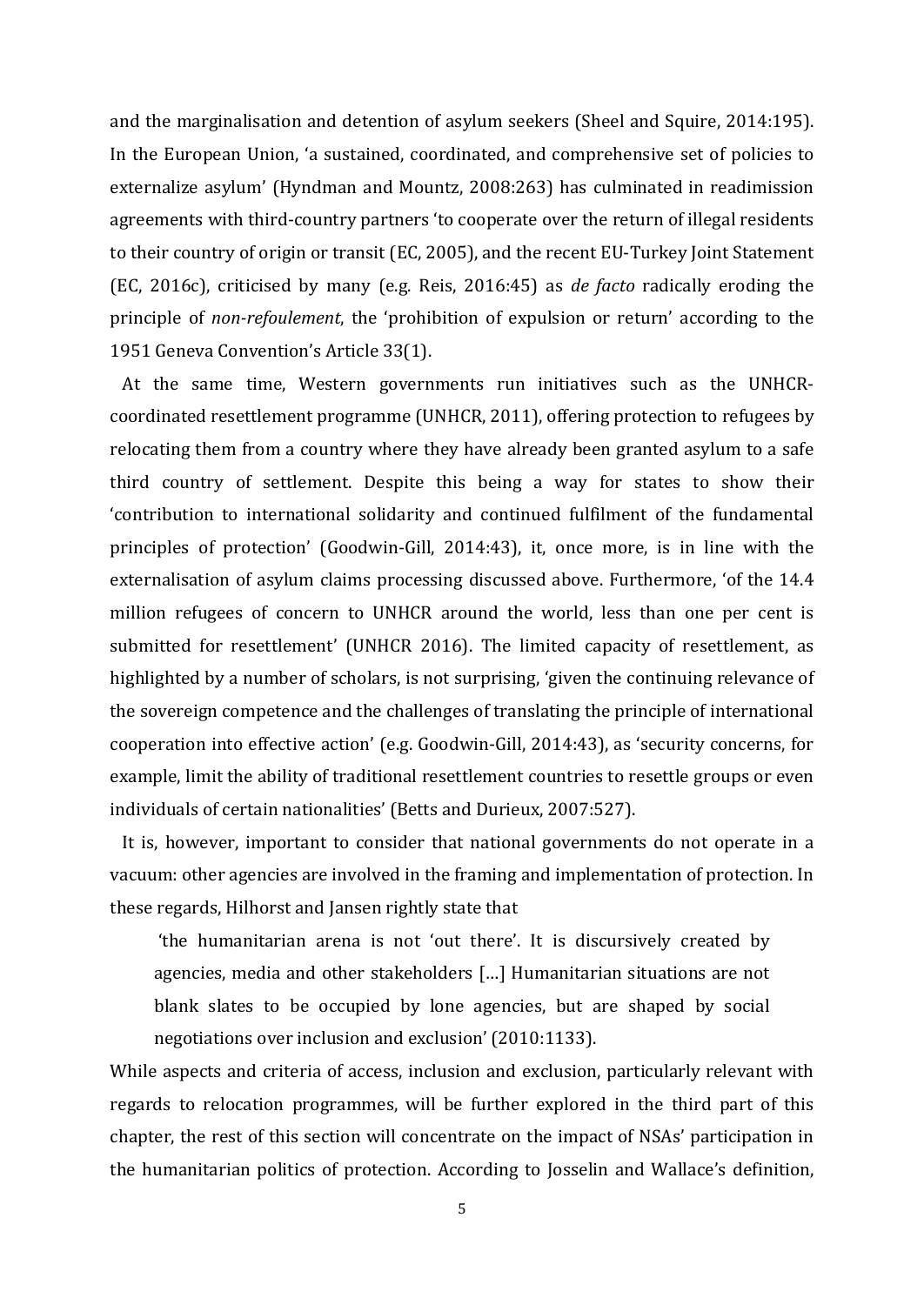and the marginalisation and detention of asylum seekers (Sheel and Squire, 2014:195). In the European Union, 'a sustained, coordinated, and comprehensive set of policies to externalize asylum' (Hyndman and Mountz, 2008:263) has culminated in readimission agreements with third-country partners 'to cooperate over the return of illegal residents to their country of origin or transit (EC, 2005), and the recent EU-Turkey Joint Statement (EC, 2016c), criticised by many (e.g. Reis, 2016:45) as *de facto* radically eroding the principle of *non-refoulement*, the 'prohibition of expulsion or return' according to the 1951 Geneva Convention's Article 33(1).

At the same time, Western governments run initiatives such as the UNHCR-coordinated resettlement programme (UNHCR, 2011), offering protection to refugees by relocating them from a country where they have already been granted asylum to a safe third country of settlement. Despite this being a way for states to show their 'contribution to international solidarity and continued fulfilment of the fundamental principles of protection' (Goodwin-Gill, 2014:43), it, once more, is in line with the externalisation of asylum claims processing discussed above. Furthermore, 'of the 14.4 million refugees of concern to UNHCR around the world, less than one per cent is submitted for resettlement' (UNHCR 2016). The limited capacity of resettlement, as highlighted by a number of scholars, is not surprising, 'given the continuing relevance of the sovereign competence and the challenges of translating the principle of international cooperation into effective action' (e.g. Goodwin-Gill, 2014:43), as 'security concerns, for example, limit the ability of traditional resettlement countries to resettle groups or even individuals of certain nationalities' (Betts and Durieux, 2007:527).

It is, however, important to consider that national governments do not operate in a vacuum: other agencies are involved in the framing and implementation of protection. In these regards, Hilhorst and Jansen rightly state that

> 'the humanitarian arena is not 'out there'. It is discursively created by agencies, media and other stakeholders […] Humanitarian situations are not blank slates to be occupied by lone agencies, but are shaped by social negotiations over inclusion and exclusion' (2010:1133).

While aspects and criteria of access, inclusion and exclusion, particularly relevant with regards to relocation programmes, will be further explored in the third part of this chapter, the rest of this section will concentrate on the impact of NSAs' participation in the humanitarian politics of protection. According to Josselin and Wallace's definition,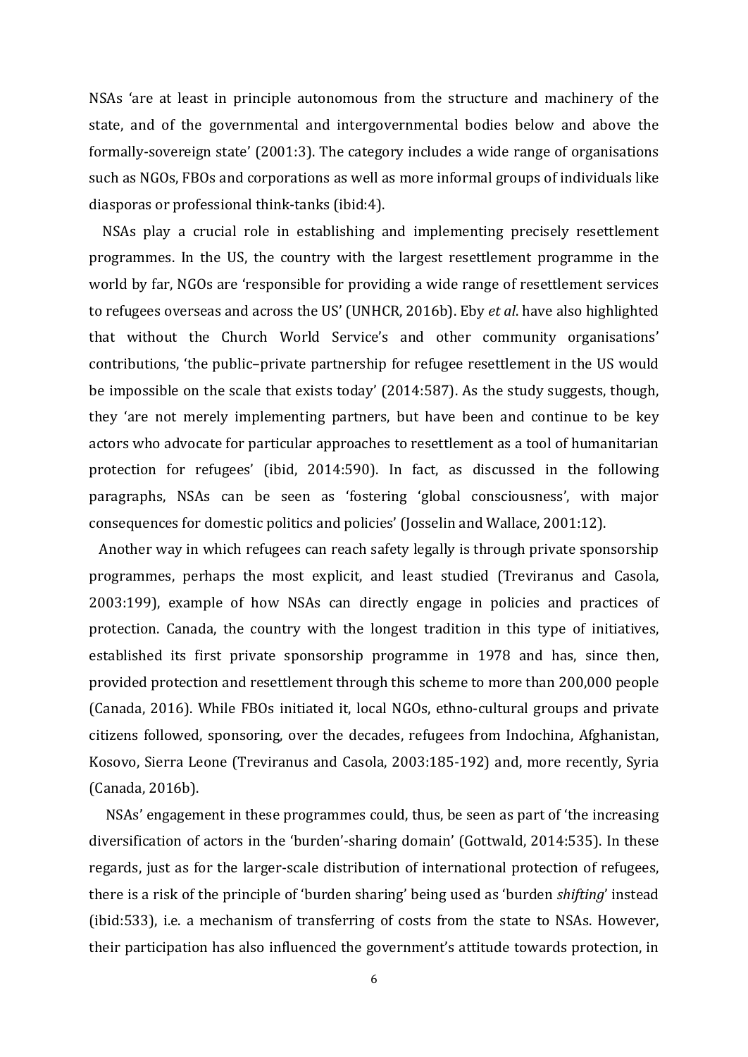NSAs 'are at least in principle autonomous from the structure and machinery of the state, and of the governmental and intergovernmental bodies below and above the formally-sovereign state' (2001:3). The category includes a wide range of organisations such as NGOs, FBOs and corporations as well as more informal groups of individuals like diasporas or professional think-tanks (ibid:4).

NSAs play a crucial role in establishing and implementing precisely resettlement programmes. In the US, the country with the largest resettlement programme in the world by far, NGOs are 'responsible for providing a wide range of resettlement services to refugees overseas and across the US' (UNHCR, 2016b). Eby *et al*. have also highlighted that without the Church World Service's and other community organisations' contributions, 'the public–private partnership for refugee resettlement in the US would be impossible on the scale that exists today' (2014:587). As the study suggests, though, they 'are not merely implementing partners, but have been and continue to be key actors who advocate for particular approaches to resettlement as a tool of humanitarian protection for refugees' (ibid, 2014:590). In fact, as discussed in the following paragraphs, NSAs can be seen as 'fostering 'global consciousness', with major consequences for domestic politics and policies' (Josselin and Wallace, 2001:12).

Another way in which refugees can reach safety legally is through private sponsorship programmes, perhaps the most explicit, and least studied (Treviranus and Casola, 2003:199), example of how NSAs can directly engage in policies and practices of protection. Canada, the country with the longest tradition in this type of initiatives, established its first private sponsorship programme in 1978 and has, since then, provided protection and resettlement through this scheme to more than 200,000 people (Canada, 2016). While FBOs initiated it, local NGOs, ethno-cultural groups and private citizens followed, sponsoring, over the decades, refugees from Indochina, Afghanistan, Kosovo, Sierra Leone (Treviranus and Casola, 2003:185-192) and, more recently, Syria (Canada, 2016b).

NSAs' engagement in these programmes could, thus, be seen as part of 'the increasing diversification of actors in the 'burden'-sharing domain' (Gottwald, 2014:535). In these regards, just as for the larger-scale distribution of international protection of refugees, there is a risk of the principle of 'burden sharing' being used as 'burden *shifting*' instead (ibid:533), i.e. a mechanism of transferring of costs from the state to NSAs. However, their participation has also influenced the government's attitude towards protection, in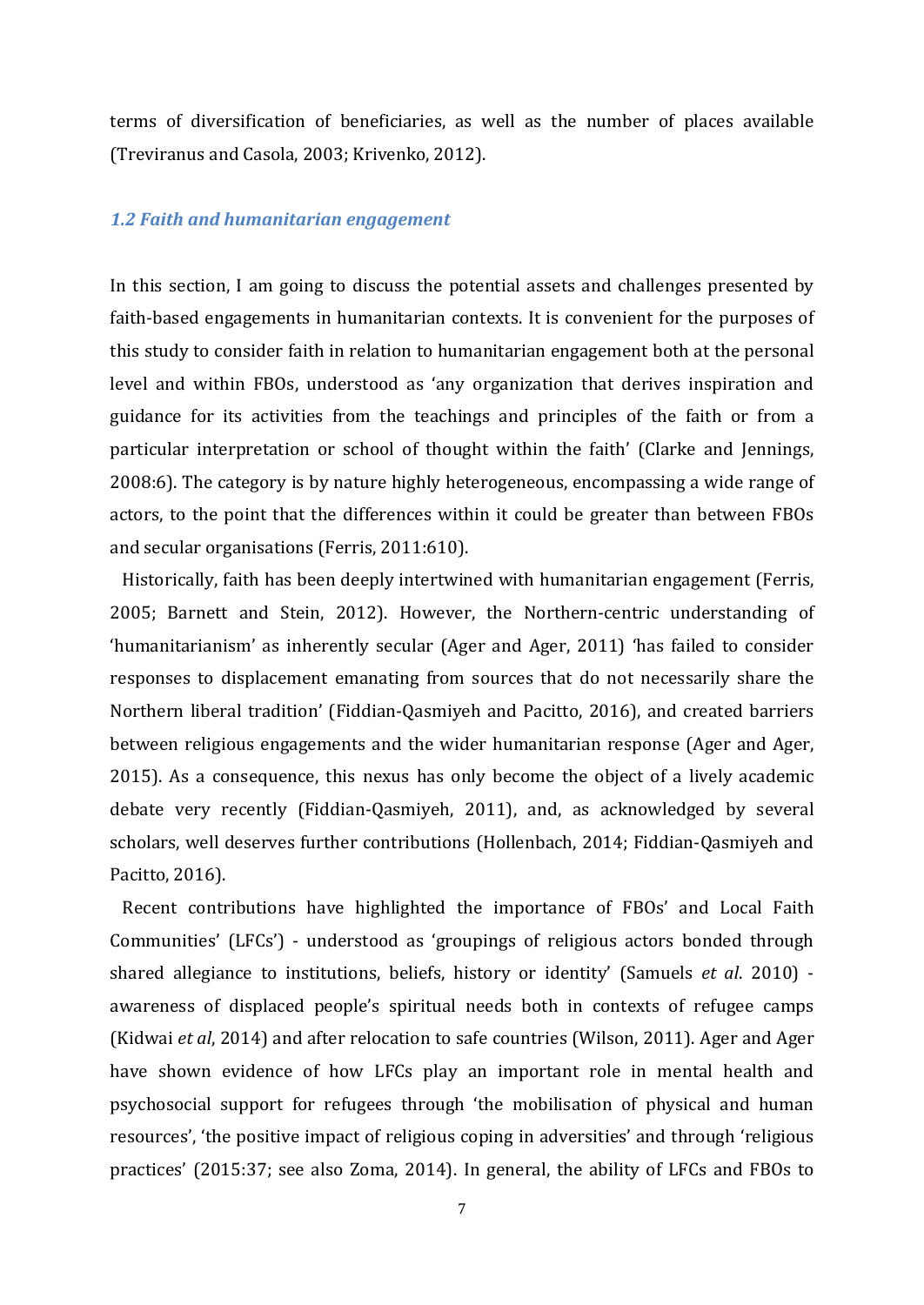terms of diversification of beneficiaries, as well as the number of places available (Treviranus and Casola, 2003; Krivenko, 2012).

### *1.2 Faith and humanitarian engagement*

In this section, I am going to discuss the potential assets and challenges presented by faith-based engagements in humanitarian contexts. It is convenient for the purposes of this study to consider faith in relation to humanitarian engagement both at the personal level and within FBOs, understood as 'any organization that derives inspiration and guidance for its activities from the teachings and principles of the faith or from a particular interpretation or school of thought within the faith' (Clarke and Jennings, 2008:6). The category is by nature highly heterogeneous, encompassing a wide range of actors, to the point that the differences within it could be greater than between FBOs and secular organisations (Ferris, 2011:610).

Historically, faith has been deeply intertwined with humanitarian engagement (Ferris, 2005; Barnett and Stein, 2012). However, the Northern-centric understanding of 'humanitarianism' as inherently secular (Ager and Ager, 2011) 'has failed to consider responses to displacement emanating from sources that do not necessarily share the Northern liberal tradition' (Fiddian-Qasmiyeh and Pacitto, 2016), and created barriers between religious engagements and the wider humanitarian response (Ager and Ager, 2015). As a consequence, this nexus has only become the object of a lively academic debate very recently (Fiddian-Qasmiyeh, 2011), and, as acknowledged by several scholars, well deserves further contributions (Hollenbach, 2014; Fiddian-Qasmiyeh and Pacitto, 2016).

Recent contributions have highlighted the importance of FBOs' and Local Faith Communities' (LFCs') - understood as 'groupings of religious actors bonded through shared allegiance to institutions, beliefs, history or identity' (Samuels *et al*. 2010) - awareness of displaced people's spiritual needs both in contexts of refugee camps (Kidwai *et al*, 2014) and after relocation to safe countries (Wilson, 2011). Ager and Ager have shown evidence of how LFCs play an important role in mental health and psychosocial support for refugees through 'the mobilisation of physical and human resources', 'the positive impact of religious coping in adversities' and through 'religious practices' (2015:37; see also Zoma, 2014). In general, the ability of LFCs and FBOs to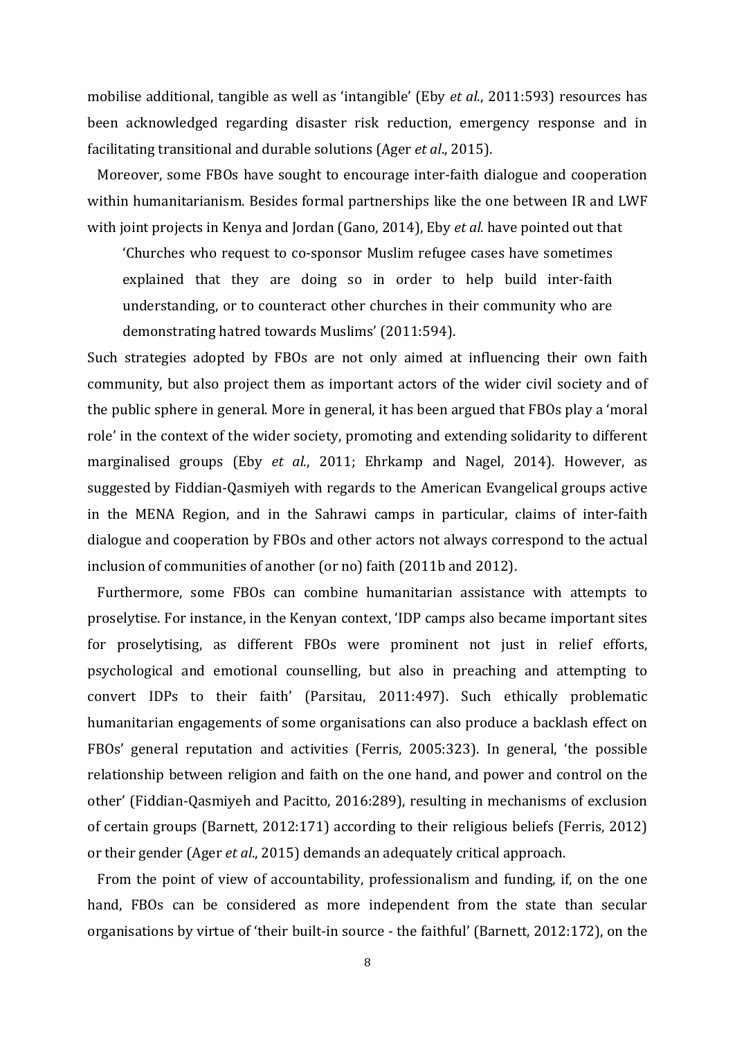mobilise additional, tangible as well as 'intangible' (Eby *et al.*, 2011:593) resources has been acknowledged regarding disaster risk reduction, emergency response and in facilitating transitional and durable solutions (Ager *et al*., 2015).

Moreover, some FBOs have sought to encourage inter-faith dialogue and cooperation within humanitarianism. Besides formal partnerships like the one between IR and LWF with joint projects in Kenya and Jordan (Gano, 2014), Eby *et al.* have pointed out that

> 'Churches who request to co-sponsor Muslim refugee cases have sometimes explained that they are doing so in order to help build inter-faith understanding, or to counteract other churches in their community who are demonstrating hatred towards Muslims' (2011:594).

Such strategies adopted by FBOs are not only aimed at influencing their own faith community, but also project them as important actors of the wider civil society and of the public sphere in general. More in general, it has been argued that FBOs play a 'moral role' in the context of the wider society, promoting and extending solidarity to different marginalised groups (Eby *et al.*, 2011; Ehrkamp and Nagel, 2014). However, as suggested by Fiddian-Qasmiyeh with regards to the American Evangelical groups active in the MENA Region, and in the Sahrawi camps in particular, claims of inter-faith dialogue and cooperation by FBOs and other actors not always correspond to the actual inclusion of communities of another (or no) faith (2011b and 2012).

Furthermore, some FBOs can combine humanitarian assistance with attempts to proselytise. For instance, in the Kenyan context, 'IDP camps also became important sites for proselytising, as different FBOs were prominent not just in relief efforts, psychological and emotional counselling, but also in preaching and attempting to convert IDPs to their faith' (Parsitau, 2011:497). Such ethically problematic humanitarian engagements of some organisations can also produce a backlash effect on FBOs' general reputation and activities (Ferris, 2005:323). In general, 'the possible relationship between religion and faith on the one hand, and power and control on the other' (Fiddian-Qasmiyeh and Pacitto, 2016:289), resulting in mechanisms of exclusion of certain groups (Barnett, 2012:171) according to their religious beliefs (Ferris, 2012) or their gender (Ager *et al*., 2015) demands an adequately critical approach.

From the point of view of accountability, professionalism and funding, if, on the one hand, FBOs can be considered as more independent from the state than secular organisations by virtue of 'their built-in source - the faithful' (Barnett, 2012:172), on the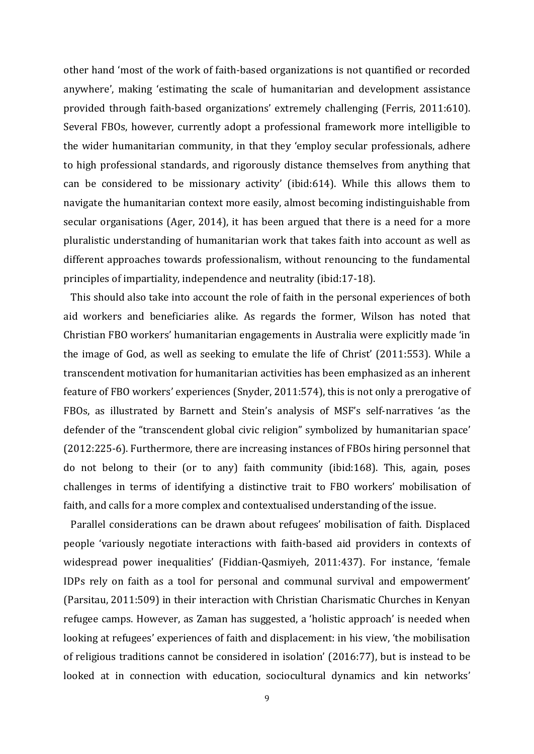other hand 'most of the work of faith-based organizations is not quantified or recorded anywhere', making 'estimating the scale of humanitarian and development assistance provided through faith-based organizations' extremely challenging (Ferris, 2011:610). Several FBOs, however, currently adopt a professional framework more intelligible to the wider humanitarian community, in that they 'employ secular professionals, adhere to high professional standards, and rigorously distance themselves from anything that can be considered to be missionary activity' (ibid:614). While this allows them to navigate the humanitarian context more easily, almost becoming indistinguishable from secular organisations (Ager, 2014), it has been argued that there is a need for a more pluralistic understanding of humanitarian work that takes faith into account as well as different approaches towards professionalism, without renouncing to the fundamental principles of impartiality, independence and neutrality (ibid:17-18).

This should also take into account the role of faith in the personal experiences of both aid workers and beneficiaries alike. As regards the former, Wilson has noted that Christian FBO workers' humanitarian engagements in Australia were explicitly made 'in the image of God, as well as seeking to emulate the life of Christ' (2011:553). While a transcendent motivation for humanitarian activities has been emphasized as an inherent feature of FBO workers' experiences (Snyder, 2011:574), this is not only a prerogative of FBOs, as illustrated by Barnett and Stein's analysis of MSF's self-narratives 'as the defender of the "transcendent global civic religion" symbolized by humanitarian space' (2012:225-6). Furthermore, there are increasing instances of FBOs hiring personnel that do not belong to their (or to any) faith community (ibid:168). This, again, poses challenges in terms of identifying a distinctive trait to FBO workers' mobilisation of faith, and calls for a more complex and contextualised understanding of the issue.

Parallel considerations can be drawn about refugees' mobilisation of faith. Displaced people 'variously negotiate interactions with faith-based aid providers in contexts of widespread power inequalities' (Fiddian-Qasmiyeh, 2011:437). For instance, 'female IDPs rely on faith as a tool for personal and communal survival and empowerment' (Parsitau, 2011:509) in their interaction with Christian Charismatic Churches in Kenyan refugee camps. However, as Zaman has suggested, a 'holistic approach' is needed when looking at refugees' experiences of faith and displacement: in his view, 'the mobilisation of religious traditions cannot be considered in isolation' (2016:77), but is instead to be looked at in connection with education, sociocultural dynamics and kin networks'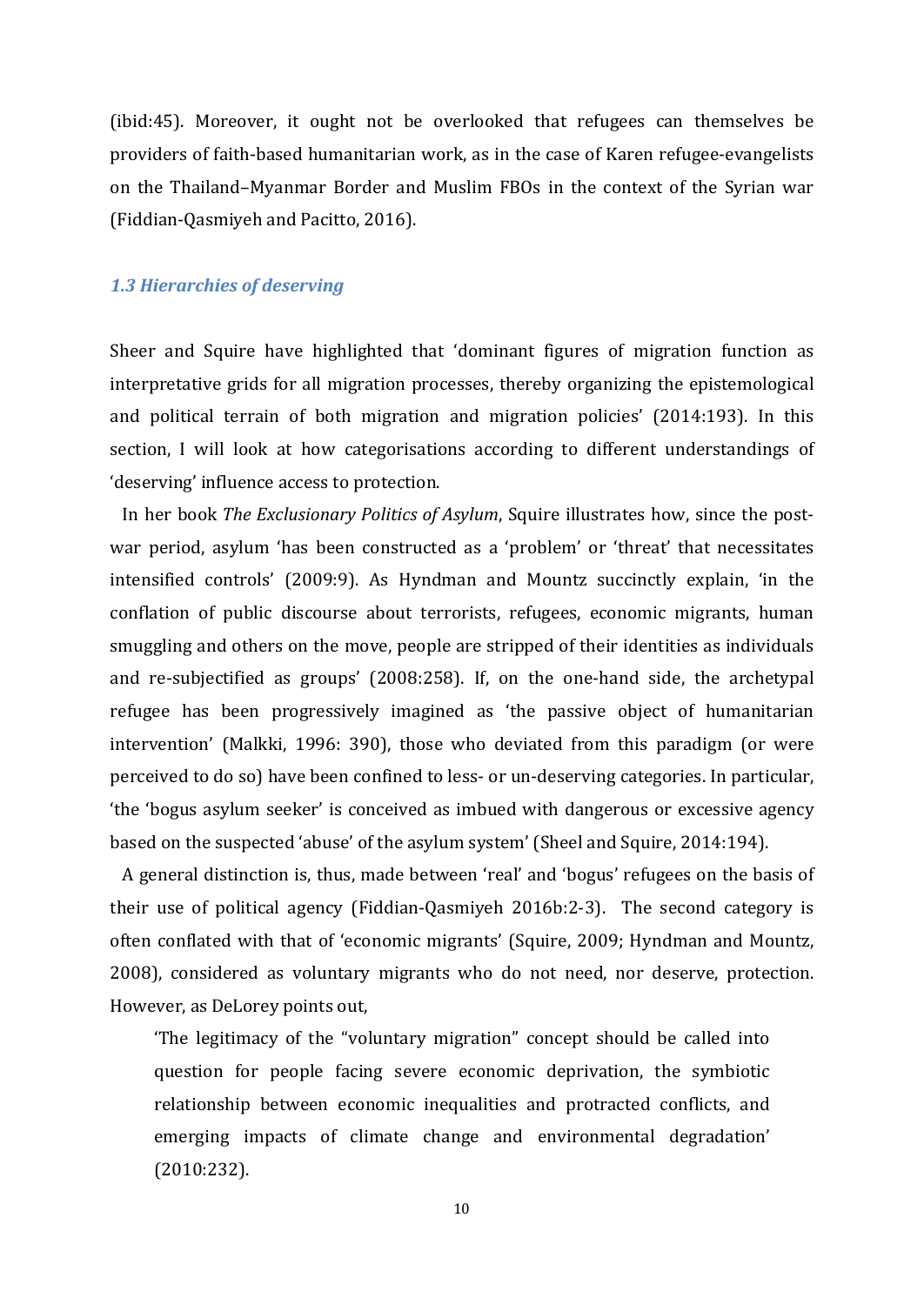(ibid:45). Moreover, it ought not be overlooked that refugees can themselves be providers of faith-based humanitarian work, as in the case of Karen refugee-evangelists on the Thailand–Myanmar Border and Muslim FBOs in the context of the Syrian war (Fiddian-Qasmiyeh and Pacitto, 2016).

### *1.3 Hierarchies of deserving*

Sheer and Squire have highlighted that 'dominant figures of migration function as interpretative grids for all migration processes, thereby organizing the epistemological and political terrain of both migration and migration policies' (2014:193). In this section, I will look at how categorisations according to different understandings of 'deserving' influence access to protection.

In her book *The Exclusionary Politics of Asylum*, Squire illustrates how, since the post-war period, asylum 'has been constructed as a 'problem' or 'threat' that necessitates intensified controls' (2009:9). As Hyndman and Mountz succinctly explain, 'in the conflation of public discourse about terrorists, refugees, economic migrants, human smuggling and others on the move, people are stripped of their identities as individuals and re-subjectified as groups' (2008:258). If, on the one-hand side, the archetypal refugee has been progressively imagined as 'the passive object of humanitarian intervention' (Malkki, 1996: 390), those who deviated from this paradigm (or were perceived to do so) have been confined to less- or un-deserving categories. In particular, 'the 'bogus asylum seeker' is conceived as imbued with dangerous or excessive agency based on the suspected 'abuse' of the asylum system' (Sheel and Squire, 2014:194).

A general distinction is, thus, made between 'real' and 'bogus' refugees on the basis of their use of political agency (Fiddian-Qasmiyeh 2016b:2-3). The second category is often conflated with that of 'economic migrants' (Squire, 2009; Hyndman and Mountz, 2008), considered as voluntary migrants who do not need, nor deserve, protection. However, as DeLorey points out,

> 'The legitimacy of the "voluntary migration" concept should be called into question for people facing severe economic deprivation, the symbiotic relationship between economic inequalities and protracted conflicts, and emerging impacts of climate change and environmental degradation' (2010:232).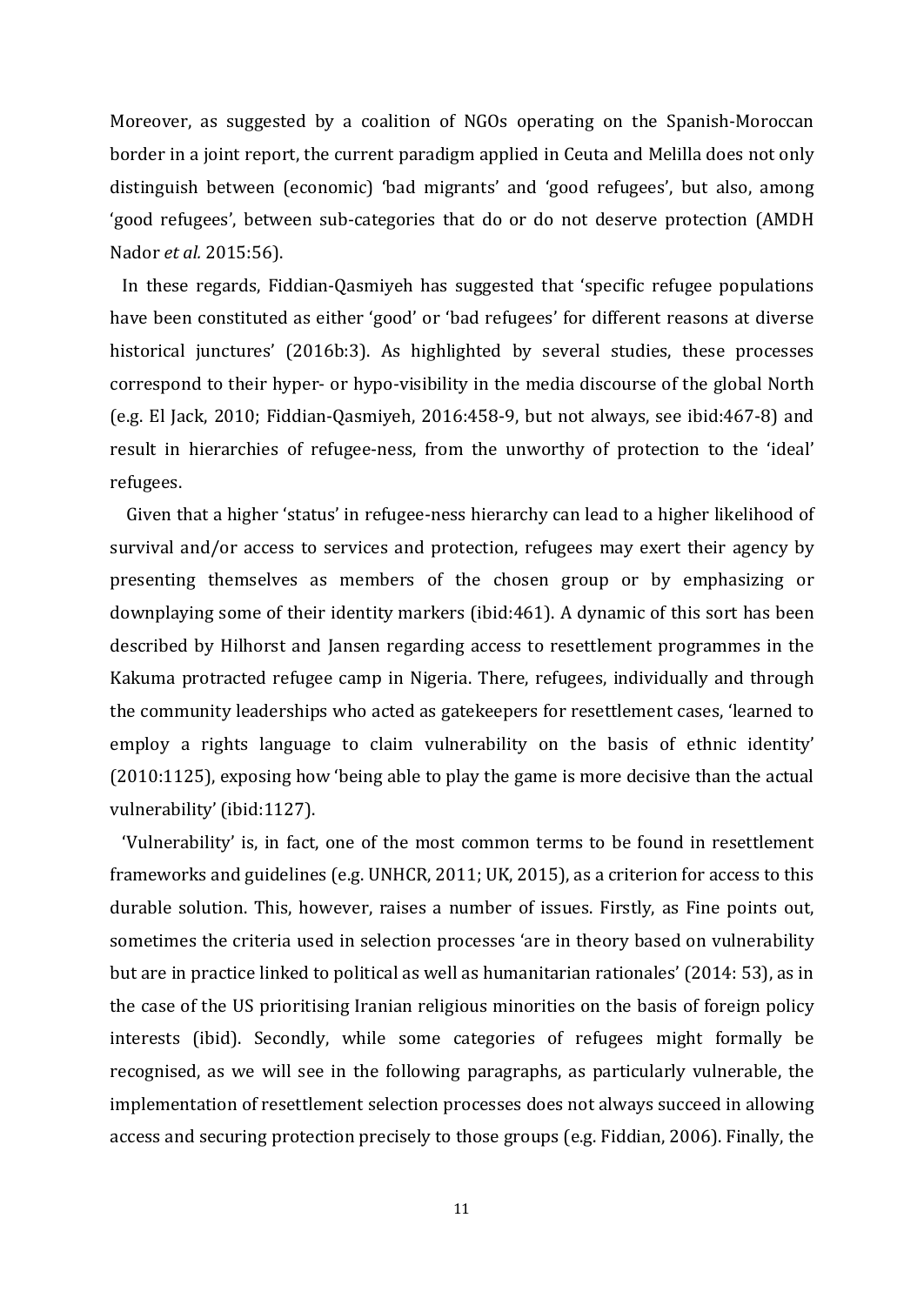Moreover, as suggested by a coalition of NGOs operating on the Spanish-Moroccan border in a joint report, the current paradigm applied in Ceuta and Melilla does not only distinguish between (economic) 'bad migrants' and 'good refugees', but also, among 'good refugees', between sub-categories that do or do not deserve protection (AMDH Nador *et al.* 2015:56).

In these regards, Fiddian-Qasmiyeh has suggested that 'specific refugee populations have been constituted as either 'good' or 'bad refugees' for different reasons at diverse historical junctures' (2016b:3). As highlighted by several studies, these processes correspond to their hyper- or hypo-visibility in the media discourse of the global North (e.g. El Jack, 2010; Fiddian-Qasmiyeh, 2016:458-9, but not always, see ibid:467-8) and result in hierarchies of refugee-ness, from the unworthy of protection to the 'ideal' refugees.

Given that a higher 'status' in refugee-ness hierarchy can lead to a higher likelihood of survival and/or access to services and protection, refugees may exert their agency by presenting themselves as members of the chosen group or by emphasizing or downplaying some of their identity markers (ibid:461). A dynamic of this sort has been described by Hilhorst and Jansen regarding access to resettlement programmes in the Kakuma protracted refugee camp in Nigeria. There, refugees, individually and through the community leaderships who acted as gatekeepers for resettlement cases, 'learned to employ a rights language to claim vulnerability on the basis of ethnic identity' (2010:1125), exposing how 'being able to play the game is more decisive than the actual vulnerability' (ibid:1127).

'Vulnerability' is, in fact, one of the most common terms to be found in resettlement frameworks and guidelines (e.g. UNHCR, 2011; UK, 2015), as a criterion for access to this durable solution. This, however, raises a number of issues. Firstly, as Fine points out, sometimes the criteria used in selection processes 'are in theory based on vulnerability but are in practice linked to political as well as humanitarian rationales' (2014: 53), as in the case of the US prioritising Iranian religious minorities on the basis of foreign policy interests (ibid). Secondly, while some categories of refugees might formally be recognised, as we will see in the following paragraphs, as particularly vulnerable, the implementation of resettlement selection processes does not always succeed in allowing access and securing protection precisely to those groups (e.g. Fiddian, 2006). Finally, the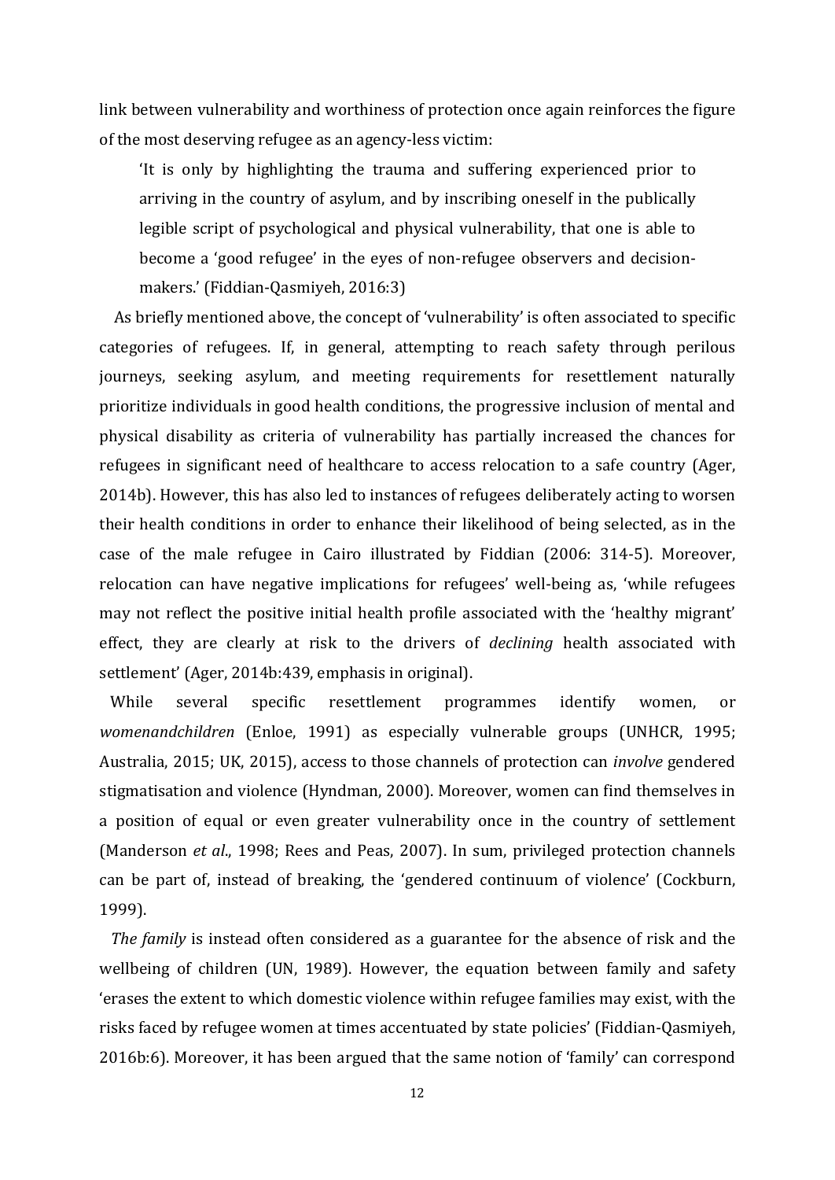link between vulnerability and worthiness of protection once again reinforces the figure of the most deserving refugee as an agency-less victim:

> 'It is only by highlighting the trauma and suffering experienced prior to arriving in the country of asylum, and by inscribing oneself in the publically legible script of psychological and physical vulnerability, that one is able to become a 'good refugee' in the eyes of non-refugee observers and decision-makers.' (Fiddian-Qasmiyeh, 2016:3)

As briefly mentioned above, the concept of 'vulnerability' is often associated to specific categories of refugees. If, in general, attempting to reach safety through perilous journeys, seeking asylum, and meeting requirements for resettlement naturally prioritize individuals in good health conditions, the progressive inclusion of mental and physical disability as criteria of vulnerability has partially increased the chances for refugees in significant need of healthcare to access relocation to a safe country (Ager, 2014b). However, this has also led to instances of refugees deliberately acting to worsen their health conditions in order to enhance their likelihood of being selected, as in the case of the male refugee in Cairo illustrated by Fiddian (2006: 314-5). Moreover, relocation can have negative implications for refugees' well-being as, 'while refugees may not reflect the positive initial health profile associated with the 'healthy migrant' effect, they are clearly at risk to the drivers of *declining* health associated with settlement' (Ager, 2014b:439, emphasis in original).

While several specific resettlement programmes identify women, or *womenandchildren* (Enloe, 1991) as especially vulnerable groups (UNHCR, 1995; Australia, 2015; UK, 2015), access to those channels of protection can *involve* gendered stigmatisation and violence (Hyndman, 2000). Moreover, women can find themselves in a position of equal or even greater vulnerability once in the country of settlement (Manderson *et al*., 1998; Rees and Peas, 2007). In sum, privileged protection channels can be part of, instead of breaking, the 'gendered continuum of violence' (Cockburn, 1999).

*The family* is instead often considered as a guarantee for the absence of risk and the wellbeing of children (UN, 1989). However, the equation between family and safety 'erases the extent to which domestic violence within refugee families may exist, with the risks faced by refugee women at times accentuated by state policies' (Fiddian-Qasmiyeh, 2016b:6). Moreover, it has been argued that the same notion of 'family' can correspond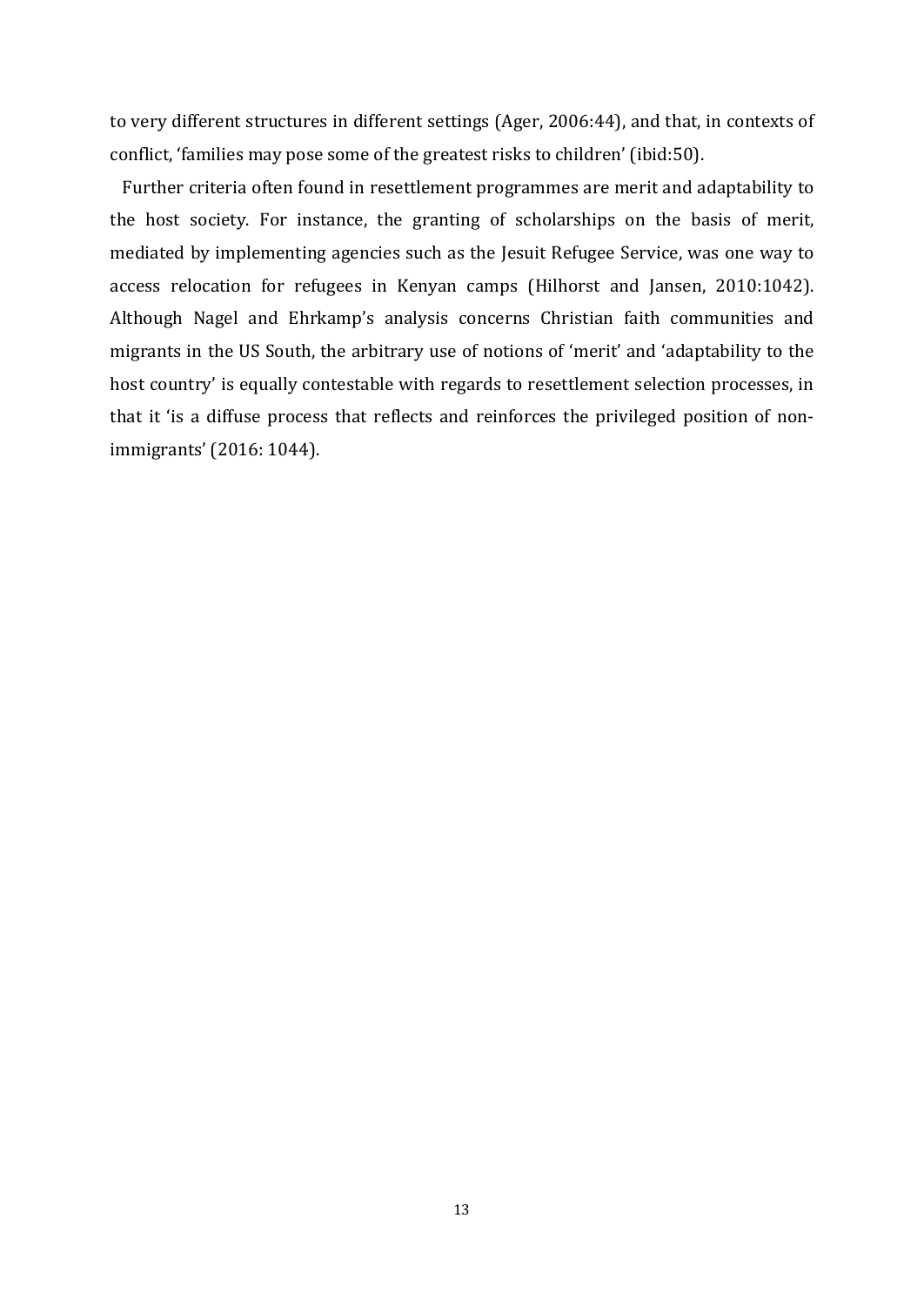to very different structures in different settings (Ager, 2006:44), and that, in contexts of conflict, 'families may pose some of the greatest risks to children' (ibid:50).

Further criteria often found in resettlement programmes are merit and adaptability to the host society. For instance, the granting of scholarships on the basis of merit, mediated by implementing agencies such as the Jesuit Refugee Service, was one way to access relocation for refugees in Kenyan camps (Hilhorst and Jansen, 2010:1042). Although Nagel and Ehrkamp's analysis concerns Christian faith communities and migrants in the US South, the arbitrary use of notions of 'merit' and 'adaptability to the host country' is equally contestable with regards to resettlement selection processes, in that it 'is a diffuse process that reflects and reinforces the privileged position of non-immigrants' (2016: 1044).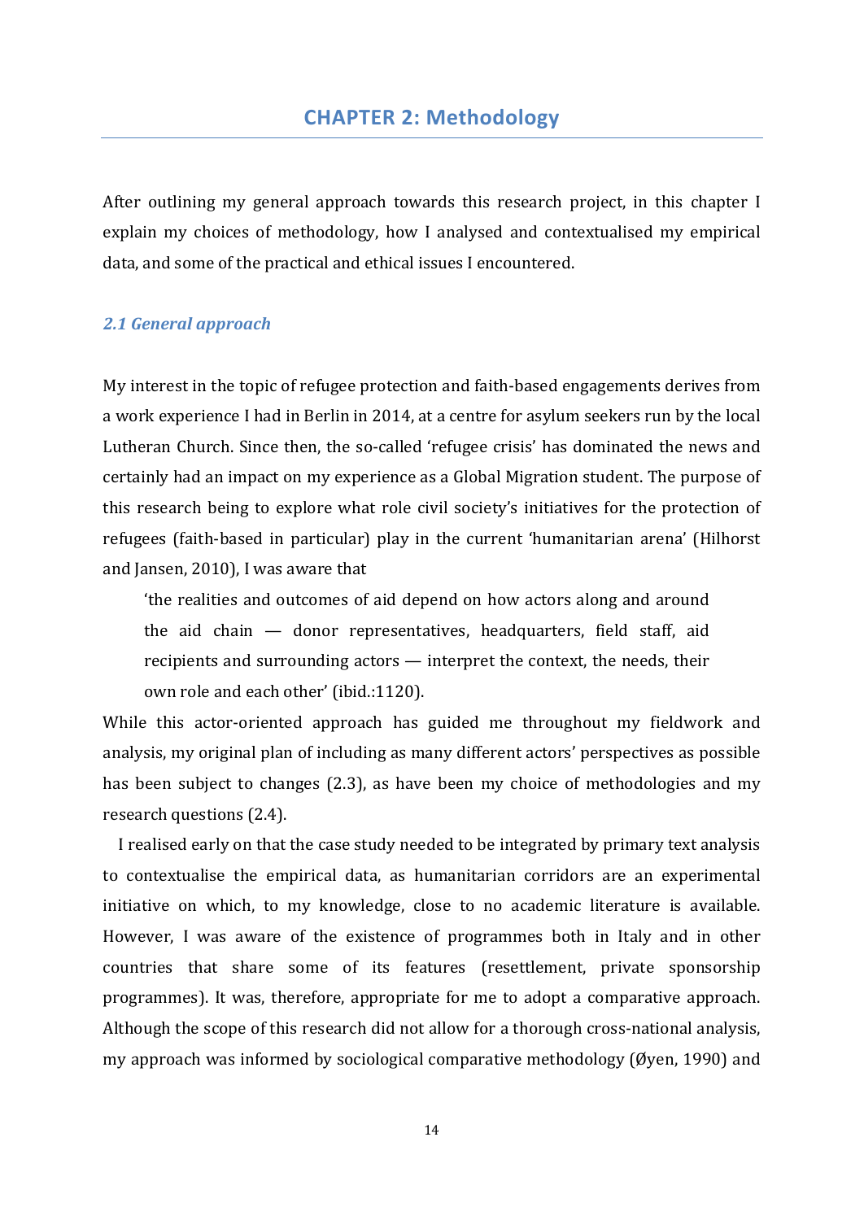# CHAPTER 2: Methodology

After outlining my general approach towards this research project, in this chapter I explain my choices of methodology, how I analysed and contextualised my empirical data, and some of the practical and ethical issues I encountered.

## *2.1 General approach*

My interest in the topic of refugee protection and faith-based engagements derives from a work experience I had in Berlin in 2014, at a centre for asylum seekers run by the local Lutheran Church. Since then, the so-called 'refugee crisis' has dominated the news and certainly had an impact on my experience as a Global Migration student. The purpose of this research being to explore what role civil society's initiatives for the protection of refugees (faith-based in particular) play in the current 'humanitarian arena' (Hilhorst and Jansen, 2010), I was aware that

> 'the realities and outcomes of aid depend on how actors along and around the aid chain — donor representatives, headquarters, field staff, aid recipients and surrounding actors — interpret the context, the needs, their own role and each other' (ibid.:1120).

While this actor-oriented approach has guided me throughout my fieldwork and analysis, my original plan of including as many different actors' perspectives as possible has been subject to changes (2.3), as have been my choice of methodologies and my research questions (2.4).

I realised early on that the case study needed to be integrated by primary text analysis to contextualise the empirical data, as humanitarian corridors are an experimental initiative on which, to my knowledge, close to no academic literature is available. However, I was aware of the existence of programmes both in Italy and in other countries that share some of its features (resettlement, private sponsorship programmes). It was, therefore, appropriate for me to adopt a comparative approach. Although the scope of this research did not allow for a thorough cross-national analysis, my approach was informed by sociological comparative methodology (Øyen, 1990) and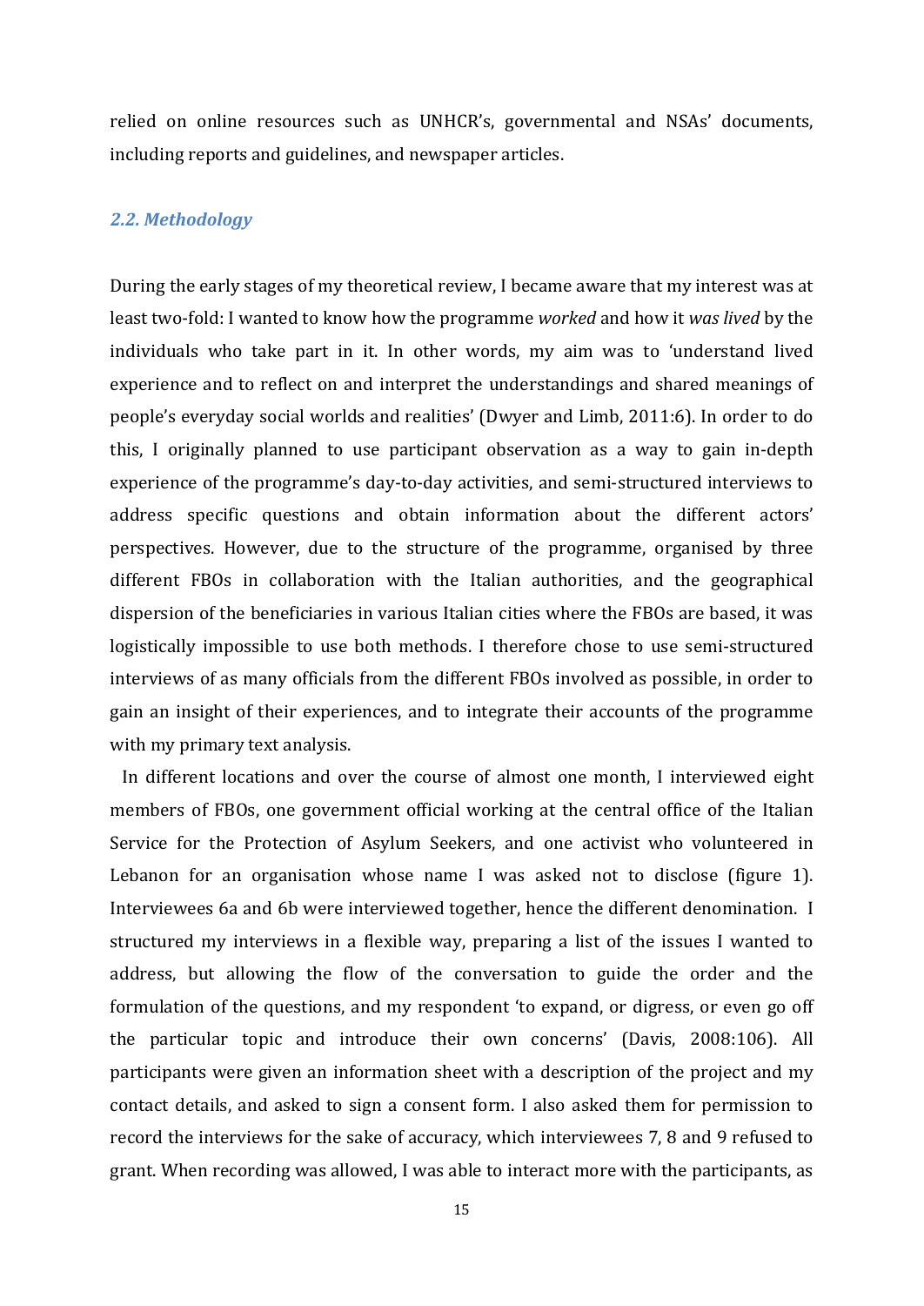relied on online resources such as UNHCR's, governmental and NSAs' documents, including reports and guidelines, and newspaper articles.

### *2.2. Methodology*

During the early stages of my theoretical review, I became aware that my interest was at least two-fold: I wanted to know how the programme *worked* and how it *was lived* by the individuals who take part in it. In other words, my aim was to 'understand lived experience and to reflect on and interpret the understandings and shared meanings of people's everyday social worlds and realities' (Dwyer and Limb, 2011:6). In order to do this, I originally planned to use participant observation as a way to gain in-depth experience of the programme's day-to-day activities, and semi-structured interviews to address specific questions and obtain information about the different actors' perspectives. However, due to the structure of the programme, organised by three different FBOs in collaboration with the Italian authorities, and the geographical dispersion of the beneficiaries in various Italian cities where the FBOs are based, it was logistically impossible to use both methods. I therefore chose to use semi-structured interviews of as many officials from the different FBOs involved as possible, in order to gain an insight of their experiences, and to integrate their accounts of the programme with my primary text analysis.

In different locations and over the course of almost one month, I interviewed eight members of FBOs, one government official working at the central office of the Italian Service for the Protection of Asylum Seekers, and one activist who volunteered in Lebanon for an organisation whose name I was asked not to disclose (figure 1). Interviewees 6a and 6b were interviewed together, hence the different denomination. I structured my interviews in a flexible way, preparing a list of the issues I wanted to address, but allowing the flow of the conversation to guide the order and the formulation of the questions, and my respondent 'to expand, or digress, or even go off the particular topic and introduce their own concerns' (Davis, 2008:106). All participants were given an information sheet with a description of the project and my contact details, and asked to sign a consent form. I also asked them for permission to record the interviews for the sake of accuracy, which interviewees 7, 8 and 9 refused to grant. When recording was allowed, I was able to interact more with the participants, as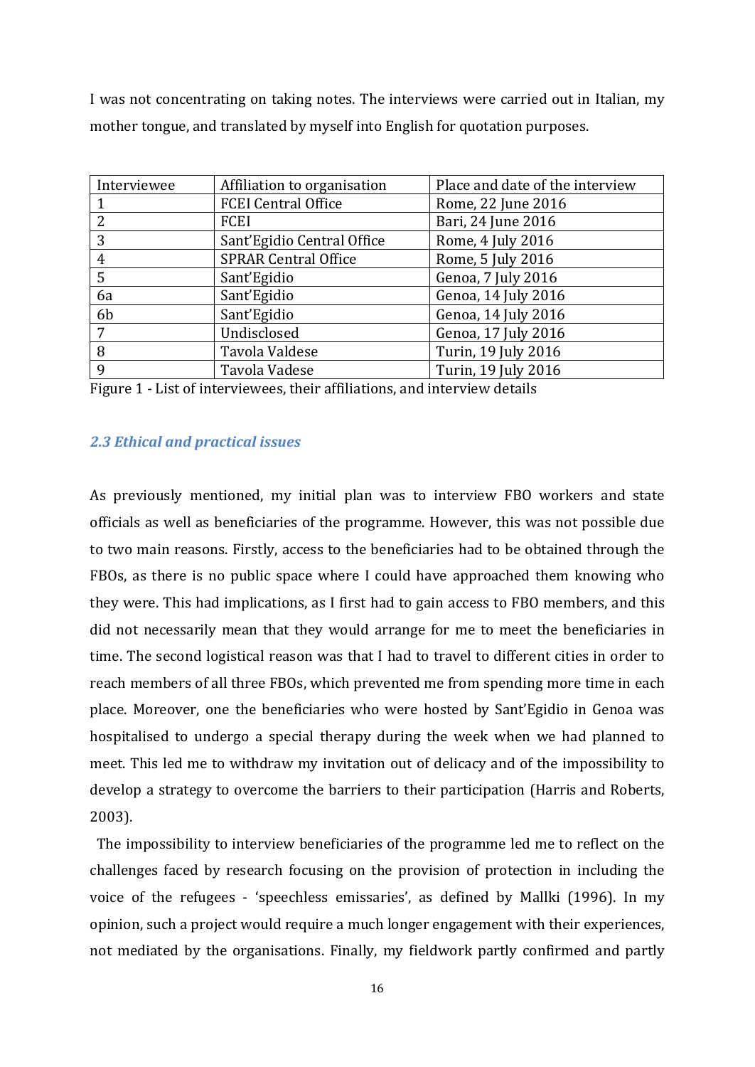I was not concentrating on taking notes. The interviews were carried out in Italian, my mother tongue, and translated by myself into English for quotation purposes.

| Interviewee | Affiliation to organisation | Place and date of the interview |
|---|---|---|
| 1 | FCEI Central Office | Rome, 22 June 2016 |
| 2 | FCEI | Bari, 24 June 2016 |
| 3 | Sant'Egidio Central Office | Rome, 4 July 2016 |
| 4 | SPRAR Central Office | Rome, 5 July 2016 |
| 5 | Sant'Egidio | Genoa, 7 July 2016 |
| 6a | Sant'Egidio | Genoa, 14 July 2016 |
| 6b | Sant'Egidio | Genoa, 14 July 2016 |
| 7 | Undisclosed | Genoa, 17 July 2016 |
| 8 | Tavola Valdese | Turin, 19 July 2016 |
| 9 | Tavola Vadese | Turin, 19 July 2016 |

Figure 1 - List of interviewees, their affiliations, and interview details

### *2.3 Ethical and practical issues*

As previously mentioned, my initial plan was to interview FBO workers and state officials as well as beneficiaries of the programme. However, this was not possible due to two main reasons. Firstly, access to the beneficiaries had to be obtained through the FBOs, as there is no public space where I could have approached them knowing who they were. This had implications, as I first had to gain access to FBO members, and this did not necessarily mean that they would arrange for me to meet the beneficiaries in time. The second logistical reason was that I had to travel to different cities in order to reach members of all three FBOs, which prevented me from spending more time in each place. Moreover, one the beneficiaries who were hosted by Sant'Egidio in Genoa was hospitalised to undergo a special therapy during the week when we had planned to meet. This led me to withdraw my invitation out of delicacy and of the impossibility to develop a strategy to overcome the barriers to their participation (Harris and Roberts, 2003).

The impossibility to interview beneficiaries of the programme led me to reflect on the challenges faced by research focusing on the provision of protection in including the voice of the refugees - 'speechless emissaries', as defined by Mallki (1996). In my opinion, such a project would require a much longer engagement with their experiences, not mediated by the organisations. Finally, my fieldwork partly confirmed and partly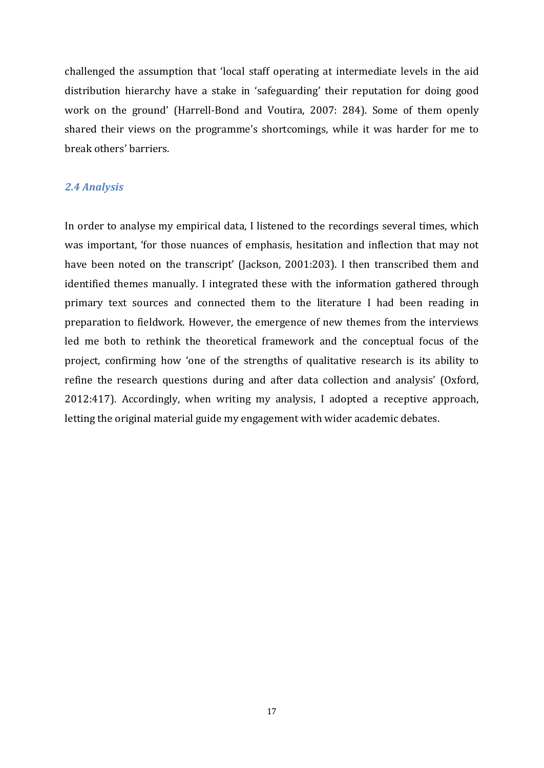challenged the assumption that 'local staff operating at intermediate levels in the aid distribution hierarchy have a stake in 'safeguarding' their reputation for doing good work on the ground' (Harrell-Bond and Voutira, 2007: 284). Some of them openly shared their views on the programme's shortcomings, while it was harder for me to break others' barriers.

### *2.4 Analysis*

In order to analyse my empirical data, I listened to the recordings several times, which was important, 'for those nuances of emphasis, hesitation and inflection that may not have been noted on the transcript' (Jackson, 2001:203). I then transcribed them and identified themes manually. I integrated these with the information gathered through primary text sources and connected them to the literature I had been reading in preparation to fieldwork. However, the emergence of new themes from the interviews led me both to rethink the theoretical framework and the conceptual focus of the project, confirming how 'one of the strengths of qualitative research is its ability to refine the research questions during and after data collection and analysis' (Oxford, 2012:417). Accordingly, when writing my analysis, I adopted a receptive approach, letting the original material guide my engagement with wider academic debates.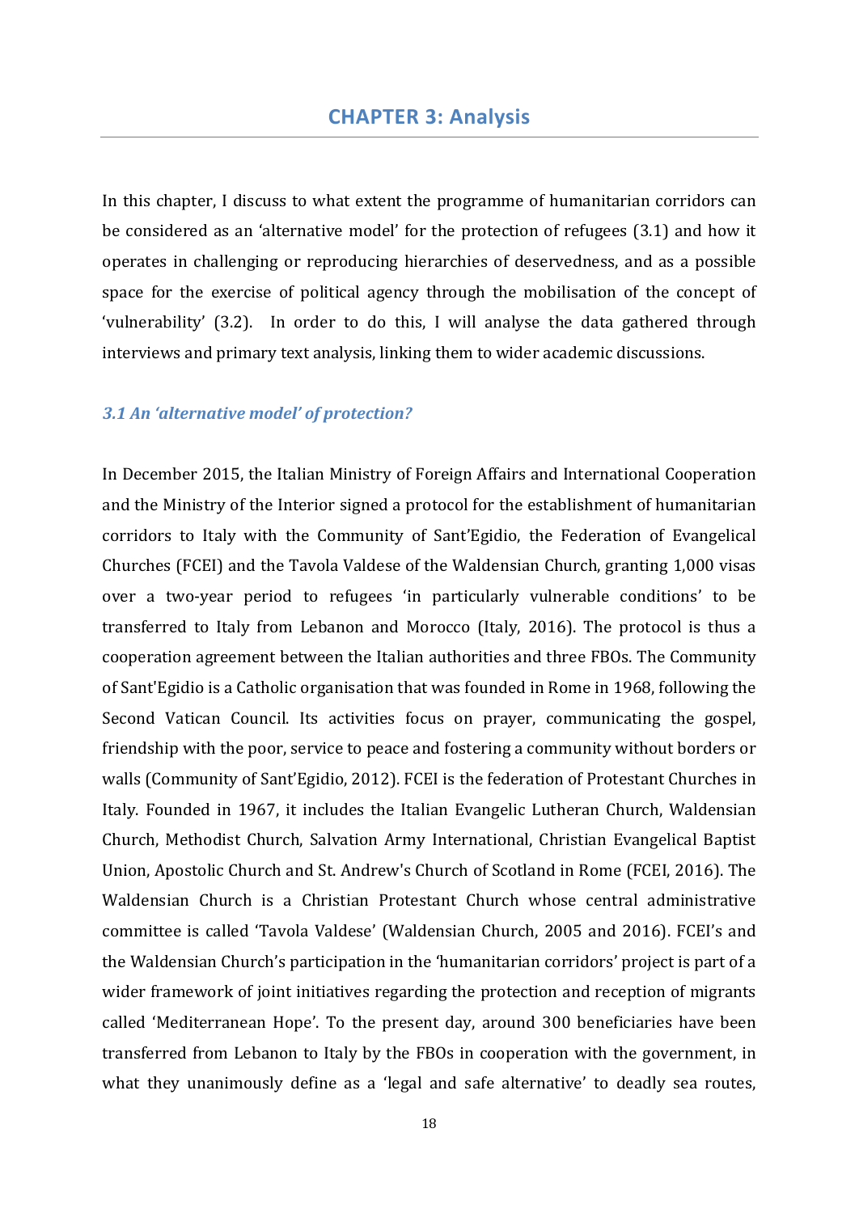# CHAPTER 3: Analysis

In this chapter, I discuss to what extent the programme of humanitarian corridors can be considered as an 'alternative model' for the protection of refugees (3.1) and how it operates in challenging or reproducing hierarchies of deservedness, and as a possible space for the exercise of political agency through the mobilisation of the concept of 'vulnerability' (3.2). In order to do this, I will analyse the data gathered through interviews and primary text analysis, linking them to wider academic discussions.

### *3.1 An 'alternative model' of protection?*

In December 2015, the Italian Ministry of Foreign Affairs and International Cooperation and the Ministry of the Interior signed a protocol for the establishment of humanitarian corridors to Italy with the Community of Sant'Egidio, the Federation of Evangelical Churches (FCEI) and the Tavola Valdese of the Waldensian Church, granting 1,000 visas over a two-year period to refugees 'in particularly vulnerable conditions' to be transferred to Italy from Lebanon and Morocco (Italy, 2016). The protocol is thus a cooperation agreement between the Italian authorities and three FBOs. The Community of Sant'Egidio is a Catholic organisation that was founded in Rome in 1968, following the Second Vatican Council. Its activities focus on prayer, communicating the gospel, friendship with the poor, service to peace and fostering a community without borders or walls (Community of Sant'Egidio, 2012). FCEI is the federation of Protestant Churches in Italy. Founded in 1967, it includes the Italian Evangelic Lutheran Church, Waldensian Church, Methodist Church, Salvation Army International, Christian Evangelical Baptist Union, Apostolic Church and St. Andrew's Church of Scotland in Rome (FCEI, 2016). The Waldensian Church is a Christian Protestant Church whose central administrative committee is called 'Tavola Valdese' (Waldensian Church, 2005 and 2016). FCEI's and the Waldensian Church's participation in the 'humanitarian corridors' project is part of a wider framework of joint initiatives regarding the protection and reception of migrants called 'Mediterranean Hope'. To the present day, around 300 beneficiaries have been transferred from Lebanon to Italy by the FBOs in cooperation with the government, in what they unanimously define as a 'legal and safe alternative' to deadly sea routes,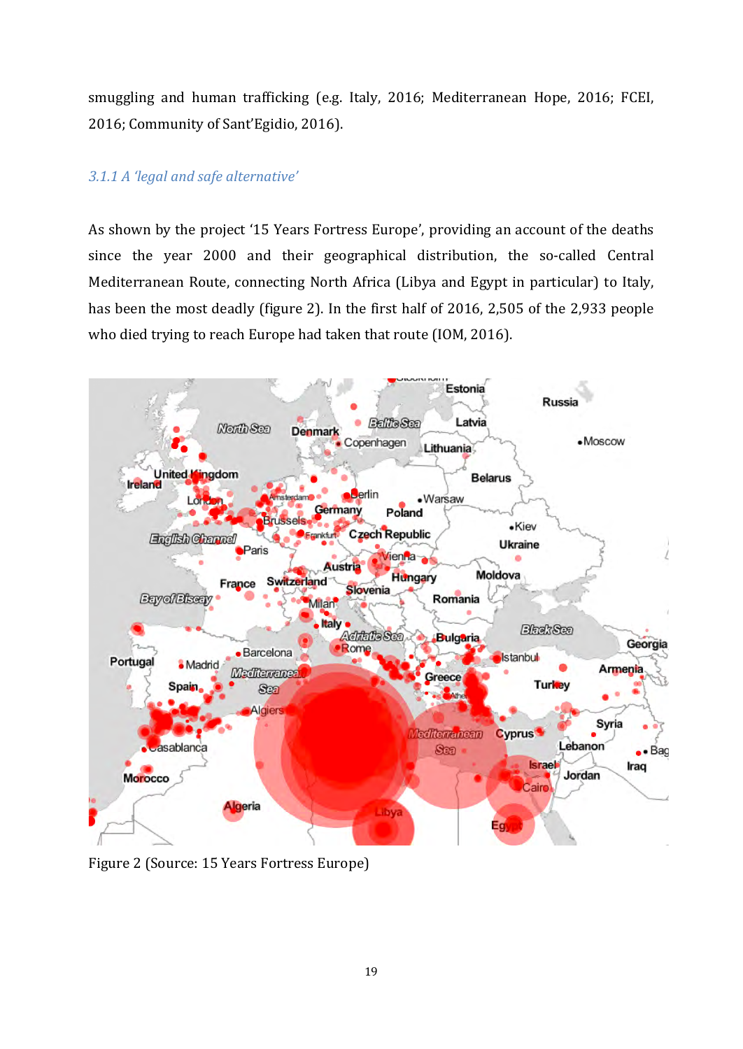smuggling and human trafficking (e.g. Italy, 2016; Mediterranean Hope, 2016; FCEI, 2016; Community of Sant'Egidio, 2016).

### *3.1.1 A 'legal and safe alternative'*

As shown by the project '15 Years Fortress Europe', providing an account of the deaths since the year 2000 and their geographical distribution, the so-called Central Mediterranean Route, connecting North Africa (Libya and Egypt in particular) to Italy, has been the most deadly (figure 2). In the first half of 2016, 2,505 of the 2,933 people who died trying to reach Europe had taken that route (IOM, 2016).

Figure 2 (Source: 15 Years Fortress Europe)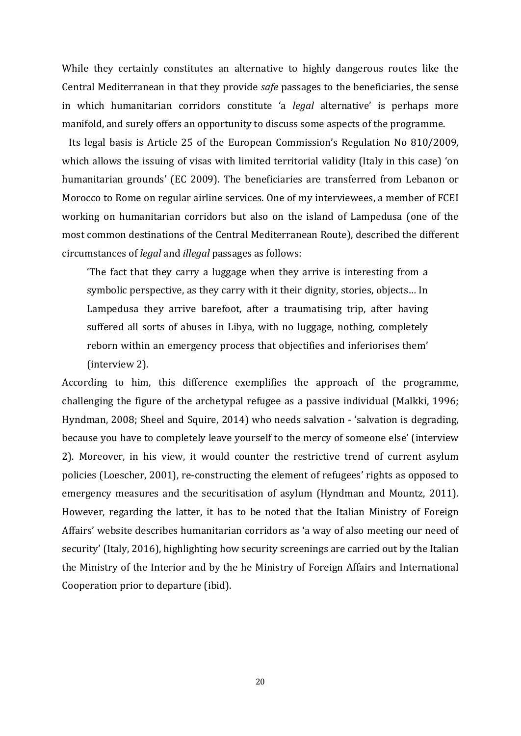While they certainly constitutes an alternative to highly dangerous routes like the Central Mediterranean in that they provide *safe* passages to the beneficiaries, the sense in which humanitarian corridors constitute 'a *legal* alternative' is perhaps more manifold, and surely offers an opportunity to discuss some aspects of the programme.

Its legal basis is Article 25 of the European Commission's Regulation No 810/2009, which allows the issuing of visas with limited territorial validity (Italy in this case) 'on humanitarian grounds' (EC 2009). The beneficiaries are transferred from Lebanon or Morocco to Rome on regular airline services. One of my interviewees, a member of FCEI working on humanitarian corridors but also on the island of Lampedusa (one of the most common destinations of the Central Mediterranean Route), described the different circumstances of *legal* and *illegal* passages as follows:

> 'The fact that they carry a luggage when they arrive is interesting from a symbolic perspective, as they carry with it their dignity, stories, objects… In Lampedusa they arrive barefoot, after a traumatising trip, after having suffered all sorts of abuses in Libya, with no luggage, nothing, completely reborn within an emergency process that objectifies and inferiorises them' (interview 2).

According to him, this difference exemplifies the approach of the programme, challenging the figure of the archetypal refugee as a passive individual (Malkki, 1996; Hyndman, 2008; Sheel and Squire, 2014) who needs salvation - 'salvation is degrading, because you have to completely leave yourself to the mercy of someone else' (interview 2). Moreover, in his view, it would counter the restrictive trend of current asylum policies (Loescher, 2001), re-constructing the element of refugees' rights as opposed to emergency measures and the securitisation of asylum (Hyndman and Mountz, 2011). However, regarding the latter, it has to be noted that the Italian Ministry of Foreign Affairs' website describes humanitarian corridors as 'a way of also meeting our need of security' (Italy, 2016), highlighting how security screenings are carried out by the Italian the Ministry of the Interior and by the he Ministry of Foreign Affairs and International Cooperation prior to departure (ibid).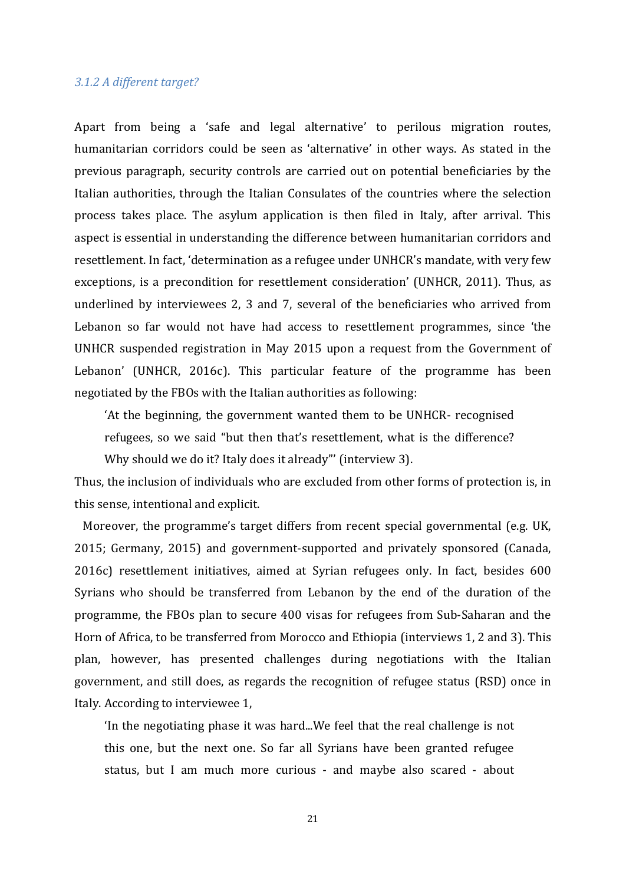### *3.1.2 A different target?*

Apart from being a 'safe and legal alternative' to perilous migration routes, humanitarian corridors could be seen as 'alternative' in other ways. As stated in the previous paragraph, security controls are carried out on potential beneficiaries by the Italian authorities, through the Italian Consulates of the countries where the selection process takes place. The asylum application is then filed in Italy, after arrival. This aspect is essential in understanding the difference between humanitarian corridors and resettlement. In fact, 'determination as a refugee under UNHCR's mandate, with very few exceptions, is a precondition for resettlement consideration' (UNHCR, 2011). Thus, as underlined by interviewees 2, 3 and 7, several of the beneficiaries who arrived from Lebanon so far would not have had access to resettlement programmes, since 'the UNHCR suspended registration in May 2015 upon a request from the Government of Lebanon' (UNHCR, 2016c). This particular feature of the programme has been negotiated by the FBOs with the Italian authorities as following:

> 'At the beginning, the government wanted them to be UNHCR- recognised refugees, so we said "but then that's resettlement, what is the difference? Why should we do it? Italy does it already"' (interview 3).

Thus, the inclusion of individuals who are excluded from other forms of protection is, in this sense, intentional and explicit.

Moreover, the programme's target differs from recent special governmental (e.g. UK, 2015; Germany, 2015) and government-supported and privately sponsored (Canada, 2016c) resettlement initiatives, aimed at Syrian refugees only. In fact, besides 600 Syrians who should be transferred from Lebanon by the end of the duration of the programme, the FBOs plan to secure 400 visas for refugees from Sub-Saharan and the Horn of Africa, to be transferred from Morocco and Ethiopia (interviews 1, 2 and 3). This plan, however, has presented challenges during negotiations with the Italian government, and still does, as regards the recognition of refugee status (RSD) once in Italy. According to interviewee 1,

> 'In the negotiating phase it was hard...We feel that the real challenge is not this one, but the next one. So far all Syrians have been granted refugee status, but I am much more curious - and maybe also scared - about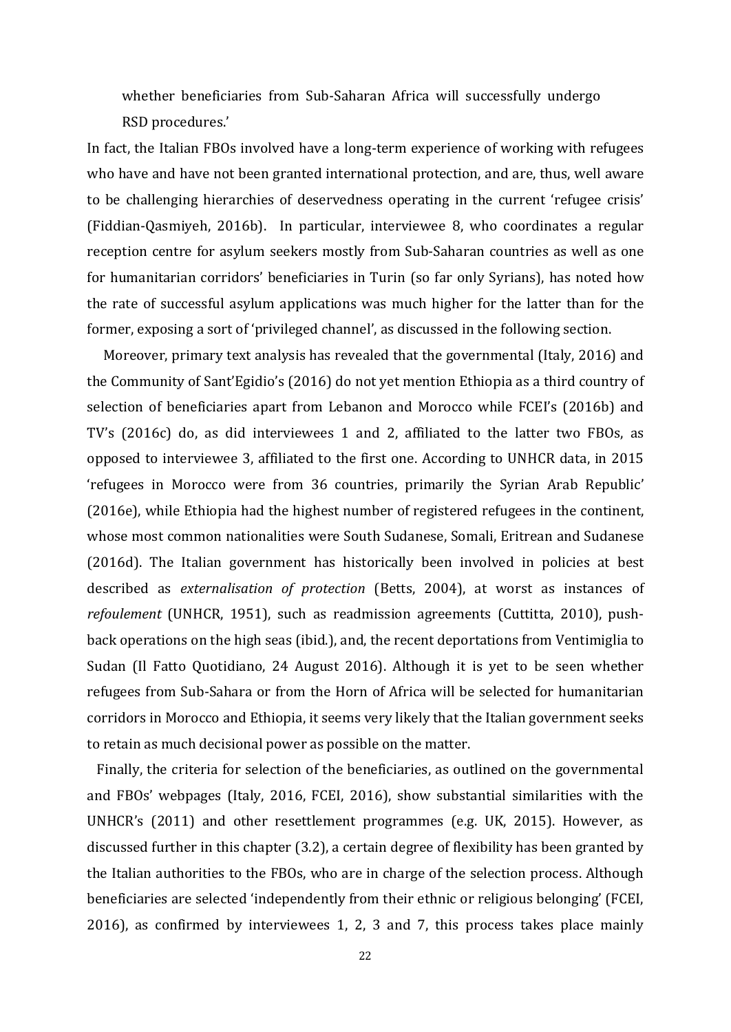> whether beneficiaries from Sub-Saharan Africa will successfully undergo RSD procedures.'

In fact, the Italian FBOs involved have a long-term experience of working with refugees who have and have not been granted international protection, and are, thus, well aware to be challenging hierarchies of deservedness operating in the current 'refugee crisis' (Fiddian-Qasmiyeh, 2016b). In particular, interviewee 8, who coordinates a regular reception centre for asylum seekers mostly from Sub-Saharan countries as well as one for humanitarian corridors' beneficiaries in Turin (so far only Syrians), has noted how the rate of successful asylum applications was much higher for the latter than for the former, exposing a sort of 'privileged channel', as discussed in the following section.

Moreover, primary text analysis has revealed that the governmental (Italy, 2016) and the Community of Sant'Egidio's (2016) do not yet mention Ethiopia as a third country of selection of beneficiaries apart from Lebanon and Morocco while FCEI's (2016b) and TV's (2016c) do, as did interviewees 1 and 2, affiliated to the latter two FBOs, as opposed to interviewee 3, affiliated to the first one. According to UNHCR data, in 2015 'refugees in Morocco were from 36 countries, primarily the Syrian Arab Republic' (2016e), while Ethiopia had the highest number of registered refugees in the continent, whose most common nationalities were South Sudanese, Somali, Eritrean and Sudanese (2016d). The Italian government has historically been involved in policies at best described as *externalisation of protection* (Betts, 2004), at worst as instances of *refoulement* (UNHCR, 1951), such as readmission agreements (Cuttitta, 2010), push-back operations on the high seas (ibid.), and, the recent deportations from Ventimiglia to Sudan (Il Fatto Quotidiano, 24 August 2016). Although it is yet to be seen whether refugees from Sub-Sahara or from the Horn of Africa will be selected for humanitarian corridors in Morocco and Ethiopia, it seems very likely that the Italian government seeks to retain as much decisional power as possible on the matter.

Finally, the criteria for selection of the beneficiaries, as outlined on the governmental and FBOs' webpages (Italy, 2016, FCEI, 2016), show substantial similarities with the UNHCR's (2011) and other resettlement programmes (e.g. UK, 2015). However, as discussed further in this chapter (3.2), a certain degree of flexibility has been granted by the Italian authorities to the FBOs, who are in charge of the selection process. Although beneficiaries are selected 'independently from their ethnic or religious belonging' (FCEI, 2016), as confirmed by interviewees 1, 2, 3 and 7, this process takes place mainly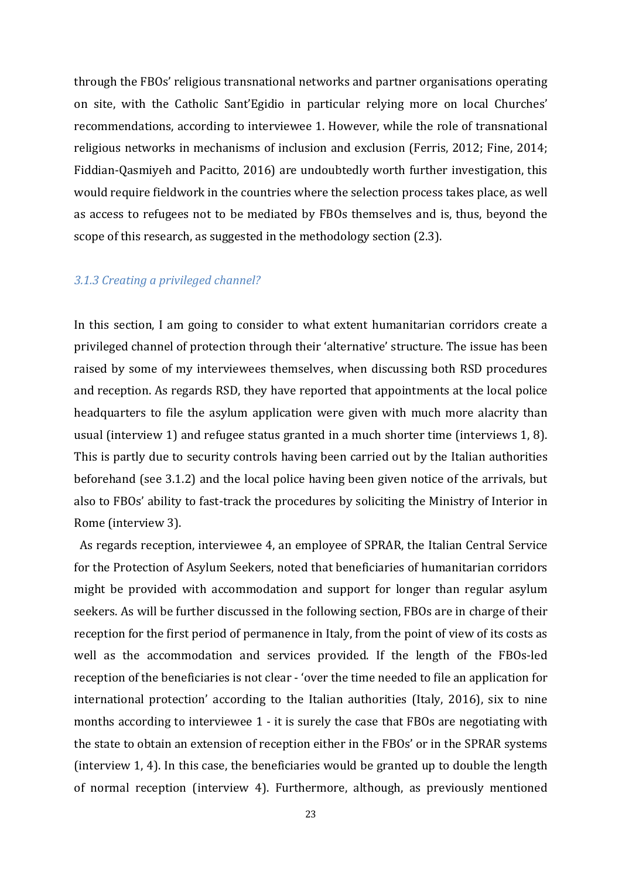through the FBOs' religious transnational networks and partner organisations operating on site, with the Catholic Sant'Egidio in particular relying more on local Churches' recommendations, according to interviewee 1. However, while the role of transnational religious networks in mechanisms of inclusion and exclusion (Ferris, 2012; Fine, 2014; Fiddian-Qasmiyeh and Pacitto, 2016) are undoubtedly worth further investigation, this would require fieldwork in the countries where the selection process takes place, as well as access to refugees not to be mediated by FBOs themselves and is, thus, beyond the scope of this research, as suggested in the methodology section (2.3).

### *3.1.3 Creating a privileged channel?*

In this section, I am going to consider to what extent humanitarian corridors create a privileged channel of protection through their 'alternative' structure. The issue has been raised by some of my interviewees themselves, when discussing both RSD procedures and reception. As regards RSD, they have reported that appointments at the local police headquarters to file the asylum application were given with much more alacrity than usual (interview 1) and refugee status granted in a much shorter time (interviews 1, 8). This is partly due to security controls having been carried out by the Italian authorities beforehand (see 3.1.2) and the local police having been given notice of the arrivals, but also to FBOs' ability to fast-track the procedures by soliciting the Ministry of Interior in Rome (interview 3).

As regards reception, interviewee 4, an employee of SPRAR, the Italian Central Service for the Protection of Asylum Seekers, noted that beneficiaries of humanitarian corridors might be provided with accommodation and support for longer than regular asylum seekers. As will be further discussed in the following section, FBOs are in charge of their reception for the first period of permanence in Italy, from the point of view of its costs as well as the accommodation and services provided. If the length of the FBOs-led reception of the beneficiaries is not clear - 'over the time needed to file an application for international protection' according to the Italian authorities (Italy, 2016), six to nine months according to interviewee 1 - it is surely the case that FBOs are negotiating with the state to obtain an extension of reception either in the FBOs' or in the SPRAR systems (interview 1, 4). In this case, the beneficiaries would be granted up to double the length of normal reception (interview 4). Furthermore, although, as previously mentioned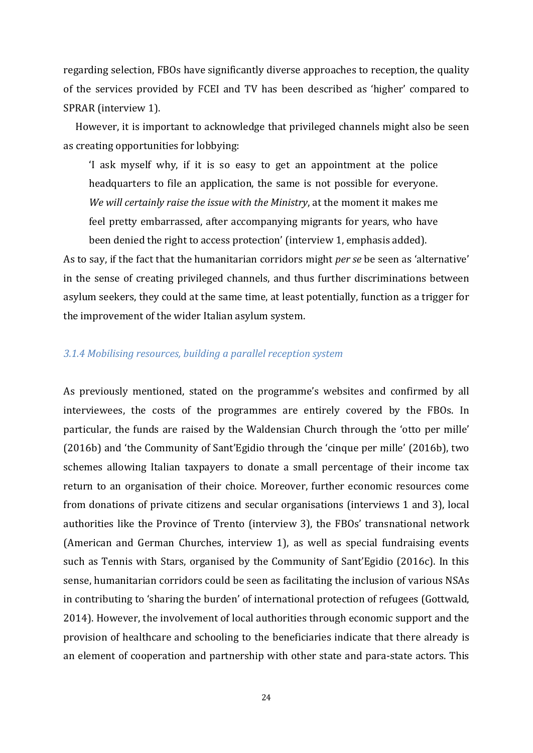regarding selection, FBOs have significantly diverse approaches to reception, the quality of the services provided by FCEI and TV has been described as 'higher' compared to SPRAR (interview 1).

However, it is important to acknowledge that privileged channels might also be seen as creating opportunities for lobbying:

> 'I ask myself why, if it is so easy to get an appointment at the police headquarters to file an application, the same is not possible for everyone. *We will certainly raise the issue with the Ministry*, at the moment it makes me feel pretty embarrassed, after accompanying migrants for years, who have been denied the right to access protection' (interview 1, emphasis added).

As to say, if the fact that the humanitarian corridors might *per se* be seen as 'alternative' in the sense of creating privileged channels, and thus further discriminations between asylum seekers, they could at the same time, at least potentially, function as a trigger for the improvement of the wider Italian asylum system.

### *3.1.4 Mobilising resources, building a parallel reception system*

As previously mentioned, stated on the programme's websites and confirmed by all interviewees, the costs of the programmes are entirely covered by the FBOs. In particular, the funds are raised by the Waldensian Church through the 'otto per mille' (2016b) and 'the Community of Sant'Egidio through the 'cinque per mille' (2016b), two schemes allowing Italian taxpayers to donate a small percentage of their income tax return to an organisation of their choice. Moreover, further economic resources come from donations of private citizens and secular organisations (interviews 1 and 3), local authorities like the Province of Trento (interview 3), the FBOs' transnational network (American and German Churches, interview 1), as well as special fundraising events such as Tennis with Stars, organised by the Community of Sant'Egidio (2016c). In this sense, humanitarian corridors could be seen as facilitating the inclusion of various NSAs in contributing to 'sharing the burden' of international protection of refugees (Gottwald, 2014). However, the involvement of local authorities through economic support and the provision of healthcare and schooling to the beneficiaries indicate that there already is an element of cooperation and partnership with other state and para-state actors. This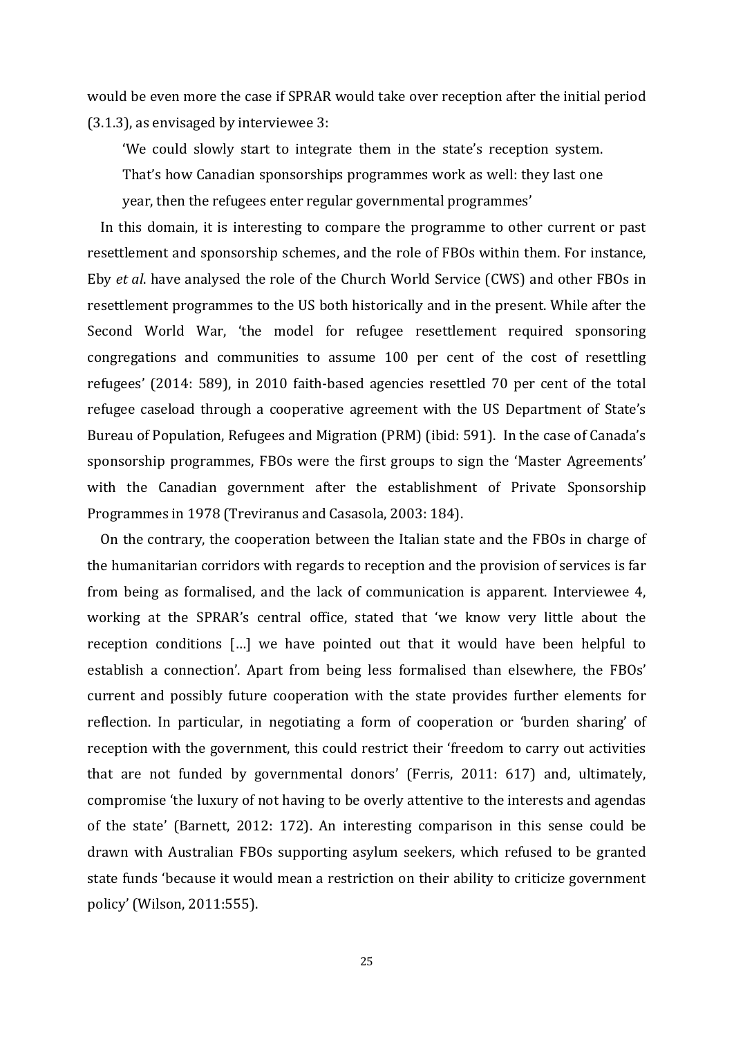would be even more the case if SPRAR would take over reception after the initial period (3.1.3), as envisaged by interviewee 3:

> 'We could slowly start to integrate them in the state's reception system. That's how Canadian sponsorships programmes work as well: they last one year, then the refugees enter regular governmental programmes'

In this domain, it is interesting to compare the programme to other current or past resettlement and sponsorship schemes, and the role of FBOs within them. For instance, Eby *et al*. have analysed the role of the Church World Service (CWS) and other FBOs in resettlement programmes to the US both historically and in the present. While after the Second World War, 'the model for refugee resettlement required sponsoring congregations and communities to assume 100 per cent of the cost of resettling refugees' (2014: 589), in 2010 faith-based agencies resettled 70 per cent of the total refugee caseload through a cooperative agreement with the US Department of State's Bureau of Population, Refugees and Migration (PRM) (ibid: 591). In the case of Canada's sponsorship programmes, FBOs were the first groups to sign the 'Master Agreements' with the Canadian government after the establishment of Private Sponsorship Programmes in 1978 (Treviranus and Casasola, 2003: 184).

On the contrary, the cooperation between the Italian state and the FBOs in charge of the humanitarian corridors with regards to reception and the provision of services is far from being as formalised, and the lack of communication is apparent. Interviewee 4, working at the SPRAR's central office, stated that 'we know very little about the reception conditions […] we have pointed out that it would have been helpful to establish a connection'. Apart from being less formalised than elsewhere, the FBOs' current and possibly future cooperation with the state provides further elements for reflection. In particular, in negotiating a form of cooperation or 'burden sharing' of reception with the government, this could restrict their 'freedom to carry out activities that are not funded by governmental donors' (Ferris, 2011: 617) and, ultimately, compromise 'the luxury of not having to be overly attentive to the interests and agendas of the state' (Barnett, 2012: 172). An interesting comparison in this sense could be drawn with Australian FBOs supporting asylum seekers, which refused to be granted state funds 'because it would mean a restriction on their ability to criticize government policy' (Wilson, 2011:555).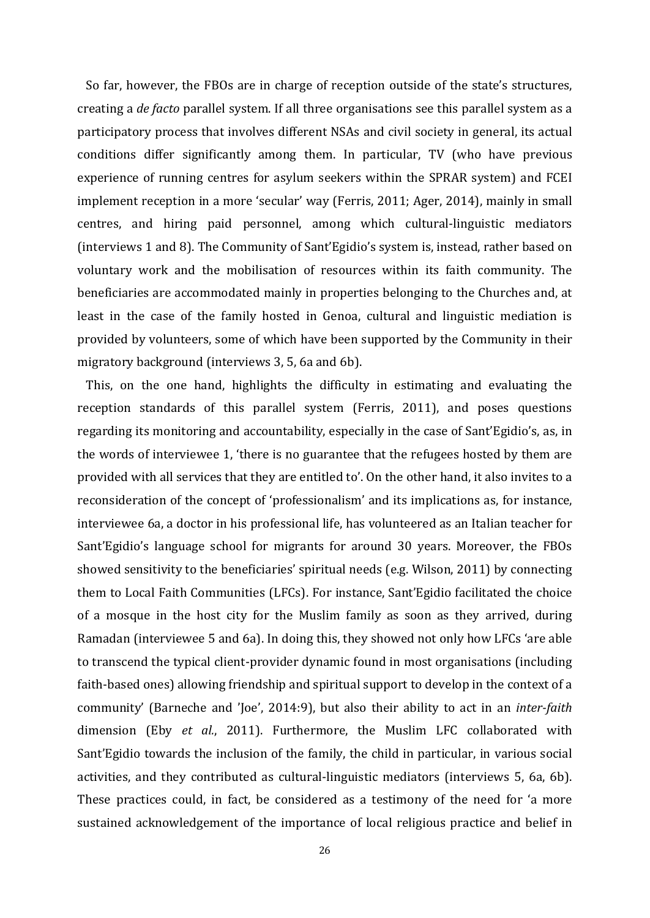So far, however, the FBOs are in charge of reception outside of the state's structures, creating a *de facto* parallel system. If all three organisations see this parallel system as a participatory process that involves different NSAs and civil society in general, its actual conditions differ significantly among them. In particular, TV (who have previous experience of running centres for asylum seekers within the SPRAR system) and FCEI implement reception in a more 'secular' way (Ferris, 2011; Ager, 2014), mainly in small centres, and hiring paid personnel, among which cultural-linguistic mediators (interviews 1 and 8). The Community of Sant'Egidio's system is, instead, rather based on voluntary work and the mobilisation of resources within its faith community. The beneficiaries are accommodated mainly in properties belonging to the Churches and, at least in the case of the family hosted in Genoa, cultural and linguistic mediation is provided by volunteers, some of which have been supported by the Community in their migratory background (interviews 3, 5, 6a and 6b).

This, on the one hand, highlights the difficulty in estimating and evaluating the reception standards of this parallel system (Ferris, 2011), and poses questions regarding its monitoring and accountability, especially in the case of Sant'Egidio's, as, in the words of interviewee 1, 'there is no guarantee that the refugees hosted by them are provided with all services that they are entitled to'. On the other hand, it also invites to a reconsideration of the concept of 'professionalism' and its implications as, for instance, interviewee 6a, a doctor in his professional life, has volunteered as an Italian teacher for Sant'Egidio's language school for migrants for around 30 years. Moreover, the FBOs showed sensitivity to the beneficiaries' spiritual needs (e.g. Wilson, 2011) by connecting them to Local Faith Communities (LFCs). For instance, Sant'Egidio facilitated the choice of a mosque in the host city for the Muslim family as soon as they arrived, during Ramadan (interviewee 5 and 6a). In doing this, they showed not only how LFCs 'are able to transcend the typical client-provider dynamic found in most organisations (including faith-based ones) allowing friendship and spiritual support to develop in the context of a community' (Barneche and 'Joe', 2014:9), but also their ability to act in an *inter-faith* dimension (Eby *et al.*, 2011). Furthermore, the Muslim LFC collaborated with Sant'Egidio towards the inclusion of the family, the child in particular, in various social activities, and they contributed as cultural-linguistic mediators (interviews 5, 6a, 6b). These practices could, in fact, be considered as a testimony of the need for 'a more sustained acknowledgement of the importance of local religious practice and belief in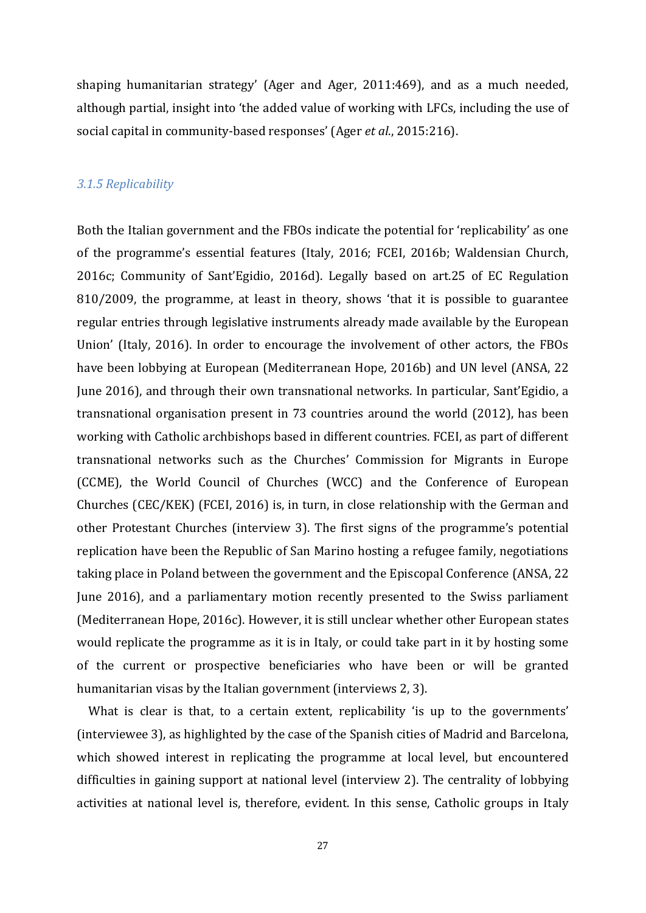shaping humanitarian strategy' (Ager and Ager, 2011:469), and as a much needed, although partial, insight into 'the added value of working with LFCs, including the use of social capital in community-based responses' (Ager *et al.*, 2015:216).

### *3.1.5 Replicability*

Both the Italian government and the FBOs indicate the potential for 'replicability' as one of the programme's essential features (Italy, 2016; FCEI, 2016b; Waldensian Church, 2016c; Community of Sant'Egidio, 2016d). Legally based on art.25 of EC Regulation 810/2009, the programme, at least in theory, shows 'that it is possible to guarantee regular entries through legislative instruments already made available by the European Union' (Italy, 2016). In order to encourage the involvement of other actors, the FBOs have been lobbying at European (Mediterranean Hope, 2016b) and UN level (ANSA, 22 June 2016), and through their own transnational networks. In particular, Sant'Egidio, a transnational organisation present in 73 countries around the world (2012), has been working with Catholic archbishops based in different countries. FCEI, as part of different transnational networks such as the Churches' Commission for Migrants in Europe (CCME), the World Council of Churches (WCC) and the Conference of European Churches (CEC/KEK) (FCEI, 2016) is, in turn, in close relationship with the German and other Protestant Churches (interview 3). The first signs of the programme's potential replication have been the Republic of San Marino hosting a refugee family, negotiations taking place in Poland between the government and the Episcopal Conference (ANSA, 22 June 2016), and a parliamentary motion recently presented to the Swiss parliament (Mediterranean Hope, 2016c). However, it is still unclear whether other European states would replicate the programme as it is in Italy, or could take part in it by hosting some of the current or prospective beneficiaries who have been or will be granted humanitarian visas by the Italian government (interviews 2, 3).

What is clear is that, to a certain extent, replicability 'is up to the governments' (interviewee 3), as highlighted by the case of the Spanish cities of Madrid and Barcelona, which showed interest in replicating the programme at local level, but encountered difficulties in gaining support at national level (interview 2). The centrality of lobbying activities at national level is, therefore, evident. In this sense, Catholic groups in Italy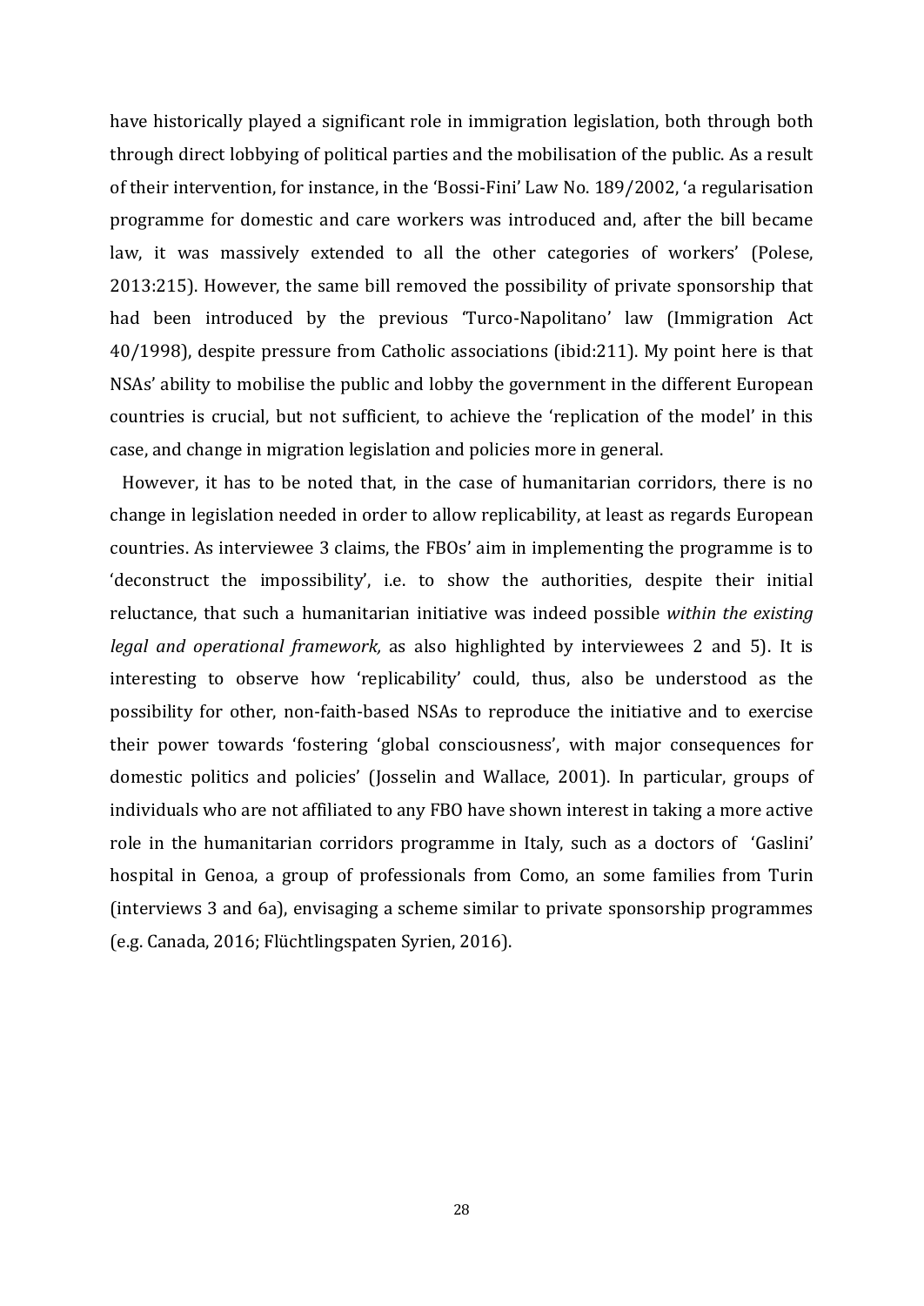have historically played a significant role in immigration legislation, both through both through direct lobbying of political parties and the mobilisation of the public. As a result of their intervention, for instance, in the 'Bossi-Fini' Law No. 189/2002, 'a regularisation programme for domestic and care workers was introduced and, after the bill became law, it was massively extended to all the other categories of workers' (Polese, 2013:215). However, the same bill removed the possibility of private sponsorship that had been introduced by the previous 'Turco-Napolitano' law (Immigration Act 40/1998), despite pressure from Catholic associations (ibid:211). My point here is that NSAs' ability to mobilise the public and lobby the government in the different European countries is crucial, but not sufficient, to achieve the 'replication of the model' in this case, and change in migration legislation and policies more in general.

However, it has to be noted that, in the case of humanitarian corridors, there is no change in legislation needed in order to allow replicability, at least as regards European countries. As interviewee 3 claims, the FBOs' aim in implementing the programme is to 'deconstruct the impossibility', i.e. to show the authorities, despite their initial reluctance, that such a humanitarian initiative was indeed possible *within the existing legal and operational framework,* as also highlighted by interviewees 2 and 5). It is interesting to observe how 'replicability' could, thus, also be understood as the possibility for other, non-faith-based NSAs to reproduce the initiative and to exercise their power towards 'fostering 'global consciousness', with major consequences for domestic politics and policies' (Josselin and Wallace, 2001). In particular, groups of individuals who are not affiliated to any FBO have shown interest in taking a more active role in the humanitarian corridors programme in Italy, such as a doctors of 'Gaslini' hospital in Genoa, a group of professionals from Como, an some families from Turin (interviews 3 and 6a), envisaging a scheme similar to private sponsorship programmes (e.g. Canada, 2016; Flüchtlingspaten Syrien, 2016).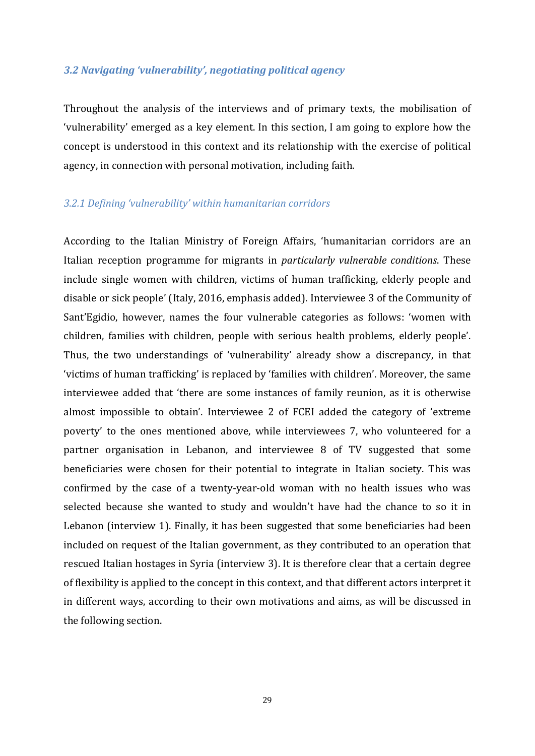### *3.2 Navigating 'vulnerability', negotiating political agency*

Throughout the analysis of the interviews and of primary texts, the mobilisation of 'vulnerability' emerged as a key element. In this section, I am going to explore how the concept is understood in this context and its relationship with the exercise of political agency, in connection with personal motivation, including faith.

#### *3.2.1 Defining 'vulnerability' within humanitarian corridors*

According to the Italian Ministry of Foreign Affairs, 'humanitarian corridors are an Italian reception programme for migrants in *particularly vulnerable conditions*. These include single women with children, victims of human trafficking, elderly people and disable or sick people' (Italy, 2016, emphasis added). Interviewee 3 of the Community of Sant'Egidio, however, names the four vulnerable categories as follows: 'women with children, families with children, people with serious health problems, elderly people'. Thus, the two understandings of 'vulnerability' already show a discrepancy, in that 'victims of human trafficking' is replaced by 'families with children'. Moreover, the same interviewee added that 'there are some instances of family reunion, as it is otherwise almost impossible to obtain'. Interviewee 2 of FCEI added the category of 'extreme poverty' to the ones mentioned above, while interviewees 7, who volunteered for a partner organisation in Lebanon, and interviewee 8 of TV suggested that some beneficiaries were chosen for their potential to integrate in Italian society. This was confirmed by the case of a twenty-year-old woman with no health issues who was selected because she wanted to study and wouldn't have had the chance to so it in Lebanon (interview 1). Finally, it has been suggested that some beneficiaries had been included on request of the Italian government, as they contributed to an operation that rescued Italian hostages in Syria (interview 3). It is therefore clear that a certain degree of flexibility is applied to the concept in this context, and that different actors interpret it in different ways, according to their own motivations and aims, as will be discussed in the following section.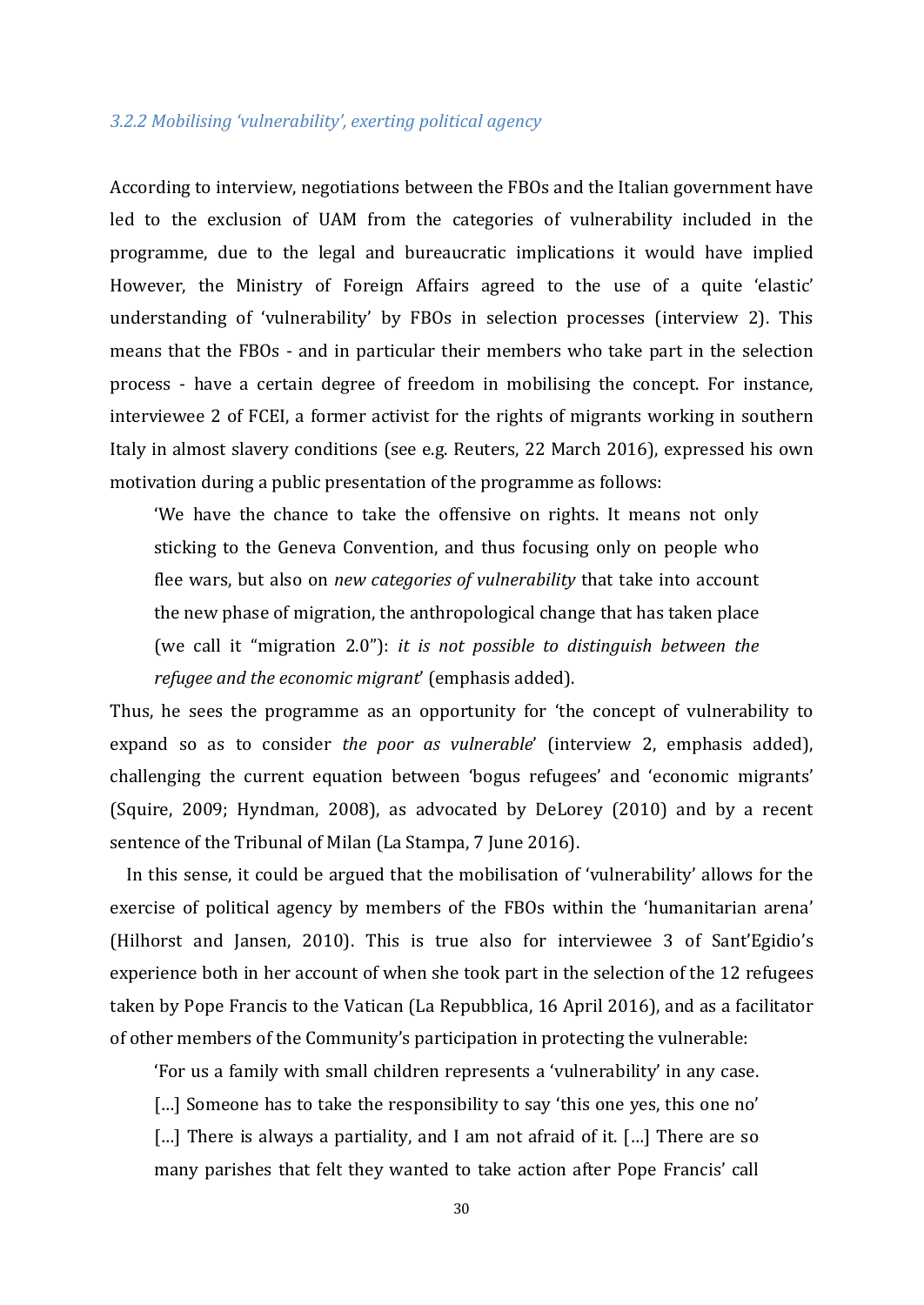### *3.2.2 Mobilising 'vulnerability', exerting political agency*

According to interview, negotiations between the FBOs and the Italian government have led to the exclusion of UAM from the categories of vulnerability included in the programme, due to the legal and bureaucratic implications it would have implied However, the Ministry of Foreign Affairs agreed to the use of a quite 'elastic' understanding of 'vulnerability' by FBOs in selection processes (interview 2). This means that the FBOs - and in particular their members who take part in the selection process - have a certain degree of freedom in mobilising the concept. For instance, interviewee 2 of FCEI, a former activist for the rights of migrants working in southern Italy in almost slavery conditions (see e.g. Reuters, 22 March 2016), expressed his own motivation during a public presentation of the programme as follows:

> 'We have the chance to take the offensive on rights. It means not only sticking to the Geneva Convention, and thus focusing only on people who flee wars, but also on *new categories of vulnerability* that take into account the new phase of migration, the anthropological change that has taken place (we call it "migration 2.0"): *it is not possible to distinguish between the refugee and the economic migrant*' (emphasis added).

Thus, he sees the programme as an opportunity for 'the concept of vulnerability to expand so as to consider *the poor as vulnerable*' (interview 2, emphasis added), challenging the current equation between 'bogus refugees' and 'economic migrants' (Squire, 2009; Hyndman, 2008), as advocated by DeLorey (2010) and by a recent sentence of the Tribunal of Milan (La Stampa, 7 June 2016).

In this sense, it could be argued that the mobilisation of 'vulnerability' allows for the exercise of political agency by members of the FBOs within the 'humanitarian arena' (Hilhorst and Jansen, 2010). This is true also for interviewee 3 of Sant'Egidio's experience both in her account of when she took part in the selection of the 12 refugees taken by Pope Francis to the Vatican (La Repubblica, 16 April 2016), and as a facilitator of other members of the Community's participation in protecting the vulnerable:

> 'For us a family with small children represents a 'vulnerability' in any case. […] Someone has to take the responsibility to say 'this one yes, this one no' […] There is always a partiality, and I am not afraid of it. […] There are so many parishes that felt they wanted to take action after Pope Francis' call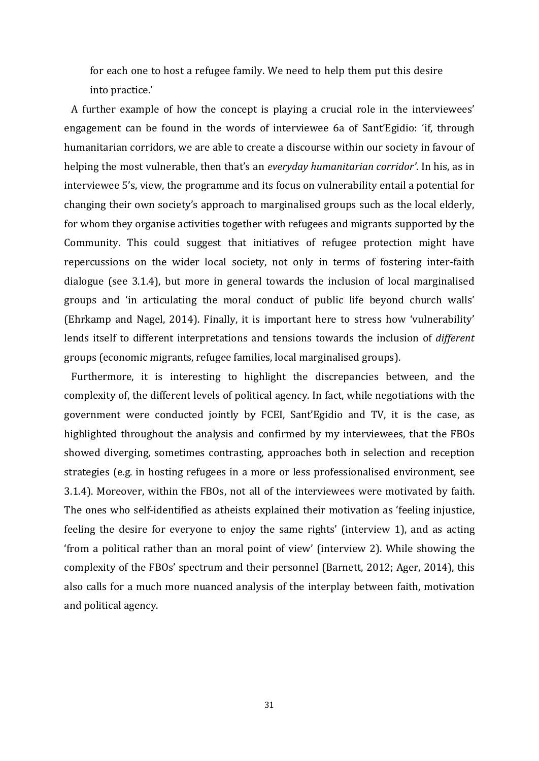for each one to host a refugee family. We need to help them put this desire into practice.'

A further example of how the concept is playing a crucial role in the interviewees' engagement can be found in the words of interviewee 6a of Sant'Egidio: 'if, through humanitarian corridors, we are able to create a discourse within our society in favour of helping the most vulnerable, then that's an *everyday humanitarian corridor'*. In his, as in interviewee 5's, view, the programme and its focus on vulnerability entail a potential for changing their own society's approach to marginalised groups such as the local elderly, for whom they organise activities together with refugees and migrants supported by the Community. This could suggest that initiatives of refugee protection might have repercussions on the wider local society, not only in terms of fostering inter-faith dialogue (see 3.1.4), but more in general towards the inclusion of local marginalised groups and 'in articulating the moral conduct of public life beyond church walls' (Ehrkamp and Nagel, 2014). Finally, it is important here to stress how 'vulnerability' lends itself to different interpretations and tensions towards the inclusion of *different* groups (economic migrants, refugee families, local marginalised groups).

Furthermore, it is interesting to highlight the discrepancies between, and the complexity of, the different levels of political agency. In fact, while negotiations with the government were conducted jointly by FCEI, Sant'Egidio and TV, it is the case, as highlighted throughout the analysis and confirmed by my interviewees, that the FBOs showed diverging, sometimes contrasting, approaches both in selection and reception strategies (e.g. in hosting refugees in a more or less professionalised environment, see 3.1.4). Moreover, within the FBOs, not all of the interviewees were motivated by faith. The ones who self-identified as atheists explained their motivation as 'feeling injustice, feeling the desire for everyone to enjoy the same rights' (interview 1), and as acting 'from a political rather than an moral point of view' (interview 2). While showing the complexity of the FBOs' spectrum and their personnel (Barnett, 2012; Ager, 2014), this also calls for a much more nuanced analysis of the interplay between faith, motivation and political agency.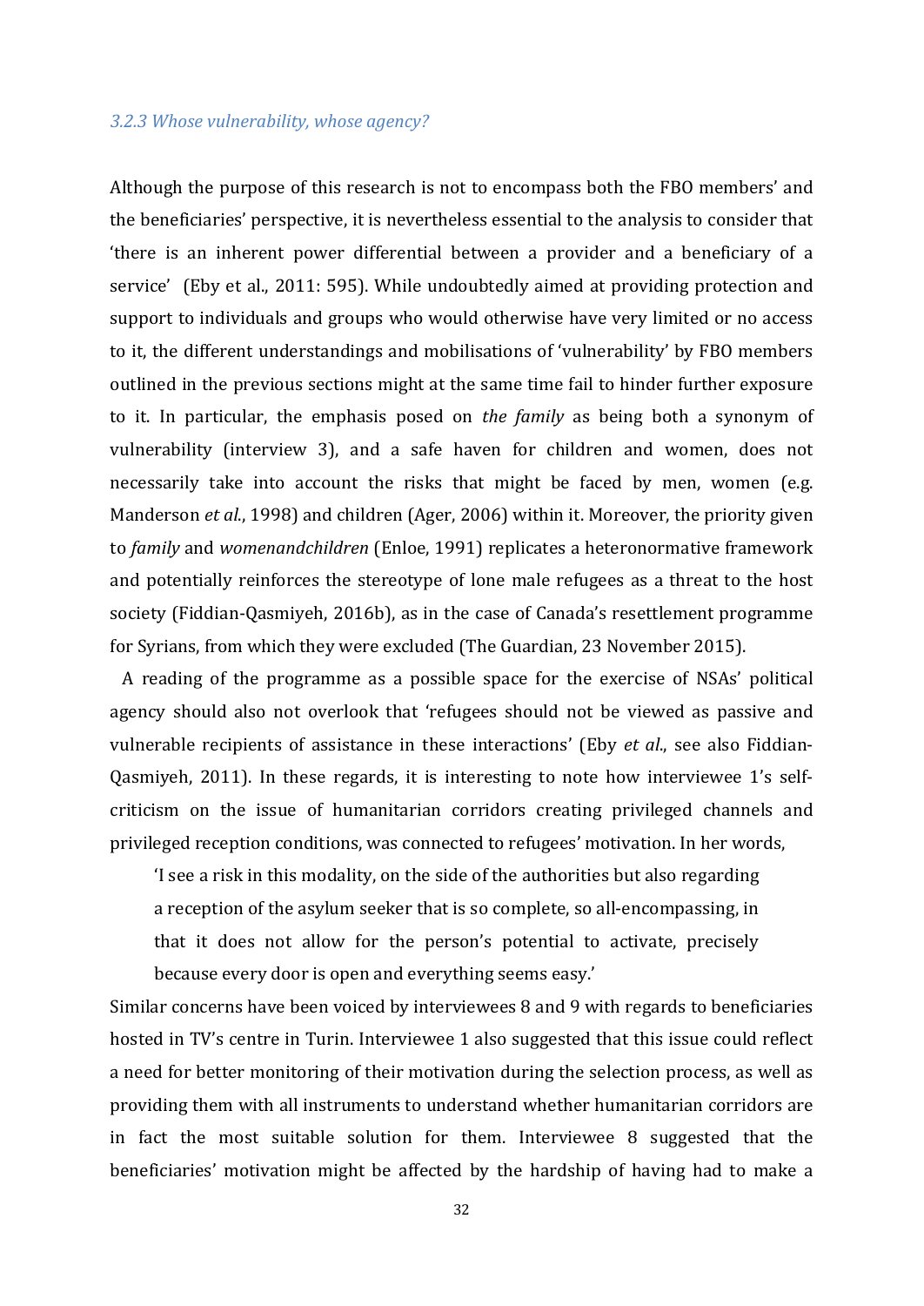### *3.2.3 Whose vulnerability, whose agency?*

Although the purpose of this research is not to encompass both the FBO members' and the beneficiaries' perspective, it is nevertheless essential to the analysis to consider that 'there is an inherent power differential between a provider and a beneficiary of a service' (Eby et al., 2011: 595). While undoubtedly aimed at providing protection and support to individuals and groups who would otherwise have very limited or no access to it, the different understandings and mobilisations of 'vulnerability' by FBO members outlined in the previous sections might at the same time fail to hinder further exposure to it. In particular, the emphasis posed on *the family* as being both a synonym of vulnerability (interview 3), and a safe haven for children and women, does not necessarily take into account the risks that might be faced by men, women (e.g. Manderson *et al*., 1998) and children (Ager, 2006) within it. Moreover, the priority given to *family* and *womenandchildren* (Enloe, 1991) replicates a heteronormative framework and potentially reinforces the stereotype of lone male refugees as a threat to the host society (Fiddian-Qasmiyeh, 2016b), as in the case of Canada's resettlement programme for Syrians, from which they were excluded (The Guardian, 23 November 2015).

A reading of the programme as a possible space for the exercise of NSAs' political agency should also not overlook that 'refugees should not be viewed as passive and vulnerable recipients of assistance in these interactions' (Eby *et al*., see also Fiddian-Qasmiyeh, 2011). In these regards, it is interesting to note how interviewee 1's self-criticism on the issue of humanitarian corridors creating privileged channels and privileged reception conditions, was connected to refugees' motivation. In her words,

> 'I see a risk in this modality, on the side of the authorities but also regarding a reception of the asylum seeker that is so complete, so all-encompassing, in that it does not allow for the person's potential to activate, precisely because every door is open and everything seems easy.'

Similar concerns have been voiced by interviewees 8 and 9 with regards to beneficiaries hosted in TV's centre in Turin. Interviewee 1 also suggested that this issue could reflect a need for better monitoring of their motivation during the selection process, as well as providing them with all instruments to understand whether humanitarian corridors are in fact the most suitable solution for them. Interviewee 8 suggested that the beneficiaries' motivation might be affected by the hardship of having had to make a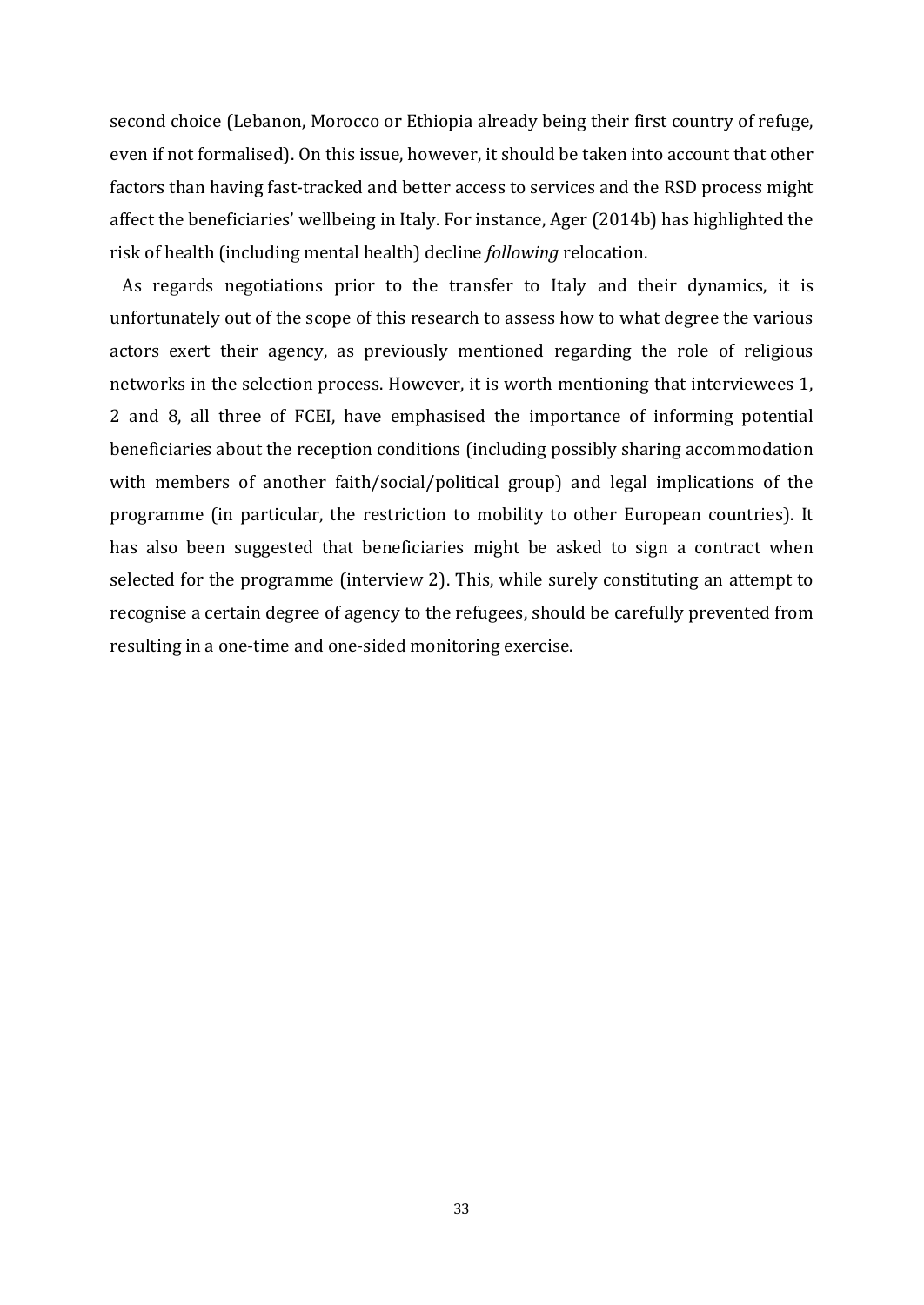second choice (Lebanon, Morocco or Ethiopia already being their first country of refuge, even if not formalised). On this issue, however, it should be taken into account that other factors than having fast-tracked and better access to services and the RSD process might affect the beneficiaries' wellbeing in Italy. For instance, Ager (2014b) has highlighted the risk of health (including mental health) decline *following* relocation.

As regards negotiations prior to the transfer to Italy and their dynamics, it is unfortunately out of the scope of this research to assess how to what degree the various actors exert their agency, as previously mentioned regarding the role of religious networks in the selection process. However, it is worth mentioning that interviewees 1, 2 and 8, all three of FCEI, have emphasised the importance of informing potential beneficiaries about the reception conditions (including possibly sharing accommodation with members of another faith/social/political group) and legal implications of the programme (in particular, the restriction to mobility to other European countries). It has also been suggested that beneficiaries might be asked to sign a contract when selected for the programme (interview 2). This, while surely constituting an attempt to recognise a certain degree of agency to the refugees, should be carefully prevented from resulting in a one-time and one-sided monitoring exercise.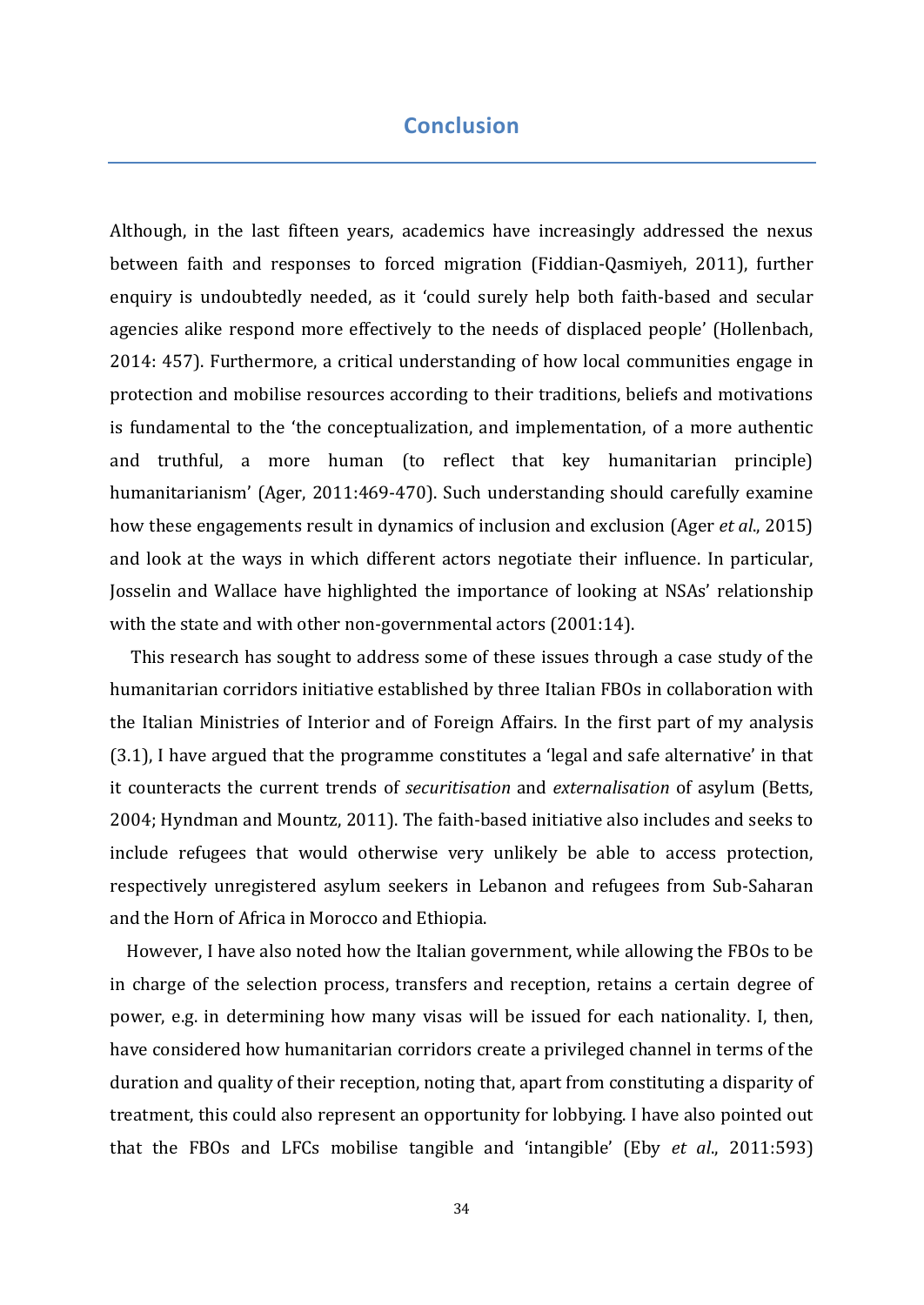# Conclusion

Although, in the last fifteen years, academics have increasingly addressed the nexus between faith and responses to forced migration (Fiddian-Qasmiyeh, 2011), further enquiry is undoubtedly needed, as it 'could surely help both faith-based and secular agencies alike respond more effectively to the needs of displaced people' (Hollenbach, 2014: 457). Furthermore, a critical understanding of how local communities engage in protection and mobilise resources according to their traditions, beliefs and motivations is fundamental to the 'the conceptualization, and implementation, of a more authentic and truthful, a more human (to reflect that key humanitarian principle) humanitarianism' (Ager, 2011:469-470). Such understanding should carefully examine how these engagements result in dynamics of inclusion and exclusion (Ager *et al*., 2015) and look at the ways in which different actors negotiate their influence. In particular, Josselin and Wallace have highlighted the importance of looking at NSAs' relationship with the state and with other non-governmental actors (2001:14).

This research has sought to address some of these issues through a case study of the humanitarian corridors initiative established by three Italian FBOs in collaboration with the Italian Ministries of Interior and of Foreign Affairs. In the first part of my analysis (3.1), I have argued that the programme constitutes a 'legal and safe alternative' in that it counteracts the current trends of *securitisation* and *externalisation* of asylum (Betts, 2004; Hyndman and Mountz, 2011). The faith-based initiative also includes and seeks to include refugees that would otherwise very unlikely be able to access protection, respectively unregistered asylum seekers in Lebanon and refugees from Sub-Saharan and the Horn of Africa in Morocco and Ethiopia.

However, I have also noted how the Italian government, while allowing the FBOs to be in charge of the selection process, transfers and reception, retains a certain degree of power, e.g. in determining how many visas will be issued for each nationality. I, then, have considered how humanitarian corridors create a privileged channel in terms of the duration and quality of their reception, noting that, apart from constituting a disparity of treatment, this could also represent an opportunity for lobbying. I have also pointed out that the FBOs and LFCs mobilise tangible and 'intangible' (Eby *et al*., 2011:593)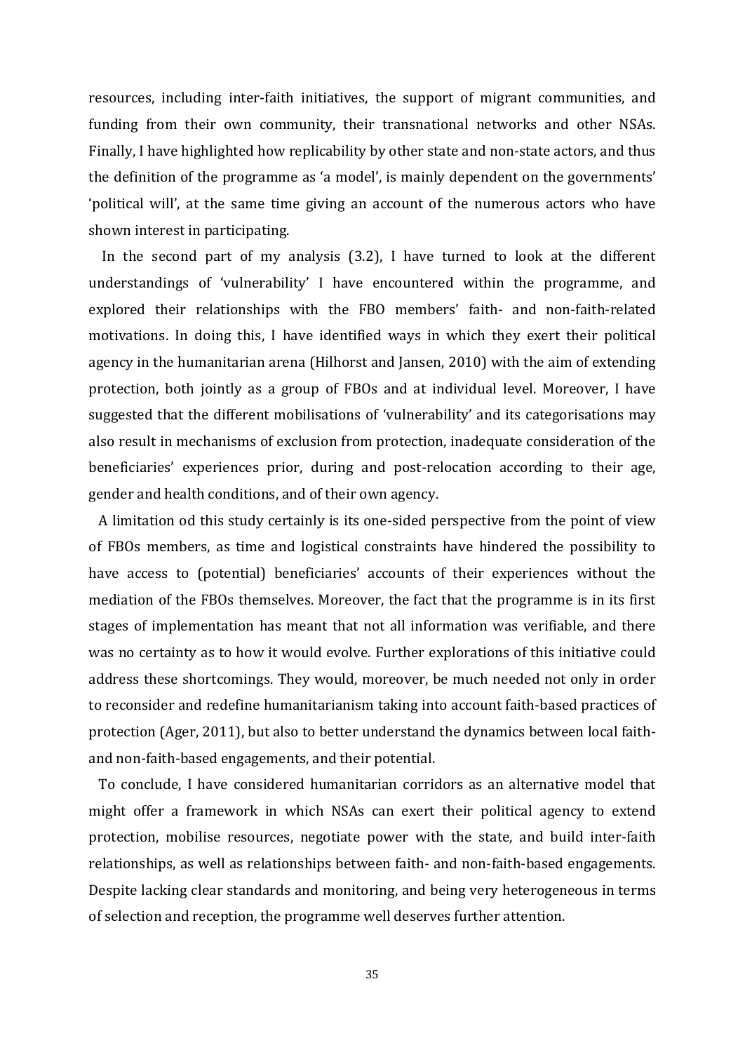resources, including inter-faith initiatives, the support of migrant communities, and funding from their own community, their transnational networks and other NSAs. Finally, I have highlighted how replicability by other state and non-state actors, and thus the definition of the programme as 'a model', is mainly dependent on the governments' 'political will', at the same time giving an account of the numerous actors who have shown interest in participating.

In the second part of my analysis (3.2), I have turned to look at the different understandings of 'vulnerability' I have encountered within the programme, and explored their relationships with the FBO members' faith- and non-faith-related motivations. In doing this, I have identified ways in which they exert their political agency in the humanitarian arena (Hilhorst and Jansen, 2010) with the aim of extending protection, both jointly as a group of FBOs and at individual level. Moreover, I have suggested that the different mobilisations of 'vulnerability' and its categorisations may also result in mechanisms of exclusion from protection, inadequate consideration of the beneficiaries' experiences prior, during and post-relocation according to their age, gender and health conditions, and of their own agency.

A limitation od this study certainly is its one-sided perspective from the point of view of FBOs members, as time and logistical constraints have hindered the possibility to have access to (potential) beneficiaries' accounts of their experiences without the mediation of the FBOs themselves. Moreover, the fact that the programme is in its first stages of implementation has meant that not all information was verifiable, and there was no certainty as to how it would evolve. Further explorations of this initiative could address these shortcomings. They would, moreover, be much needed not only in order to reconsider and redefine humanitarianism taking into account faith-based practices of protection (Ager, 2011), but also to better understand the dynamics between local faith- and non-faith-based engagements, and their potential.

To conclude, I have considered humanitarian corridors as an alternative model that might offer a framework in which NSAs can exert their political agency to extend protection, mobilise resources, negotiate power with the state, and build inter-faith relationships, as well as relationships between faith- and non-faith-based engagements. Despite lacking clear standards and monitoring, and being very heterogeneous in terms of selection and reception, the programme well deserves further attention.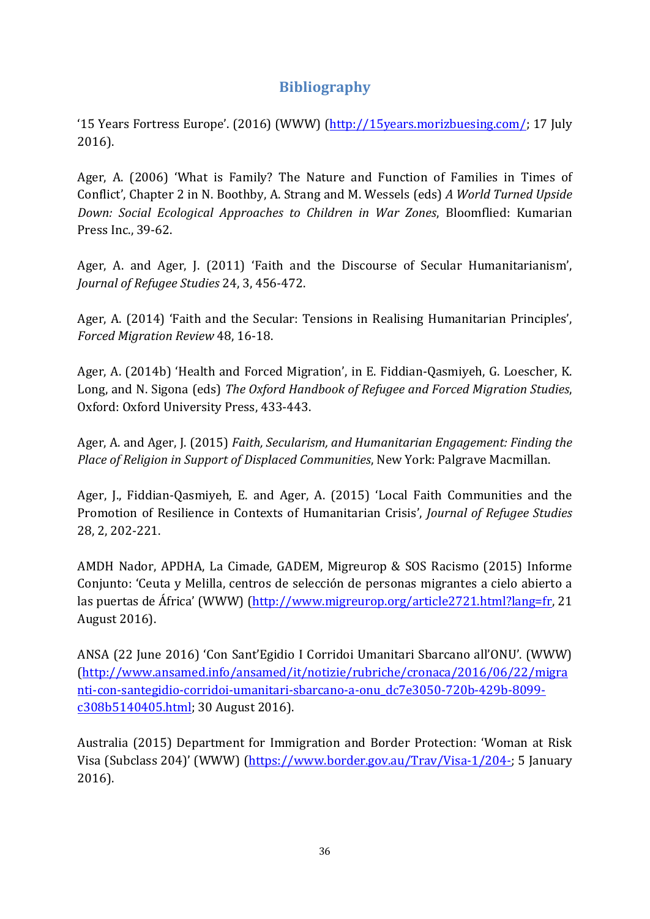## Bibliography

'15 Years Fortress Europe'. (2016) (WWW) (http://15years.morizbuesing.com/; 17 July 2016).

Ager, A. (2006) 'What is Family? The Nature and Function of Families in Times of Conflict', Chapter 2 in N. Boothby, A. Strang and M. Wessels (eds) *A World Turned Upside Down: Social Ecological Approaches to Children in War Zones*, Bloomflied: Kumarian Press Inc., 39-62.

Ager, A. and Ager, J. (2011) 'Faith and the Discourse of Secular Humanitarianism', *Journal of Refugee Studies* 24, 3, 456-472.

Ager, A. (2014) 'Faith and the Secular: Tensions in Realising Humanitarian Principles', *Forced Migration Review* 48, 16-18.

Ager, A. (2014b) 'Health and Forced Migration', in E. Fiddian-Qasmiyeh, G. Loescher, K. Long, and N. Sigona (eds) *The Oxford Handbook of Refugee and Forced Migration Studies*, Oxford: Oxford University Press, 433-443.

Ager, A. and Ager, J. (2015) *Faith, Secularism, and Humanitarian Engagement: Finding the Place of Religion in Support of Displaced Communities*, New York: Palgrave Macmillan.

Ager, J., Fiddian-Qasmiyeh, E. and Ager, A. (2015) 'Local Faith Communities and the Promotion of Resilience in Contexts of Humanitarian Crisis', *Journal of Refugee Studies* 28, 2, 202-221.

AMDH Nador, APDHA, La Cimade, GADEM, Migreurop & SOS Racismo (2015) Informe Conjunto: 'Ceuta y Melilla, centros de selección de personas migrantes a cielo abierto a las puertas de África' (WWW) (http://www.migreurop.org/article2721.html?lang=fr, 21 August 2016).

ANSA (22 June 2016) 'Con Sant'Egidio I Corridoi Umanitari Sbarcano all'ONU'. (WWW) (http://www.ansamed.info/ansamed/it/notizie/rubriche/cronaca/2016/06/22/migranti-con-santegidio-corridoi-umanitari-sbarcano-a-onu_dc7e3050-720b-429b-8099-c308b5140405.html; 30 August 2016).

Australia (2015) Department for Immigration and Border Protection: 'Woman at Risk Visa (Subclass 204)' (WWW) (https://www.border.gov.au/Trav/Visa-1/204-; 5 January 2016).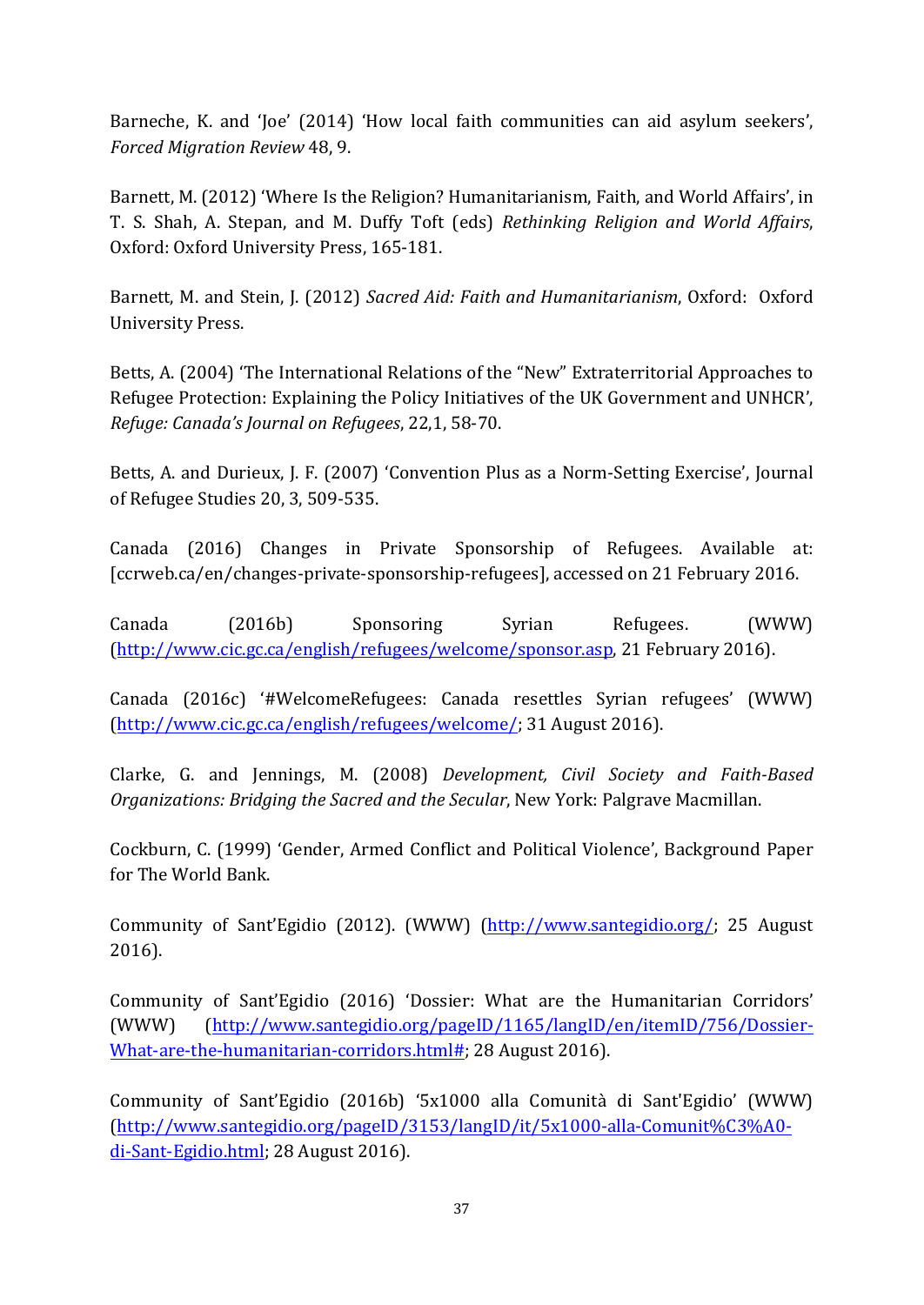Barneche, K. and 'Joe' (2014) 'How local faith communities can aid asylum seekers', *Forced Migration Review* 48, 9.

Barnett, M. (2012) 'Where Is the Religion? Humanitarianism, Faith, and World Affairs', in T. S. Shah, A. Stepan, and M. Duffy Toft (eds) *Rethinking Religion and World Affairs*, Oxford: Oxford University Press, 165-181.

Barnett, M. and Stein, J. (2012) *Sacred Aid: Faith and Humanitarianism*, Oxford: Oxford University Press.

Betts, A. (2004) 'The International Relations of the "New" Extraterritorial Approaches to Refugee Protection: Explaining the Policy Initiatives of the UK Government and UNHCR', *Refuge: Canada's Journal on Refugees*, 22,1, 58-70.

Betts, A. and Durieux, J. F. (2007) 'Convention Plus as a Norm-Setting Exercise', Journal of Refugee Studies 20, 3, 509-535.

Canada (2016) Changes in Private Sponsorship of Refugees. Available at: [ccrweb.ca/en/changes-private-sponsorship-refugees], accessed on 21 February 2016.

Canada (2016b) Sponsoring Syrian Refugees. (WWW) (http://www.cic.gc.ca/english/refugees/welcome/sponsor.asp, 21 February 2016).

Canada (2016c) '#WelcomeRefugees: Canada resettles Syrian refugees' (WWW) (http://www.cic.gc.ca/english/refugees/welcome/; 31 August 2016).

Clarke, G. and Jennings, M. (2008) *Development, Civil Society and Faith-Based Organizations: Bridging the Sacred and the Secular*, New York: Palgrave Macmillan.

Cockburn, C. (1999) 'Gender, Armed Conflict and Political Violence', Background Paper for The World Bank.

Community of Sant'Egidio (2012). (WWW) (http://www.santegidio.org/; 25 August 2016).

Community of Sant'Egidio (2016) 'Dossier: What are the Humanitarian Corridors' (WWW) (http://www.santegidio.org/pageID/1165/langID/en/itemID/756/Dossier-What-are-the-humanitarian-corridors.html#; 28 August 2016).

Community of Sant'Egidio (2016b) '5x1000 alla Comunità di Sant'Egidio' (WWW) (http://www.santegidio.org/pageID/3153/langID/it/5x1000-alla-Comunit%C3%A0-di-Sant-Egidio.html; 28 August 2016).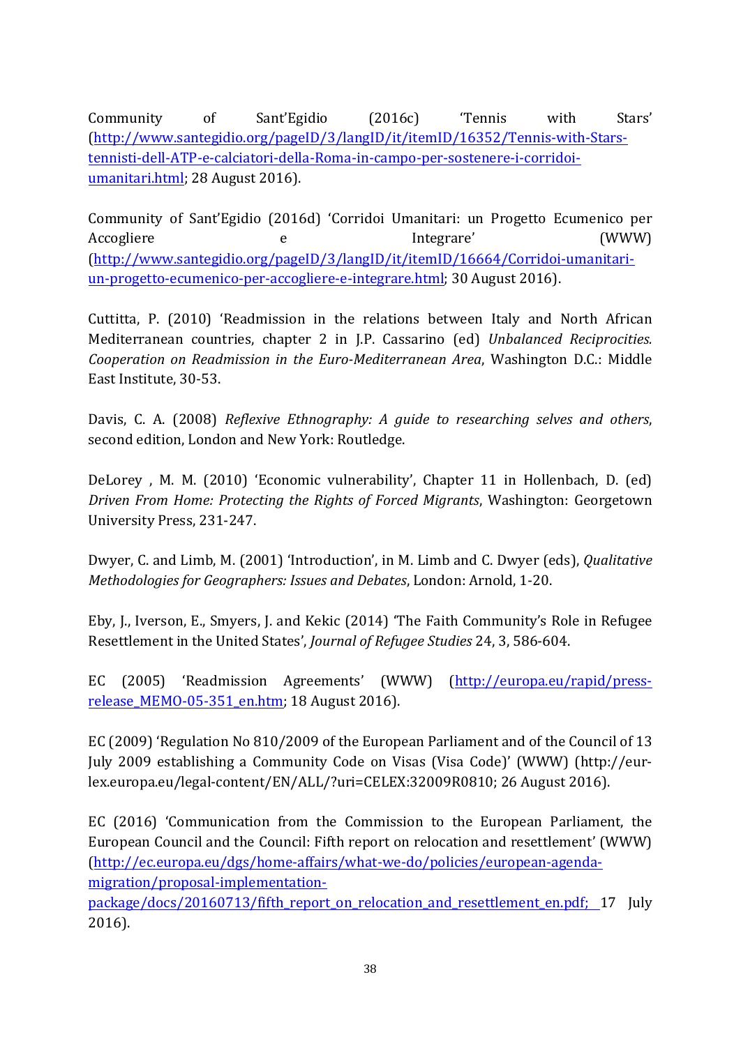Community of Sant'Egidio (2016c) 'Tennis with Stars' (http://www.santegidio.org/pageID/3/langID/it/itemID/16352/Tennis-with-Stars-tennisti-dell-ATP-e-calciatori-della-Roma-in-campo-per-sostenere-i-corridoi-umanitari.html; 28 August 2016).

Community of Sant'Egidio (2016d) 'Corridoi Umanitari: un Progetto Ecumenico per Accogliere e Integrare' (WWW) (http://www.santegidio.org/pageID/3/langID/it/itemID/16664/Corridoi-umanitari-un-progetto-ecumenico-per-accogliere-e-integrare.html; 30 August 2016).

Cuttitta, P. (2010) 'Readmission in the relations between Italy and North African Mediterranean countries, chapter 2 in J.P. Cassarino (ed) *Unbalanced Reciprocities. Cooperation on Readmission in the Euro-Mediterranean Area*, Washington D.C.: Middle East Institute, 30-53.

Davis, C. A. (2008) *Reflexive Ethnography: A guide to researching selves and others*, second edition, London and New York: Routledge.

DeLorey , M. M. (2010) 'Economic vulnerability', Chapter 11 in Hollenbach, D. (ed) *Driven From Home: Protecting the Rights of Forced Migrants*, Washington: Georgetown University Press, 231-247.

Dwyer, C. and Limb, M. (2001) 'Introduction', in M. Limb and C. Dwyer (eds), *Qualitative Methodologies for Geographers: Issues and Debates*, London: Arnold, 1-20.

Eby, J., Iverson, E., Smyers, J. and Kekic (2014) 'The Faith Community's Role in Refugee Resettlement in the United States', *Journal of Refugee Studies* 24, 3, 586-604.

EC (2005) 'Readmission Agreements' (WWW) (http://europa.eu/rapid/press-release_MEMO-05-351_en.htm; 18 August 2016).

EC (2009) 'Regulation No 810/2009 of the European Parliament and of the Council of 13 July 2009 establishing a Community Code on Visas (Visa Code)' (WWW) (http://eur-lex.europa.eu/legal-content/EN/ALL/?uri=CELEX:32009R0810; 26 August 2016).

EC (2016) 'Communication from the Commission to the European Parliament, the European Council and the Council: Fifth report on relocation and resettlement' (WWW) (http://ec.europa.eu/dgs/home-affairs/what-we-do/policies/european-agenda-migration/proposal-implementation-package/docs/20160713/fifth_report_on_relocation_and_resettlement_en.pdf; 17 July 2016).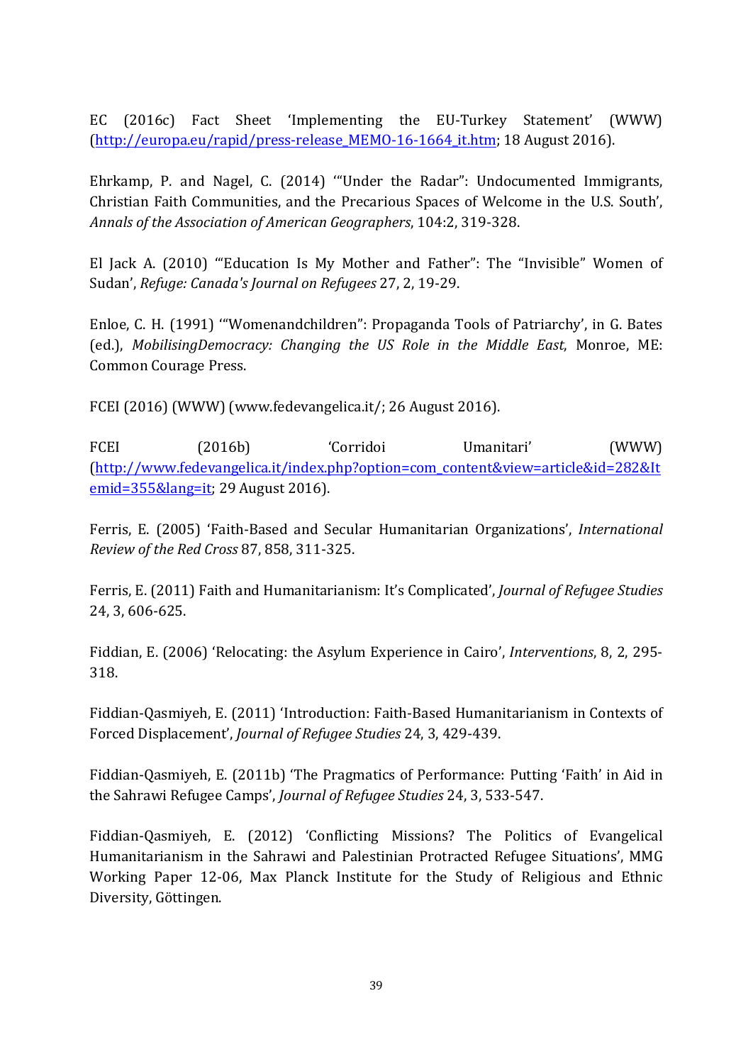EC (2016c) Fact Sheet 'Implementing the EU-Turkey Statement' (WWW) (http://europa.eu/rapid/press-release_MEMO-16-1664_it.htm; 18 August 2016).

Ehrkamp, P. and Nagel, C. (2014) '"Under the Radar": Undocumented Immigrants, Christian Faith Communities, and the Precarious Spaces of Welcome in the U.S. South', *Annals of the Association of American Geographers*, 104:2, 319-328.

El Jack A. (2010) '"Education Is My Mother and Father": The "Invisible" Women of Sudan', *Refuge: Canada's Journal on Refugees* 27, 2, 19-29.

Enloe, C. H. (1991) '"Womenandchildren": Propaganda Tools of Patriarchy', in G. Bates (ed.), *MobilisingDemocracy: Changing the US Role in the Middle East*, Monroe, ME: Common Courage Press.

FCEI (2016) (WWW) (www.fedevangelica.it/; 26 August 2016).

FCEI (2016b) 'Corridoi Umanitari' (WWW) (http://www.fedevangelica.it/index.php?option=com_content&view=article&id=282&Itemid=355&lang=it; 29 August 2016).

Ferris, E. (2005) 'Faith-Based and Secular Humanitarian Organizations', *International Review of the Red Cross* 87, 858, 311-325.

Ferris, E. (2011) Faith and Humanitarianism: It's Complicated', *Journal of Refugee Studies* 24, 3, 606-625.

Fiddian, E. (2006) 'Relocating: the Asylum Experience in Cairo', *Interventions*, 8, 2, 295-318.

Fiddian-Qasmiyeh, E. (2011) 'Introduction: Faith-Based Humanitarianism in Contexts of Forced Displacement', *Journal of Refugee Studies* 24, 3, 429-439.

Fiddian-Qasmiyeh, E. (2011b) 'The Pragmatics of Performance: Putting 'Faith' in Aid in the Sahrawi Refugee Camps', *Journal of Refugee Studies* 24, 3, 533-547.

Fiddian-Qasmiyeh, E. (2012) 'Conflicting Missions? The Politics of Evangelical Humanitarianism in the Sahrawi and Palestinian Protracted Refugee Situations', MMG Working Paper 12-06, Max Planck Institute for the Study of Religious and Ethnic Diversity, Göttingen.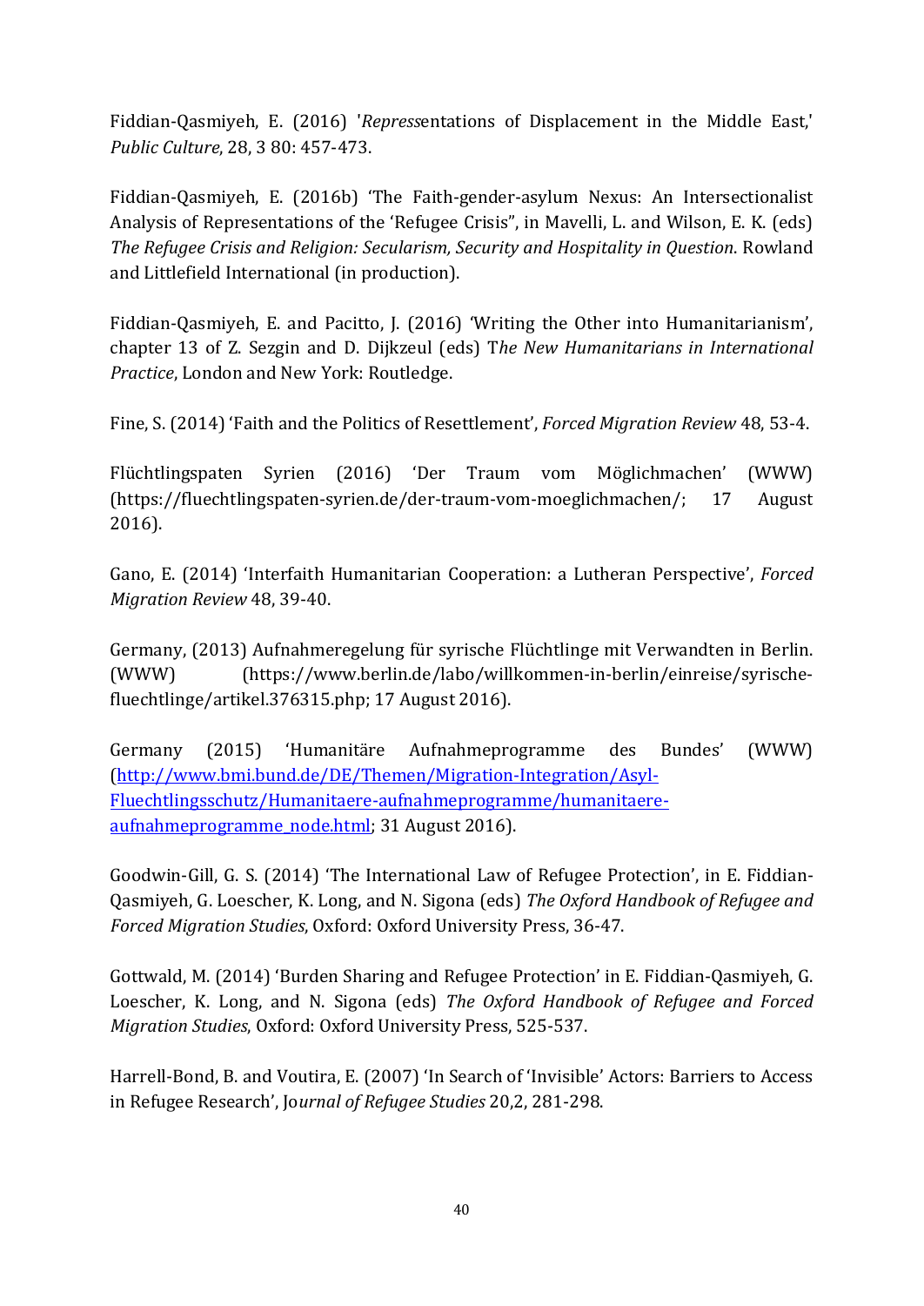Fiddian-Qasmiyeh, E. (2016) '*Repress*entations of Displacement in the Middle East,' *Public Culture*, 28, 3 80: 457-473.

Fiddian-Qasmiyeh, E. (2016b) 'The Faith-gender-asylum Nexus: An Intersectionalist Analysis of Representations of the 'Refugee Crisis'', in Mavelli, L. and Wilson, E. K. (eds) *The Refugee Crisis and Religion: Secularism, Security and Hospitality in Question*. Rowland and Littlefield International (in production).

Fiddian-Qasmiyeh, E. and Pacitto, J. (2016) 'Writing the Other into Humanitarianism', chapter 13 of Z. Sezgin and D. Dijkzeul (eds) T*he New Humanitarians in International Practice*, London and New York: Routledge.

Fine, S. (2014) 'Faith and the Politics of Resettlement', *Forced Migration Review* 48, 53-4.

Flüchtlingspaten Syrien (2016) 'Der Traum vom Möglichmachen' (WWW) (https://fluechtlingspaten-syrien.de/der-traum-vom-moeglichmachen/; 17 August 2016).

Gano, E. (2014) 'Interfaith Humanitarian Cooperation: a Lutheran Perspective', *Forced Migration Review* 48, 39-40.

Germany, (2013) Aufnahmeregelung für syrische Flüchtlinge mit Verwandten in Berlin. (WWW) (https://www.berlin.de/labo/willkommen-in-berlin/einreise/syrische-fluechtlinge/artikel.376315.php; 17 August 2016).

Germany (2015) 'Humanitäre Aufnahmeprogramme des Bundes' (WWW) (http://www.bmi.bund.de/DE/Themen/Migration-Integration/Asyl-Fluechtlingsschutz/Humanitaere-aufnahmeprogramme/humanitaere-aufnahmeprogramme_node.html; 31 August 2016).

Goodwin-Gill, G. S. (2014) 'The International Law of Refugee Protection', in E. Fiddian-Qasmiyeh, G. Loescher, K. Long, and N. Sigona (eds) *The Oxford Handbook of Refugee and Forced Migration Studies*, Oxford: Oxford University Press, 36-47.

Gottwald, M. (2014) 'Burden Sharing and Refugee Protection' in E. Fiddian-Qasmiyeh, G. Loescher, K. Long, and N. Sigona (eds) *The Oxford Handbook of Refugee and Forced Migration Studies*, Oxford: Oxford University Press, 525-537.

Harrell-Bond, B. and Voutira, E. (2007) 'In Search of 'Invisible' Actors: Barriers to Access in Refugee Research', Jo*urnal of Refugee Studies* 20,2, 281-298.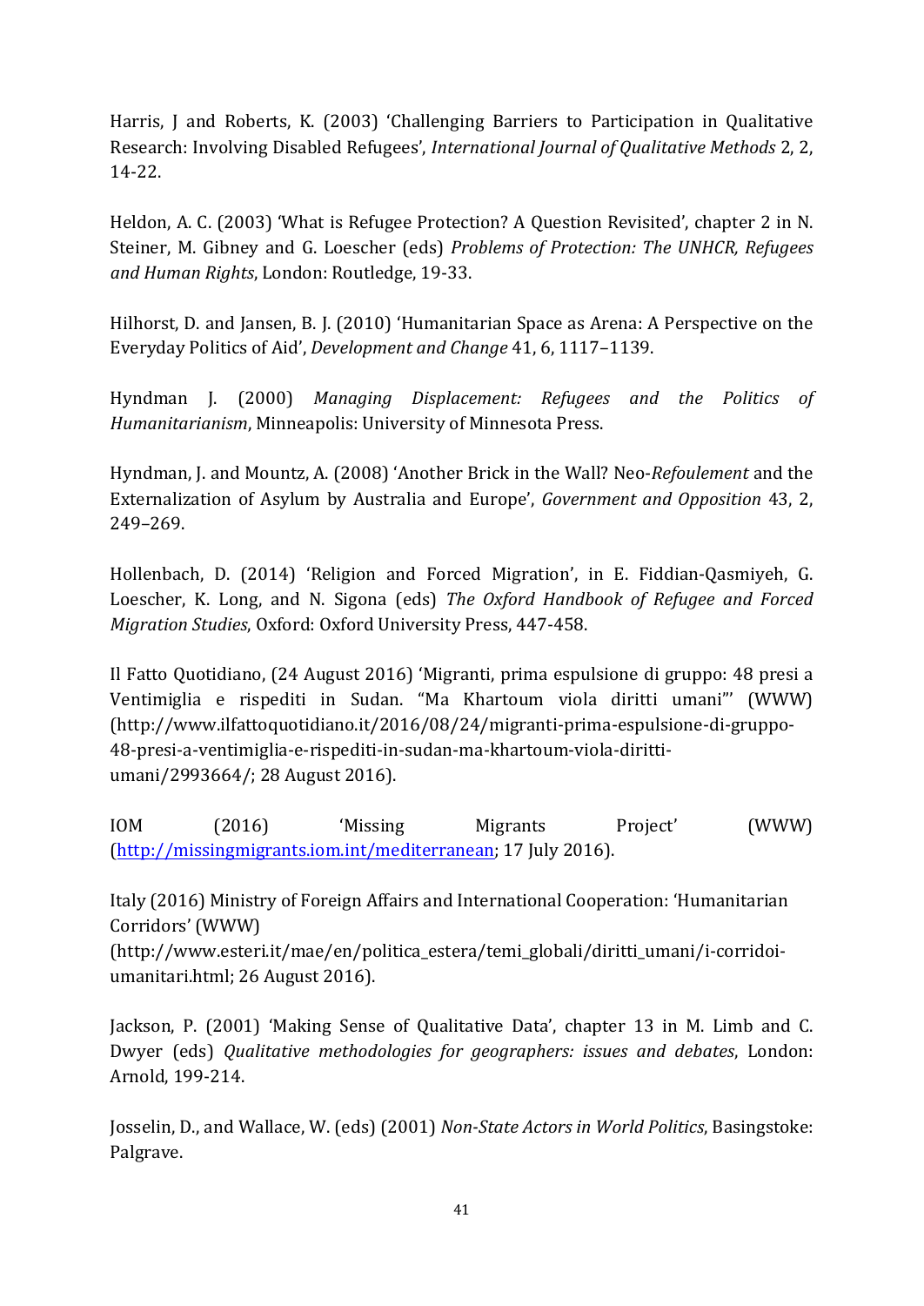Harris, J and Roberts, K. (2003) 'Challenging Barriers to Participation in Qualitative Research: Involving Disabled Refugees', *International Journal of Qualitative Methods* 2, 2, 14-22.

Heldon, A. C. (2003) 'What is Refugee Protection? A Question Revisited', chapter 2 in N. Steiner, M. Gibney and G. Loescher (eds) *Problems of Protection: The UNHCR, Refugees and Human Rights*, London: Routledge, 19-33.

Hilhorst, D. and Jansen, B. J. (2010) 'Humanitarian Space as Arena: A Perspective on the Everyday Politics of Aid', *Development and Change* 41, 6, 1117–1139.

Hyndman J. (2000) *Managing Displacement: Refugees and the Politics of Humanitarianism*, Minneapolis: University of Minnesota Press.

Hyndman, J. and Mountz, A. (2008) 'Another Brick in the Wall? Neo-*Refoulement* and the Externalization of Asylum by Australia and Europe', *Government and Opposition* 43, 2, 249–269.

Hollenbach, D. (2014) 'Religion and Forced Migration', in E. Fiddian-Qasmiyeh, G. Loescher, K. Long, and N. Sigona (eds) *The Oxford Handbook of Refugee and Forced Migration Studies*, Oxford: Oxford University Press, 447-458.

Il Fatto Quotidiano, (24 August 2016) 'Migranti, prima espulsione di gruppo: 48 presi a Ventimiglia e rispediti in Sudan. "Ma Khartoum viola diritti umani"' (WWW) (http://www.ilfattoquotidiano.it/2016/08/24/migranti-prima-espulsione-di-gruppo-48-presi-a-ventimiglia-e-rispediti-in-sudan-ma-khartoum-viola-diritti-umani/2993664/; 28 August 2016).

IOM (2016) 'Missing Migrants Project' (WWW) (http://missingmigrants.iom.int/mediterranean; 17 July 2016).

Italy (2016) Ministry of Foreign Affairs and International Cooperation: 'Humanitarian Corridors' (WWW) (http://www.esteri.it/mae/en/politica_estera/temi_globali/diritti_umani/i-corridoi-umanitari.html; 26 August 2016).

Jackson, P. (2001) 'Making Sense of Qualitative Data', chapter 13 in M. Limb and C. Dwyer (eds) *Qualitative methodologies for geographers: issues and debates*, London: Arnold, 199-214.

Josselin, D., and Wallace, W. (eds) (2001) *Non-State Actors in World Politics*, Basingstoke: Palgrave.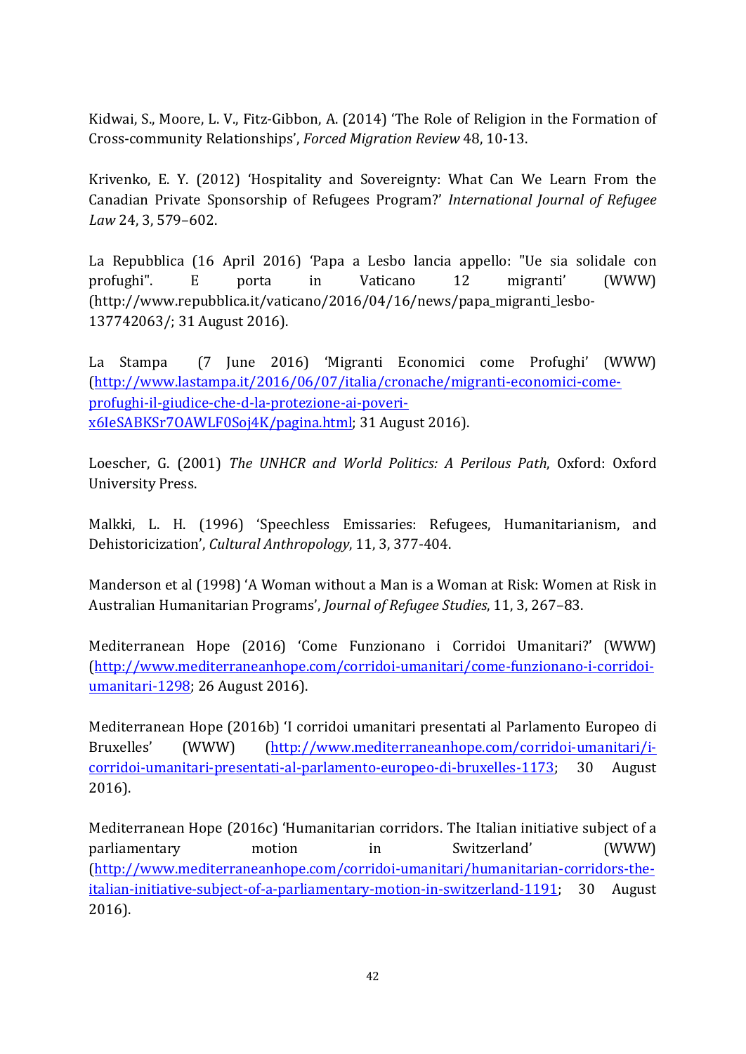Kidwai, S., Moore, L. V., Fitz-Gibbon, A. (2014) 'The Role of Religion in the Formation of Cross-community Relationships', *Forced Migration Review* 48, 10-13.

Krivenko, E. Y. (2012) 'Hospitality and Sovereignty: What Can We Learn From the Canadian Private Sponsorship of Refugees Program?' *International Journal of Refugee Law* 24, 3, 579–602.

La Repubblica (16 April 2016) 'Papa a Lesbo lancia appello: "Ue sia solidale con profughi". E porta in Vaticano 12 migranti' (WWW) (http://www.repubblica.it/vaticano/2016/04/16/news/papa_migranti_lesbo-137742063/; 31 August 2016).

La Stampa (7 June 2016) 'Migranti Economici come Profughi' (WWW) (http://www.lastampa.it/2016/06/07/italia/cronache/migranti-economici-come-profughi-il-giudice-che-d-la-protezione-ai-poveri-x6IeSABKSr7OAWLF0Soj4K/pagina.html; 31 August 2016).

Loescher, G. (2001) *The UNHCR and World Politics: A Perilous Path*, Oxford: Oxford University Press.

Malkki, L. H. (1996) 'Speechless Emissaries: Refugees, Humanitarianism, and Dehistoricization', *Cultural Anthropology*, 11, 3, 377-404.

Manderson et al (1998) 'A Woman without a Man is a Woman at Risk: Women at Risk in Australian Humanitarian Programs', *Journal of Refugee Studies*, 11, 3, 267–83.

Mediterranean Hope (2016) 'Come Funzionano i Corridoi Umanitari?' (WWW) (http://www.mediterraneanhope.com/corridoi-umanitari/come-funzionano-i-corridoi-umanitari-1298; 26 August 2016).

Mediterranean Hope (2016b) 'I corridoi umanitari presentati al Parlamento Europeo di Bruxelles' (WWW) (http://www.mediterraneanhope.com/corridoi-umanitari/i-corridoi-umanitari-presentati-al-parlamento-europeo-di-bruxelles-1173; 30 August 2016).

Mediterranean Hope (2016c) 'Humanitarian corridors. The Italian initiative subject of a parliamentary motion in Switzerland' (WWW) (http://www.mediterraneanhope.com/corridoi-umanitari/humanitarian-corridors-the-italian-initiative-subject-of-a-parliamentary-motion-in-switzerland-1191; 30 August 2016).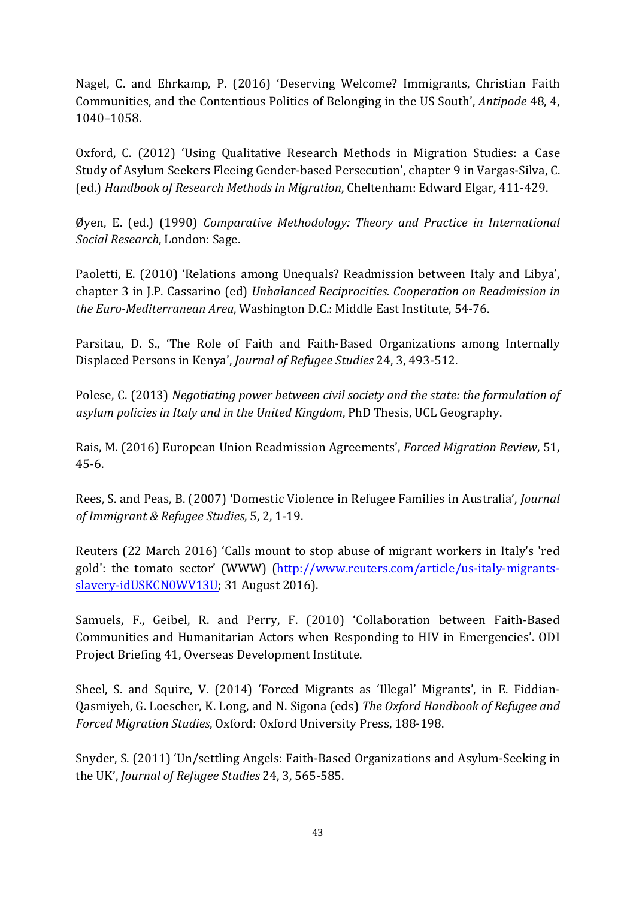Nagel, C. and Ehrkamp, P. (2016) 'Deserving Welcome? Immigrants, Christian Faith Communities, and the Contentious Politics of Belonging in the US South', *Antipode* 48, 4, 1040–1058.

Oxford, C. (2012) 'Using Qualitative Research Methods in Migration Studies: a Case Study of Asylum Seekers Fleeing Gender-based Persecution', chapter 9 in Vargas-Silva, C. (ed.) *Handbook of Research Methods in Migration*, Cheltenham: Edward Elgar, 411-429.

Øyen, E. (ed.) (1990) *Comparative Methodology: Theory and Practice in International Social Research*, London: Sage.

Paoletti, E. (2010) 'Relations among Unequals? Readmission between Italy and Libya', chapter 3 in J.P. Cassarino (ed) *Unbalanced Reciprocities. Cooperation on Readmission in the Euro-Mediterranean Area*, Washington D.C.: Middle East Institute, 54-76.

Parsitau, D. S., 'The Role of Faith and Faith-Based Organizations among Internally Displaced Persons in Kenya', *Journal of Refugee Studies* 24, 3, 493-512.

Polese, C. (2013) *Negotiating power between civil society and the state: the formulation of asylum policies in Italy and in the United Kingdom*, PhD Thesis, UCL Geography.

Rais, M. (2016) European Union Readmission Agreements', *Forced Migration Review*, 51, 45-6.

Rees, S. and Peas, B. (2007) 'Domestic Violence in Refugee Families in Australia', *Journal of Immigrant & Refugee Studies*, 5, 2, 1-19.

Reuters (22 March 2016) 'Calls mount to stop abuse of migrant workers in Italy's 'red gold': the tomato sector' (WWW) (http://www.reuters.com/article/us-italy-migrants-slavery-idUSKCN0WV13U; 31 August 2016).

Samuels, F., Geibel, R. and Perry, F. (2010) 'Collaboration between Faith-Based Communities and Humanitarian Actors when Responding to HIV in Emergencies'. ODI Project Briefing 41, Overseas Development Institute.

Sheel, S. and Squire, V. (2014) 'Forced Migrants as 'Illegal' Migrants', in E. Fiddian-Qasmiyeh, G. Loescher, K. Long, and N. Sigona (eds) *The Oxford Handbook of Refugee and Forced Migration Studies*, Oxford: Oxford University Press, 188-198.

Snyder, S. (2011) 'Un/settling Angels: Faith-Based Organizations and Asylum-Seeking in the UK', *Journal of Refugee Studies* 24, 3, 565-585.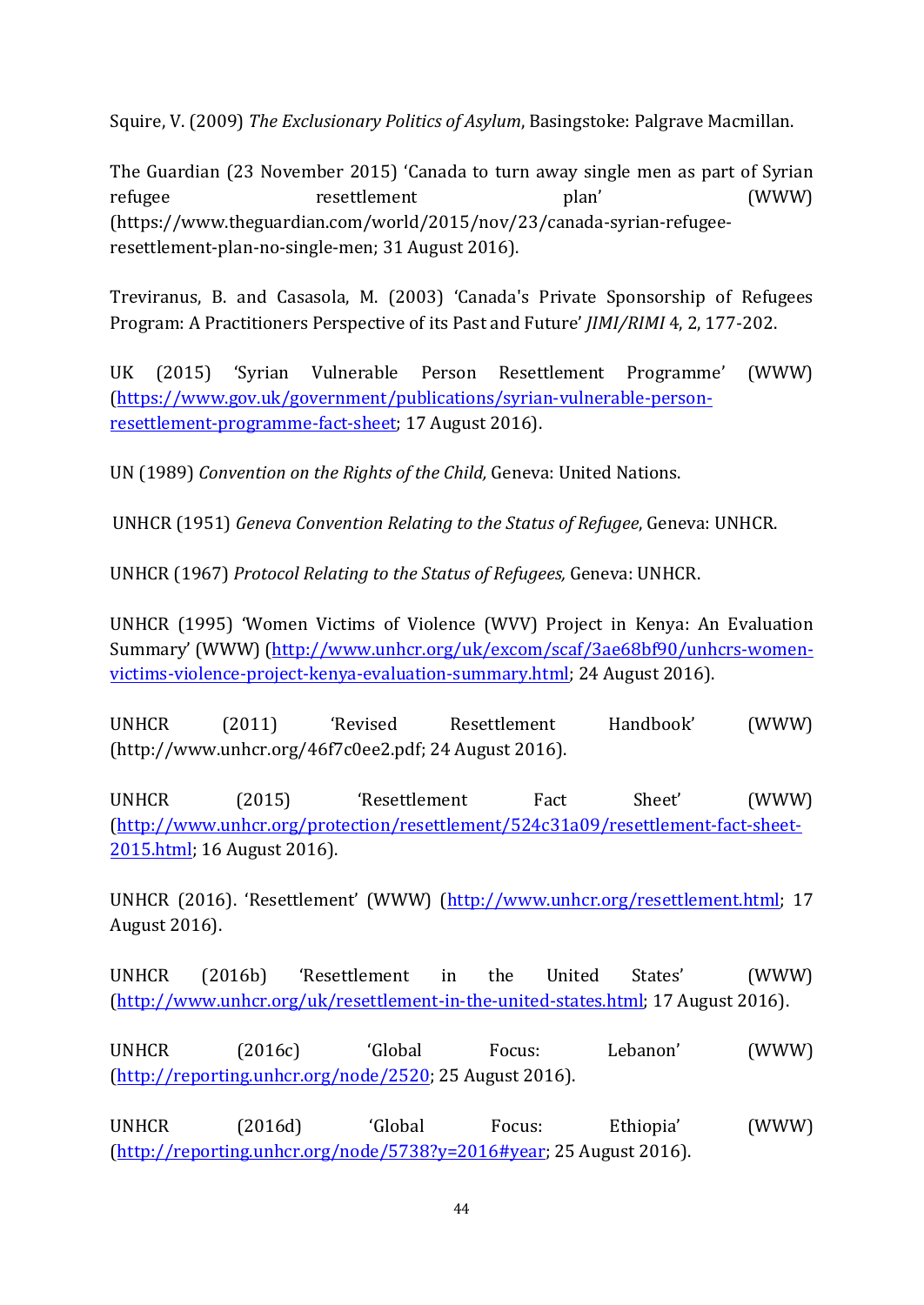Squire, V. (2009) *The Exclusionary Politics of Asylum*, Basingstoke: Palgrave Macmillan.

The Guardian (23 November 2015) 'Canada to turn away single men as part of Syrian refugee resettlement plan' (WWW) (https://www.theguardian.com/world/2015/nov/23/canada-syrian-refugee-resettlement-plan-no-single-men; 31 August 2016).

Treviranus, B. and Casasola, M. (2003) 'Canada's Private Sponsorship of Refugees Program: A Practitioners Perspective of its Past and Future' *JIMI/RIMI* 4, 2, 177-202.

UK (2015) 'Syrian Vulnerable Person Resettlement Programme' (WWW) (https://www.gov.uk/government/publications/syrian-vulnerable-person-resettlement-programme-fact-sheet; 17 August 2016).

UN (1989) *Convention on the Rights of the Child,* Geneva: United Nations.

UNHCR (1951) *Geneva Convention Relating to the Status of Refugee*, Geneva: UNHCR.

UNHCR (1967) *Protocol Relating to the Status of Refugees,* Geneva: UNHCR.

UNHCR (1995) 'Women Victims of Violence (WVV) Project in Kenya: An Evaluation Summary' (WWW) (http://www.unhcr.org/uk/excom/scaf/3ae68bf90/unhcrs-women-victims-violence-project-kenya-evaluation-summary.html; 24 August 2016).

UNHCR (2011) 'Revised Resettlement Handbook' (WWW) (http://www.unhcr.org/46f7c0ee2.pdf; 24 August 2016).

UNHCR (2015) 'Resettlement Fact Sheet' (WWW) (http://www.unhcr.org/protection/resettlement/524c31a09/resettlement-fact-sheet-2015.html; 16 August 2016).

UNHCR (2016). 'Resettlement' (WWW) (http://www.unhcr.org/resettlement.html; 17 August 2016).

UNHCR (2016b) 'Resettlement in the United States' (WWW) (http://www.unhcr.org/uk/resettlement-in-the-united-states.html; 17 August 2016).

UNHCR (2016c) 'Global Focus: Lebanon' (WWW) (http://reporting.unhcr.org/node/2520; 25 August 2016).

UNHCR (2016d) 'Global Focus: Ethiopia' (WWW) (http://reporting.unhcr.org/node/5738?y=2016#year; 25 August 2016).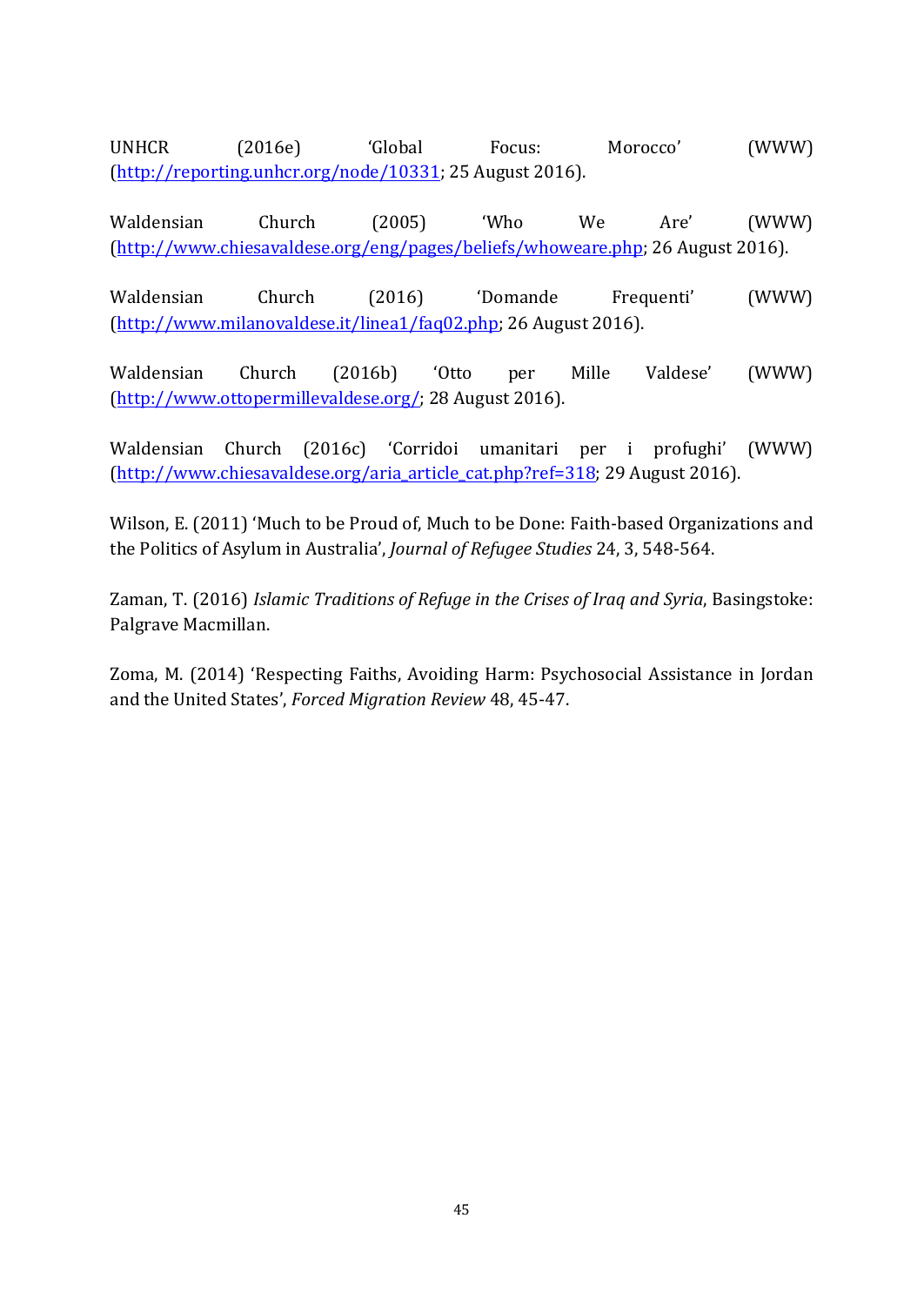UNHCR (2016e) 'Global Focus: Morocco' (WWW) (http://reporting.unhcr.org/node/10331; 25 August 2016).

Waldensian Church (2005) 'Who We Are' (WWW) (http://www.chiesavaldese.org/eng/pages/beliefs/whoweare.php; 26 August 2016).

Waldensian Church (2016) 'Domande Frequenti' (WWW) (http://www.milanovaldese.it/linea1/faq02.php; 26 August 2016).

Waldensian Church (2016b) 'Otto per Mille Valdese' (WWW) (http://www.ottopermillevaldese.org/; 28 August 2016).

Waldensian Church (2016c) 'Corridoi umanitari per i profughi' (WWW) (http://www.chiesavaldese.org/aria_article_cat.php?ref=318; 29 August 2016).

Wilson, E. (2011) 'Much to be Proud of, Much to be Done: Faith-based Organizations and the Politics of Asylum in Australia', *Journal of Refugee Studies* 24, 3, 548-564.

Zaman, T. (2016) *Islamic Traditions of Refuge in the Crises of Iraq and Syria*, Basingstoke: Palgrave Macmillan.

Zoma, M. (2014) 'Respecting Faiths, Avoiding Harm: Psychosocial Assistance in Jordan and the United States', *Forced Migration Review* 48, 45-47.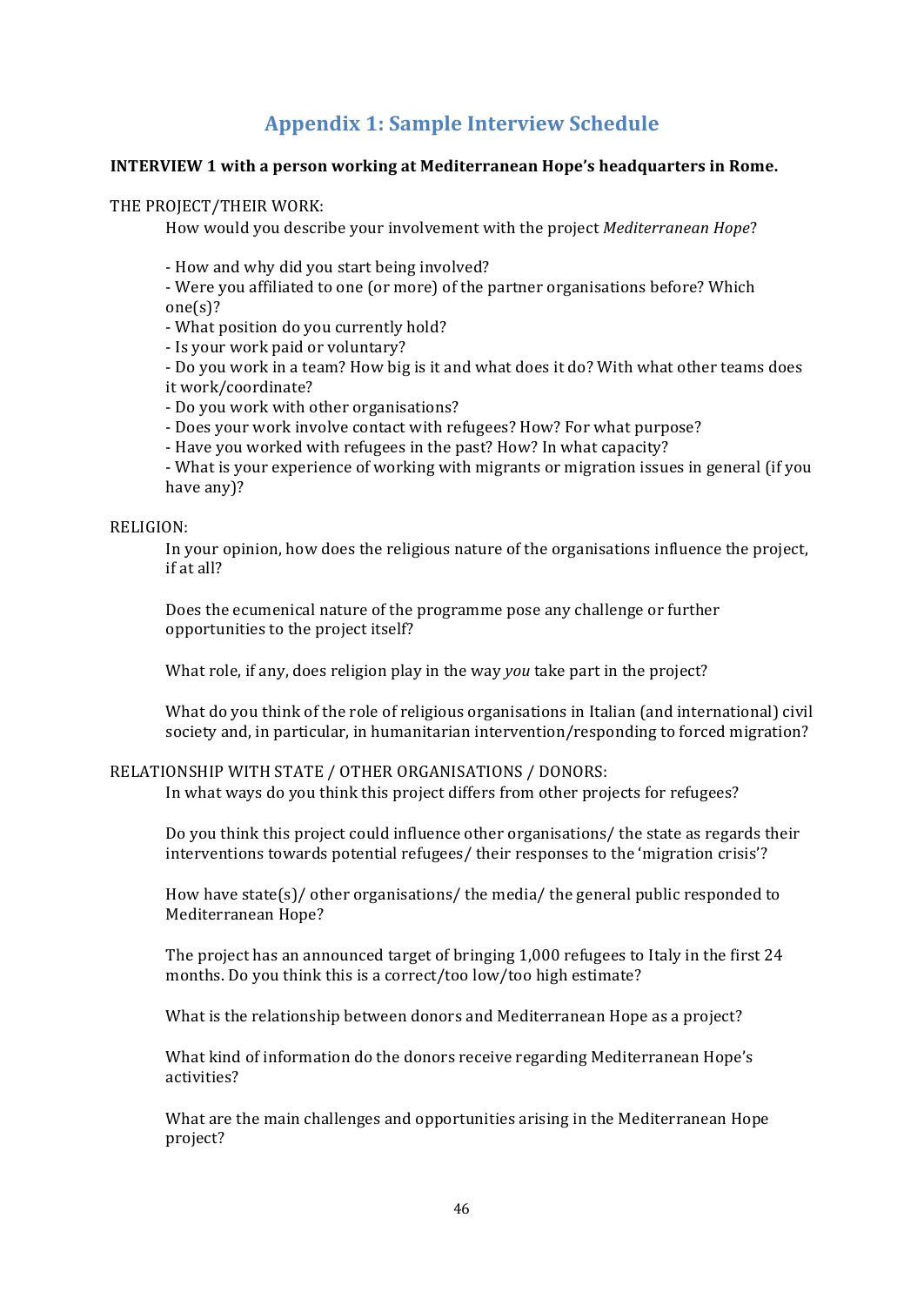# Appendix 1: Sample Interview Schedule

**INTERVIEW 1 with a person working at Mediterranean Hope's headquarters in Rome.**

THE PROJECT/THEIR WORK:

How would you describe your involvement with the project *Mediterranean Hope*?

- How and why did you start being involved?
- Were you affiliated to one (or more) of the partner organisations before? Which one(s)?
- What position do you currently hold?
- Is your work paid or voluntary?
- Do you work in a team? How big is it and what does it do? With what other teams does it work/coordinate?
- Do you work with other organisations?
- Does your work involve contact with refugees? How? For what purpose?
- Have you worked with refugees in the past? How? In what capacity?
- What is your experience of working with migrants or migration issues in general (if you have any)?

RELIGION:

In your opinion, how does the religious nature of the organisations influence the project, if at all?

Does the ecumenical nature of the programme pose any challenge or further opportunities to the project itself?

What role, if any, does religion play in the way *you* take part in the project?

What do you think of the role of religious organisations in Italian (and international) civil society and, in particular, in humanitarian intervention/responding to forced migration?

RELATIONSHIP WITH STATE / OTHER ORGANISATIONS / DONORS:

In what ways do you think this project differs from other projects for refugees?

Do you think this project could influence other organisations/ the state as regards their interventions towards potential refugees/ their responses to the 'migration crisis'?

How have state(s)/ other organisations/ the media/ the general public responded to Mediterranean Hope?

The project has an announced target of bringing 1,000 refugees to Italy in the first 24 months. Do you think this is a correct/too low/too high estimate?

What is the relationship between donors and Mediterranean Hope as a project?

What kind of information do the donors receive regarding Mediterranean Hope's activities?

What are the main challenges and opportunities arising in the Mediterranean Hope project?